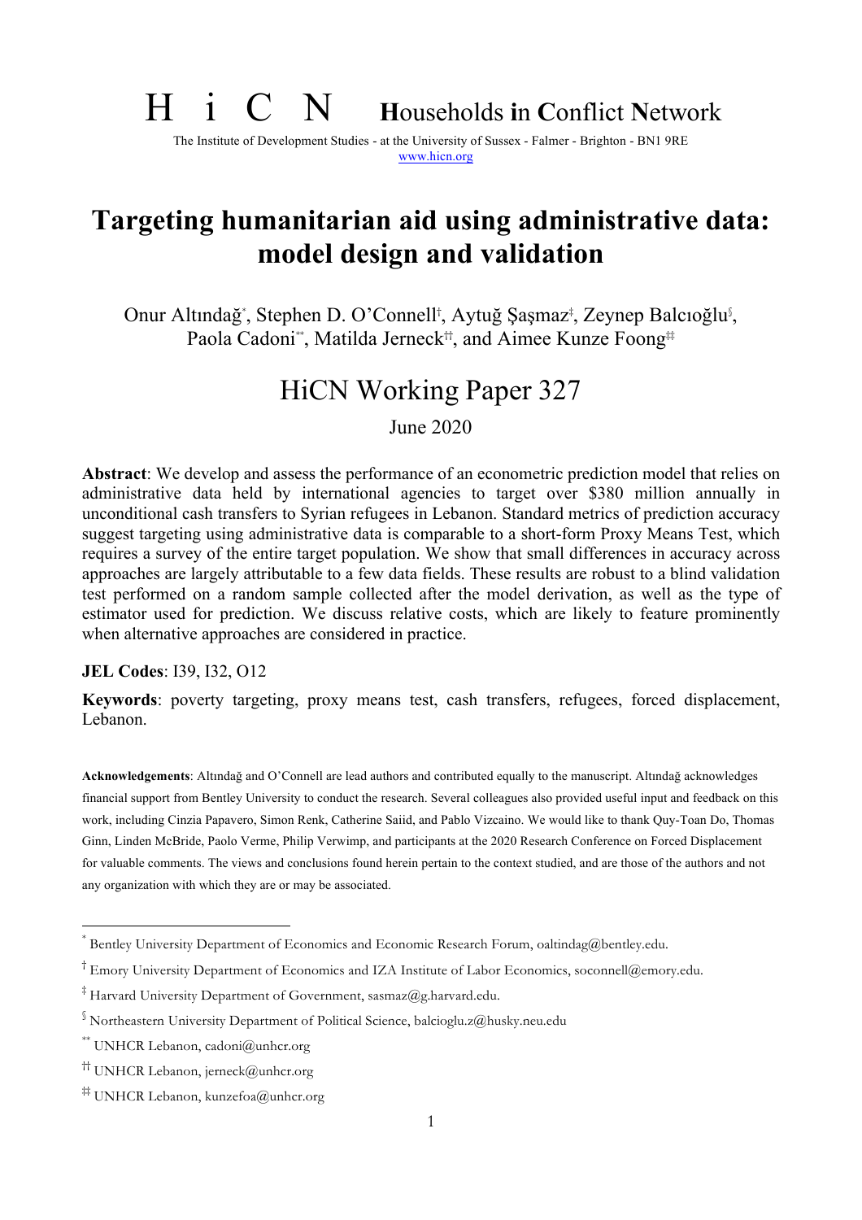H i C N **H**ouseholds **i**n **C**onflict **N**etwork

The Institute of Development Studies - at the University of Sussex - Falmer - Brighton - BN1 9RE
www.hicn.org

# Targeting humanitarian aid using administrative data: model design and validation

Onur Altındağ[*], Stephen D. O'Connell[†], Aytuğ Şaşmaz[‡], Zeynep Balcıoğlu[§], Paola Cadoni[**], Matilda Jerneck[††], and Aimee Kunze Foong[‡‡]

## HiCN Working Paper 327

June 2020

**Abstract**: We develop and assess the performance of an econometric prediction model that relies on administrative data held by international agencies to target over $380 million annually in unconditional cash transfers to Syrian refugees in Lebanon. Standard metrics of prediction accuracy suggest targeting using administrative data is comparable to a short-form Proxy Means Test, which requires a survey of the entire target population. We show that small differences in accuracy across approaches are largely attributable to a few data fields. These results are robust to a blind validation test performed on a random sample collected after the model derivation, as well as the type of estimator used for prediction. We discuss relative costs, which are likely to feature prominently when alternative approaches are considered in practice.

**JEL Codes**: I39, I32, O12

**Keywords**: poverty targeting, proxy means test, cash transfers, refugees, forced displacement, Lebanon.

**Acknowledgements**: Altındağ and O'Connell are lead authors and contributed equally to the manuscript. Altındağ acknowledges financial support from Bentley University to conduct the research. Several colleagues also provided useful input and feedback on this work, including Cinzia Papavero, Simon Renk, Catherine Saiid, and Pablo Vizcaino. We would like to thank Quy-Toan Do, Thomas Ginn, Linden McBride, Paolo Verme, Philip Verwimp, and participants at the 2020 Research Conference on Forced Displacement for valuable comments. The views and conclusions found herein pertain to the context studied, and are those of the authors and not any organization with which they are or may be associated.

[*] Bentley University Department of Economics and Economic Research Forum, oaltindag@bentley.edu.

[†] Emory University Department of Economics and IZA Institute of Labor Economics, soconnell@emory.edu.

[‡] Harvard University Department of Government, sasmaz@g.harvard.edu.

[§] Northeastern University Department of Political Science, balcioglu.z@husky.neu.edu

[**] UNHCR Lebanon, cadoni@unhcr.org

[††] UNHCR Lebanon, jerneck@unhcr.org

[‡‡] UNHCR Lebanon, kunzefoa@unhcr.org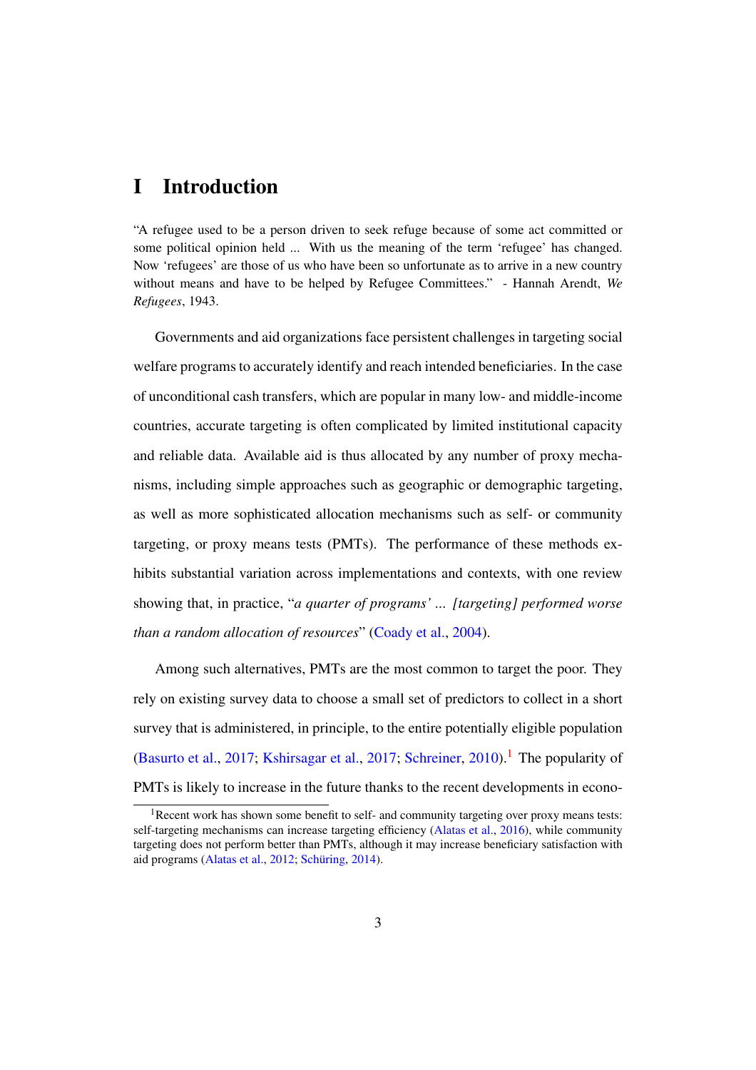# I Introduction

"A refugee used to be a person driven to seek refuge because of some act committed or some political opinion held ... With us the meaning of the term 'refugee' has changed. Now 'refugees' are those of us who have been so unfortunate as to arrive in a new country without means and have to be helped by Refugee Committees." - Hannah Arendt, *We Refugees*, 1943.

Governments and aid organizations face persistent challenges in targeting social welfare programs to accurately identify and reach intended beneficiaries. In the case of unconditional cash transfers, which are popular in many low- and middle-income countries, accurate targeting is often complicated by limited institutional capacity and reliable data. Available aid is thus allocated by any number of proxy mechanisms, including simple approaches such as geographic or demographic targeting, as well as more sophisticated allocation mechanisms such as self- or community targeting, or proxy means tests (PMTs). The performance of these methods exhibits substantial variation across implementations and contexts, with one review showing that, in practice, "*a quarter of programs' ... [targeting] performed worse than a random allocation of resources*" (Coady et al., 2004).

Among such alternatives, PMTs are the most common to target the poor. They rely on existing survey data to choose a small set of predictors to collect in a short survey that is administered, in principle, to the entire potentially eligible population (Basurto et al., 2017; Kshirsagar et al., 2017; Schreiner, 2010).[1] The popularity of PMTs is likely to increase in the future thanks to the recent developments in econo-

[1] Recent work has shown some benefit to self- and community targeting over proxy means tests: self-targeting mechanisms can increase targeting efficiency (Alatas et al., 2016), while community targeting does not perform better than PMTs, although it may increase beneficiary satisfaction with aid programs (Alatas et al., 2012; Schüring, 2014).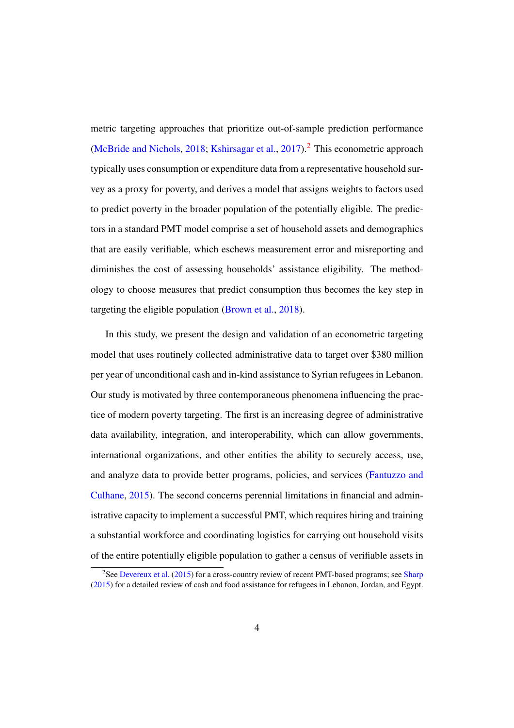metric targeting approaches that prioritize out-of-sample prediction performance (McBride and Nichols, 2018; Kshirsagar et al., 2017).[2] This econometric approach typically uses consumption or expenditure data from a representative household survey as a proxy for poverty, and derives a model that assigns weights to factors used to predict poverty in the broader population of the potentially eligible. The predictors in a standard PMT model comprise a set of household assets and demographics that are easily verifiable, which eschews measurement error and misreporting and diminishes the cost of assessing households' assistance eligibility. The methodology to choose measures that predict consumption thus becomes the key step in targeting the eligible population (Brown et al., 2018).

In this study, we present the design and validation of an econometric targeting model that uses routinely collected administrative data to target over \$380 million per year of unconditional cash and in-kind assistance to Syrian refugees in Lebanon. Our study is motivated by three contemporaneous phenomena influencing the practice of modern poverty targeting. The first is an increasing degree of administrative data availability, integration, and interoperability, which can allow governments, international organizations, and other entities the ability to securely access, use, and analyze data to provide better programs, policies, and services (Fantuzzo and Culhane, 2015). The second concerns perennial limitations in financial and administrative capacity to implement a successful PMT, which requires hiring and training a substantial workforce and coordinating logistics for carrying out household visits of the entire potentially eligible population to gather a census of verifiable assets in

[2] See Devereux et al. (2015) for a cross-country review of recent PMT-based programs; see Sharp (2015) for a detailed review of cash and food assistance for refugees in Lebanon, Jordan, and Egypt.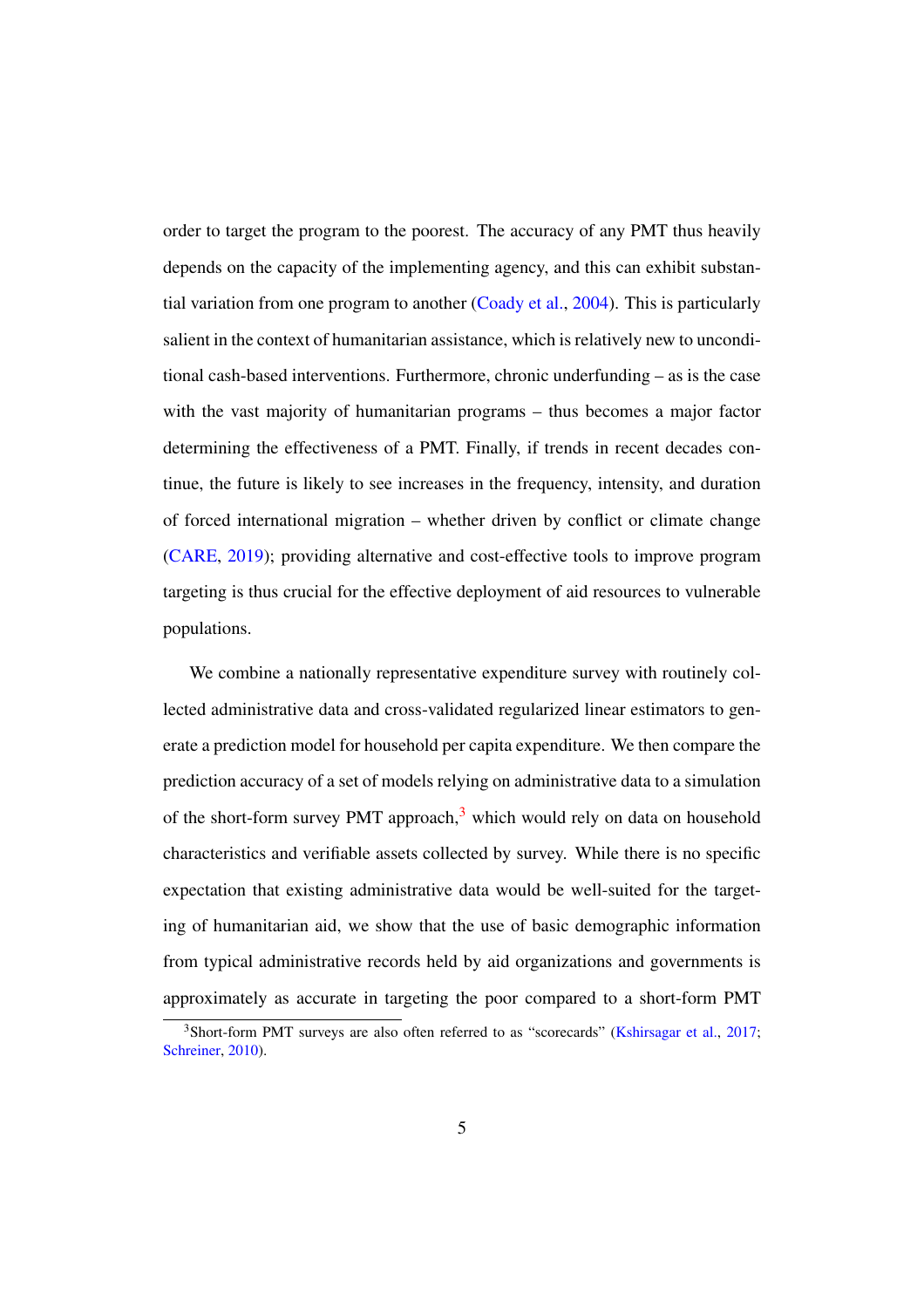order to target the program to the poorest. The accuracy of any PMT thus heavily depends on the capacity of the implementing agency, and this can exhibit substantial variation from one program to another (Coady et al., 2004). This is particularly salient in the context of humanitarian assistance, which is relatively new to unconditional cash-based interventions. Furthermore, chronic underfunding – as is the case with the vast majority of humanitarian programs – thus becomes a major factor determining the effectiveness of a PMT. Finally, if trends in recent decades continue, the future is likely to see increases in the frequency, intensity, and duration of forced international migration – whether driven by conflict or climate change (CARE, 2019); providing alternative and cost-effective tools to improve program targeting is thus crucial for the effective deployment of aid resources to vulnerable populations.

We combine a nationally representative expenditure survey with routinely collected administrative data and cross-validated regularized linear estimators to generate a prediction model for household per capita expenditure. We then compare the prediction accuracy of a set of models relying on administrative data to a simulation of the short-form survey PMT approach,[3] which would rely on data on household characteristics and verifiable assets collected by survey. While there is no specific expectation that existing administrative data would be well-suited for the targeting of humanitarian aid, we show that the use of basic demographic information from typical administrative records held by aid organizations and governments is approximately as accurate in targeting the poor compared to a short-form PMT

[3] Short-form PMT surveys are also often referred to as "scorecards" (Kshirsagar et al., 2017; Schreiner, 2010).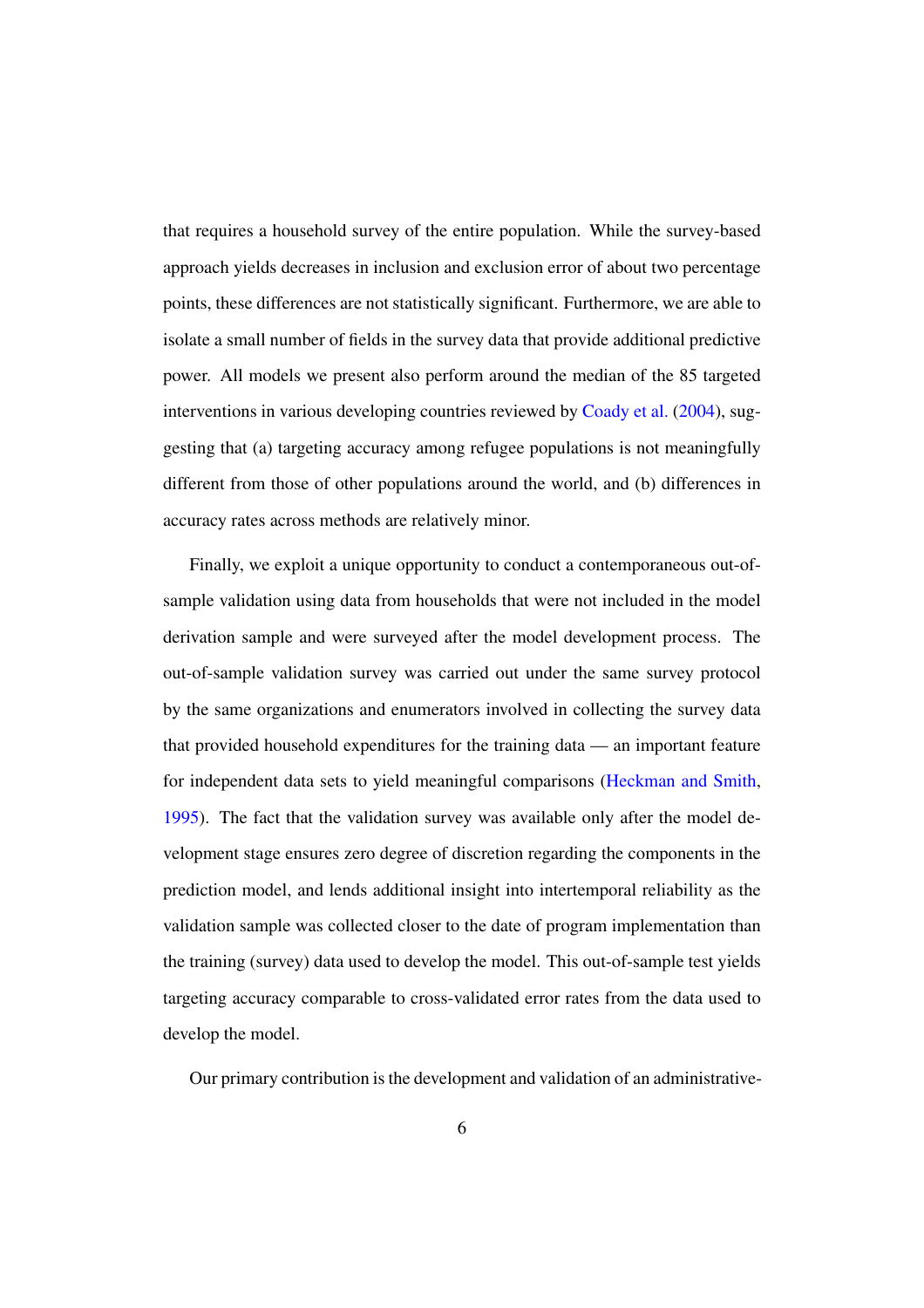that requires a household survey of the entire population. While the survey-based approach yields decreases in inclusion and exclusion error of about two percentage points, these differences are not statistically significant. Furthermore, we are able to isolate a small number of fields in the survey data that provide additional predictive power. All models we present also perform around the median of the 85 targeted interventions in various developing countries reviewed by Coady et al. (2004), suggesting that (a) targeting accuracy among refugee populations is not meaningfully different from those of other populations around the world, and (b) differences in accuracy rates across methods are relatively minor.

Finally, we exploit a unique opportunity to conduct a contemporaneous out-of-sample validation using data from households that were not included in the model derivation sample and were surveyed after the model development process. The out-of-sample validation survey was carried out under the same survey protocol by the same organizations and enumerators involved in collecting the survey data that provided household expenditures for the training data — an important feature for independent data sets to yield meaningful comparisons (Heckman and Smith, 1995). The fact that the validation survey was available only after the model development stage ensures zero degree of discretion regarding the components in the prediction model, and lends additional insight into intertemporal reliability as the validation sample was collected closer to the date of program implementation than the training (survey) data used to develop the model. This out-of-sample test yields targeting accuracy comparable to cross-validated error rates from the data used to develop the model.

Our primary contribution is the development and validation of an administrative-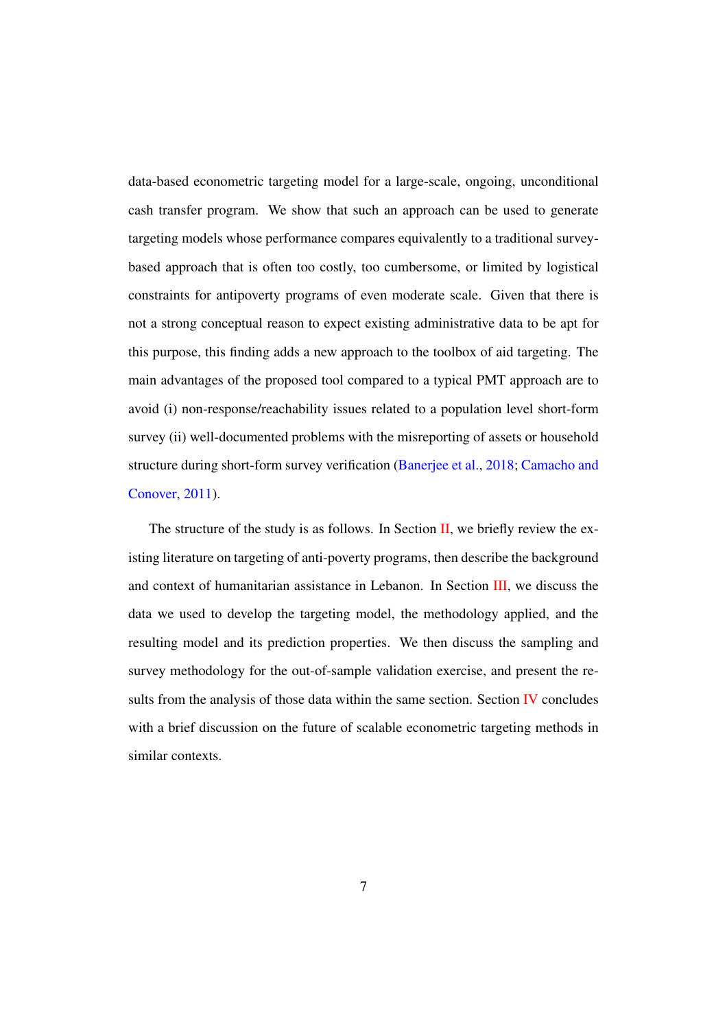data-based econometric targeting model for a large-scale, ongoing, unconditional cash transfer program. We show that such an approach can be used to generate targeting models whose performance compares equivalently to a traditional survey-based approach that is often too costly, too cumbersome, or limited by logistical constraints for antipoverty programs of even moderate scale. Given that there is not a strong conceptual reason to expect existing administrative data to be apt for this purpose, this finding adds a new approach to the toolbox of aid targeting. The main advantages of the proposed tool compared to a typical PMT approach are to avoid (i) non-response/reachability issues related to a population level short-form survey (ii) well-documented problems with the misreporting of assets or household structure during short-form survey verification (Banerjee et al., 2018; Camacho and Conover, 2011).

The structure of the study is as follows. In Section II, we briefly review the existing literature on targeting of anti-poverty programs, then describe the background and context of humanitarian assistance in Lebanon. In Section III, we discuss the data we used to develop the targeting model, the methodology applied, and the resulting model and its prediction properties. We then discuss the sampling and survey methodology for the out-of-sample validation exercise, and present the results from the analysis of those data within the same section. Section IV concludes with a brief discussion on the future of scalable econometric targeting methods in similar contexts.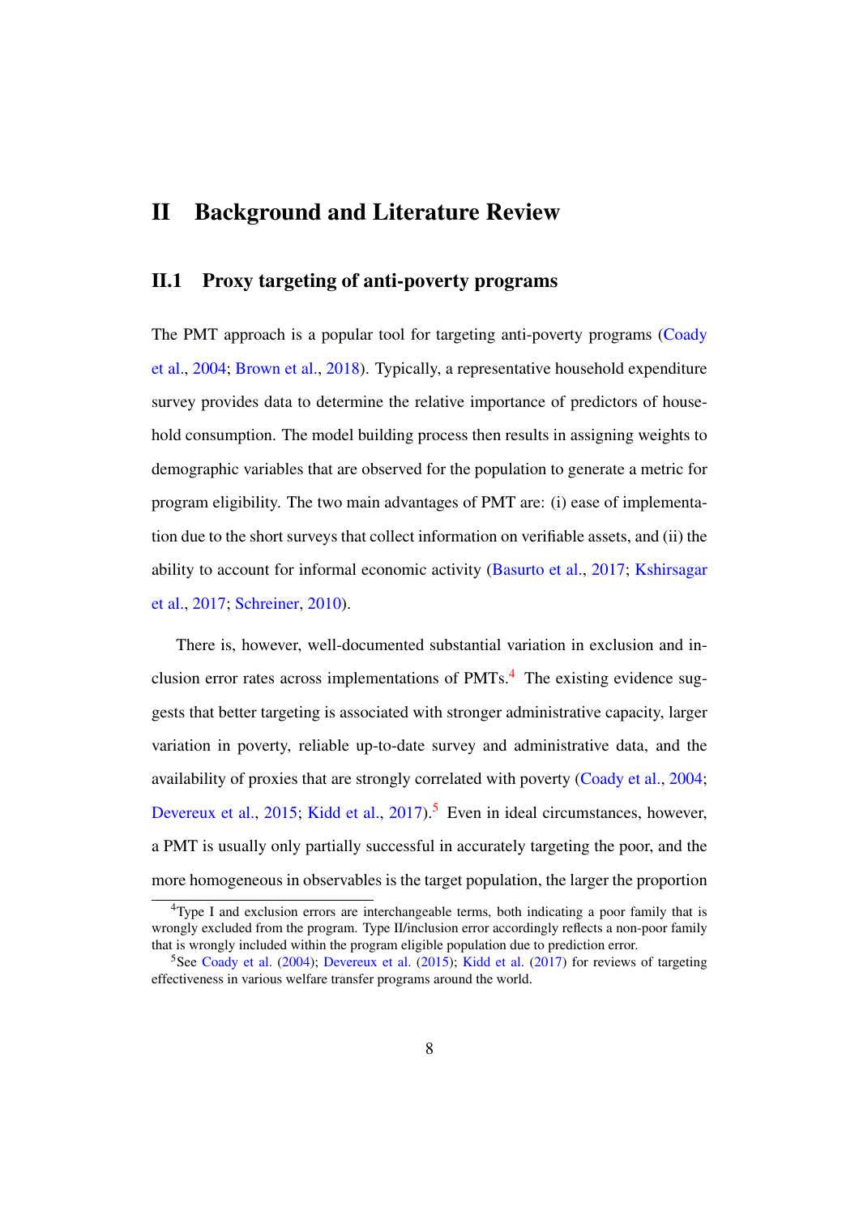# II Background and Literature Review

## II.1 Proxy targeting of anti-poverty programs

The PMT approach is a popular tool for targeting anti-poverty programs (Coady et al., 2004; Brown et al., 2018). Typically, a representative household expenditure survey provides data to determine the relative importance of predictors of household consumption. The model building process then results in assigning weights to demographic variables that are observed for the population to generate a metric for program eligibility. The two main advantages of PMT are: (i) ease of implementation due to the short surveys that collect information on verifiable assets, and (ii) the ability to account for informal economic activity (Basurto et al., 2017; Kshirsagar et al., 2017; Schreiner, 2010).

There is, however, well-documented substantial variation in exclusion and inclusion error rates across implementations of PMTs.[4] The existing evidence suggests that better targeting is associated with stronger administrative capacity, larger variation in poverty, reliable up-to-date survey and administrative data, and the availability of proxies that are strongly correlated with poverty (Coady et al., 2004; Devereux et al., 2015; Kidd et al., 2017).[5] Even in ideal circumstances, however, a PMT is usually only partially successful in accurately targeting the poor, and the more homogeneous in observables is the target population, the larger the proportion

[4] Type I and exclusion errors are interchangeable terms, both indicating a poor family that is wrongly excluded from the program. Type II/inclusion error accordingly reflects a non-poor family that is wrongly included within the program eligible population due to prediction error.

[5] See Coady et al. (2004); Devereux et al. (2015); Kidd et al. (2017) for reviews of targeting effectiveness in various welfare transfer programs around the world.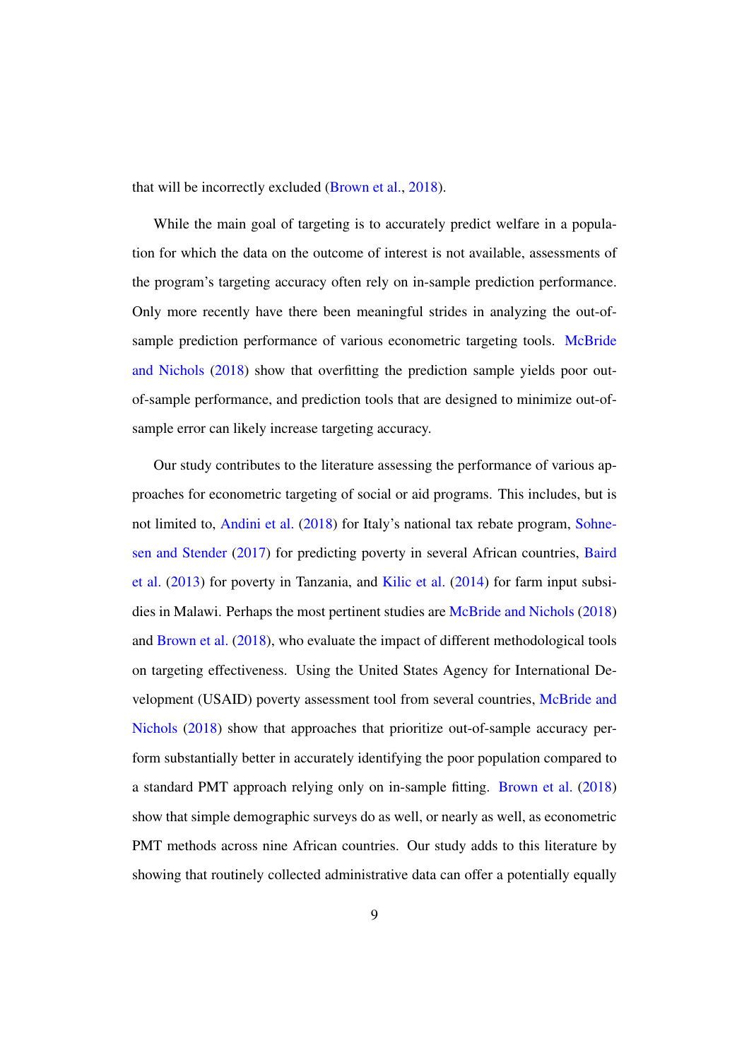that will be incorrectly excluded (Brown et al., 2018).

While the main goal of targeting is to accurately predict welfare in a population for which the data on the outcome of interest is not available, assessments of the program's targeting accuracy often rely on in-sample prediction performance. Only more recently have there been meaningful strides in analyzing the out-of-sample prediction performance of various econometric targeting tools. McBride and Nichols (2018) show that overfitting the prediction sample yields poor out-of-sample performance, and prediction tools that are designed to minimize out-of-sample error can likely increase targeting accuracy.

Our study contributes to the literature assessing the performance of various approaches for econometric targeting of social or aid programs. This includes, but is not limited to, Andini et al. (2018) for Italy's national tax rebate program, Sohnesen and Stender (2017) for predicting poverty in several African countries, Baird et al. (2013) for poverty in Tanzania, and Kilic et al. (2014) for farm input subsidies in Malawi. Perhaps the most pertinent studies are McBride and Nichols (2018) and Brown et al. (2018), who evaluate the impact of different methodological tools on targeting effectiveness. Using the United States Agency for International Development (USAID) poverty assessment tool from several countries, McBride and Nichols (2018) show that approaches that prioritize out-of-sample accuracy perform substantially better in accurately identifying the poor population compared to a standard PMT approach relying only on in-sample fitting. Brown et al. (2018) show that simple demographic surveys do as well, or nearly as well, as econometric PMT methods across nine African countries. Our study adds to this literature by showing that routinely collected administrative data can offer a potentially equally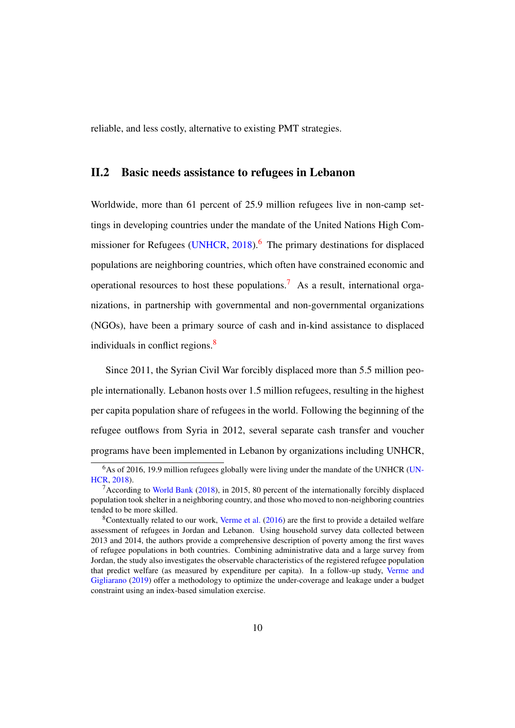reliable, and less costly, alternative to existing PMT strategies.

## II.2 Basic needs assistance to refugees in Lebanon

Worldwide, more than 61 percent of 25.9 million refugees live in non-camp settings in developing countries under the mandate of the United Nations High Commissioner for Refugees (UNHCR, 2018).[6] The primary destinations for displaced populations are neighboring countries, which often have constrained economic and operational resources to host these populations.[7] As a result, international organizations, in partnership with governmental and non-governmental organizations (NGOs), have been a primary source of cash and in-kind assistance to displaced individuals in conflict regions.[8]

Since 2011, the Syrian Civil War forcibly displaced more than 5.5 million people internationally. Lebanon hosts over 1.5 million refugees, resulting in the highest per capita population share of refugees in the world. Following the beginning of the refugee outflows from Syria in 2012, several separate cash transfer and voucher programs have been implemented in Lebanon by organizations including UNHCR,

[6] As of 2016, 19.9 million refugees globally were living under the mandate of the UNHCR (UNHCR, 2018).

[7] According to World Bank (2018), in 2015, 80 percent of the internationally forcibly displaced population took shelter in a neighboring country, and those who moved to non-neighboring countries tended to be more skilled.

[8] Contextually related to our work, Verme et al. (2016) are the first to provide a detailed welfare assessment of refugees in Jordan and Lebanon. Using household survey data collected between 2013 and 2014, the authors provide a comprehensive description of poverty among the first waves of refugee populations in both countries. Combining administrative data and a large survey from Jordan, the study also investigates the observable characteristics of the registered refugee population that predict welfare (as measured by expenditure per capita). In a follow-up study, Verme and Gigliarano (2019) offer a methodology to optimize the under-coverage and leakage under a budget constraint using an index-based simulation exercise.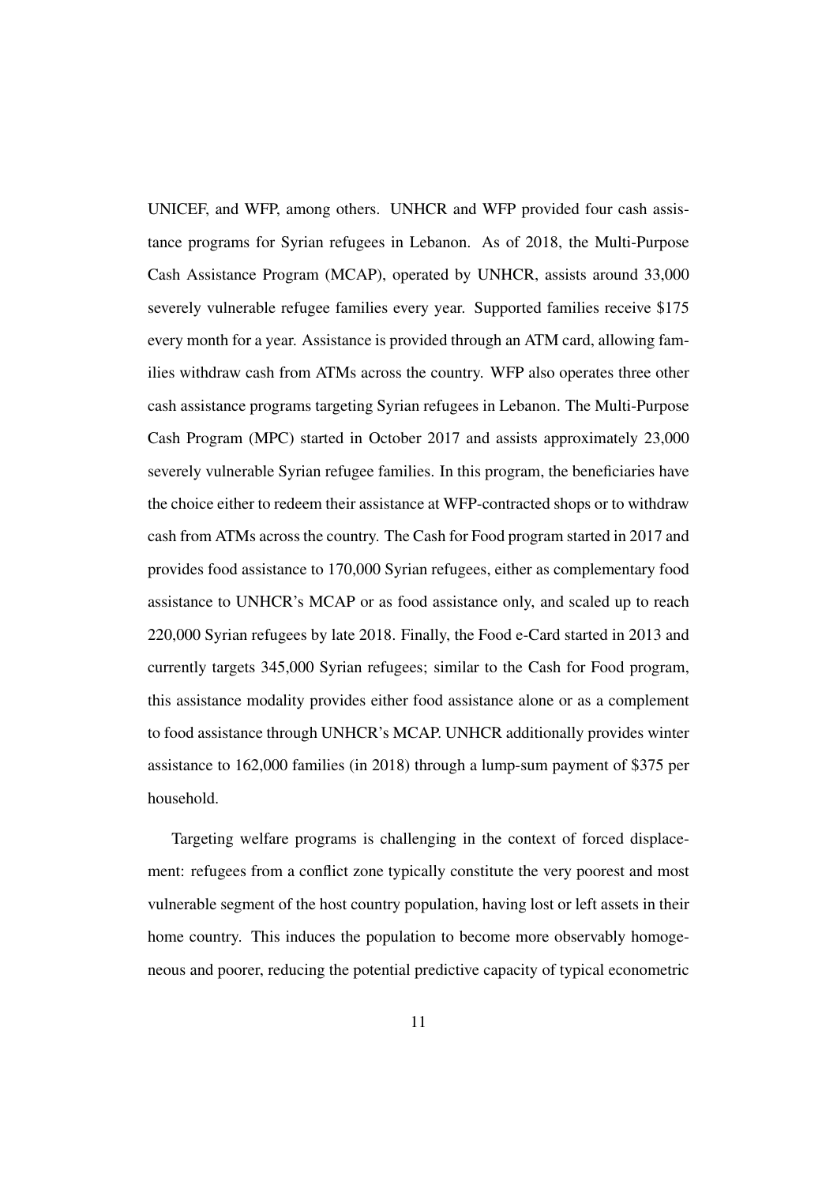UNICEF, and WFP, among others. UNHCR and WFP provided four cash assistance programs for Syrian refugees in Lebanon. As of 2018, the Multi-Purpose Cash Assistance Program (MCAP), operated by UNHCR, assists around 33,000 severely vulnerable refugee families every year. Supported families receive $175 every month for a year. Assistance is provided through an ATM card, allowing families withdraw cash from ATMs across the country. WFP also operates three other cash assistance programs targeting Syrian refugees in Lebanon. The Multi-Purpose Cash Program (MPC) started in October 2017 and assists approximately 23,000 severely vulnerable Syrian refugee families. In this program, the beneficiaries have the choice either to redeem their assistance at WFP-contracted shops or to withdraw cash from ATMs across the country. The Cash for Food program started in 2017 and provides food assistance to 170,000 Syrian refugees, either as complementary food assistance to UNHCR's MCAP or as food assistance only, and scaled up to reach 220,000 Syrian refugees by late 2018. Finally, the Food e-Card started in 2013 and currently targets 345,000 Syrian refugees; similar to the Cash for Food program, this assistance modality provides either food assistance alone or as a complement to food assistance through UNHCR's MCAP. UNHCR additionally provides winter assistance to 162,000 families (in 2018) through a lump-sum payment of $375 per household.

Targeting welfare programs is challenging in the context of forced displacement: refugees from a conflict zone typically constitute the very poorest and most vulnerable segment of the host country population, having lost or left assets in their home country. This induces the population to become more observably homogeneous and poorer, reducing the potential predictive capacity of typical econometric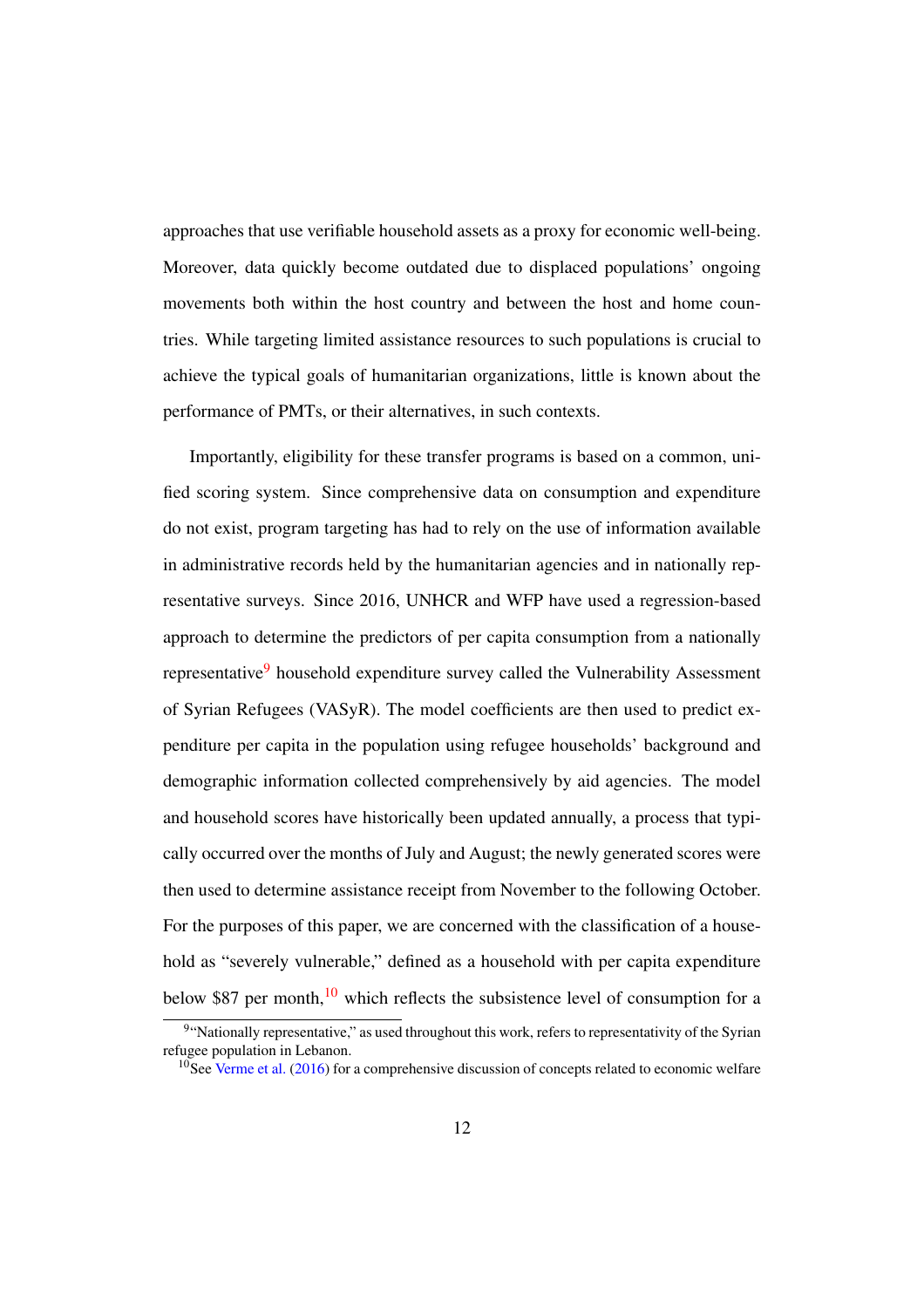approaches that use verifiable household assets as a proxy for economic well-being. Moreover, data quickly become outdated due to displaced populations' ongoing movements both within the host country and between the host and home countries. While targeting limited assistance resources to such populations is crucial to achieve the typical goals of humanitarian organizations, little is known about the performance of PMTs, or their alternatives, in such contexts.

Importantly, eligibility for these transfer programs is based on a common, unified scoring system. Since comprehensive data on consumption and expenditure do not exist, program targeting has had to rely on the use of information available in administrative records held by the humanitarian agencies and in nationally representative surveys. Since 2016, UNHCR and WFP have used a regression-based approach to determine the predictors of per capita consumption from a nationally representative[9] household expenditure survey called the Vulnerability Assessment of Syrian Refugees (VASyR). The model coefficients are then used to predict expenditure per capita in the population using refugee households' background and demographic information collected comprehensively by aid agencies. The model and household scores have historically been updated annually, a process that typically occurred over the months of July and August; the newly generated scores were then used to determine assistance receipt from November to the following October. For the purposes of this paper, we are concerned with the classification of a household as "severely vulnerable," defined as a household with per capita expenditure below $87 per month,[10] which reflects the subsistence level of consumption for a

[9] "Nationally representative," as used throughout this work, refers to representativity of the Syrian refugee population in Lebanon.

[10] See Verme et al. (2016) for a comprehensive discussion of concepts related to economic welfare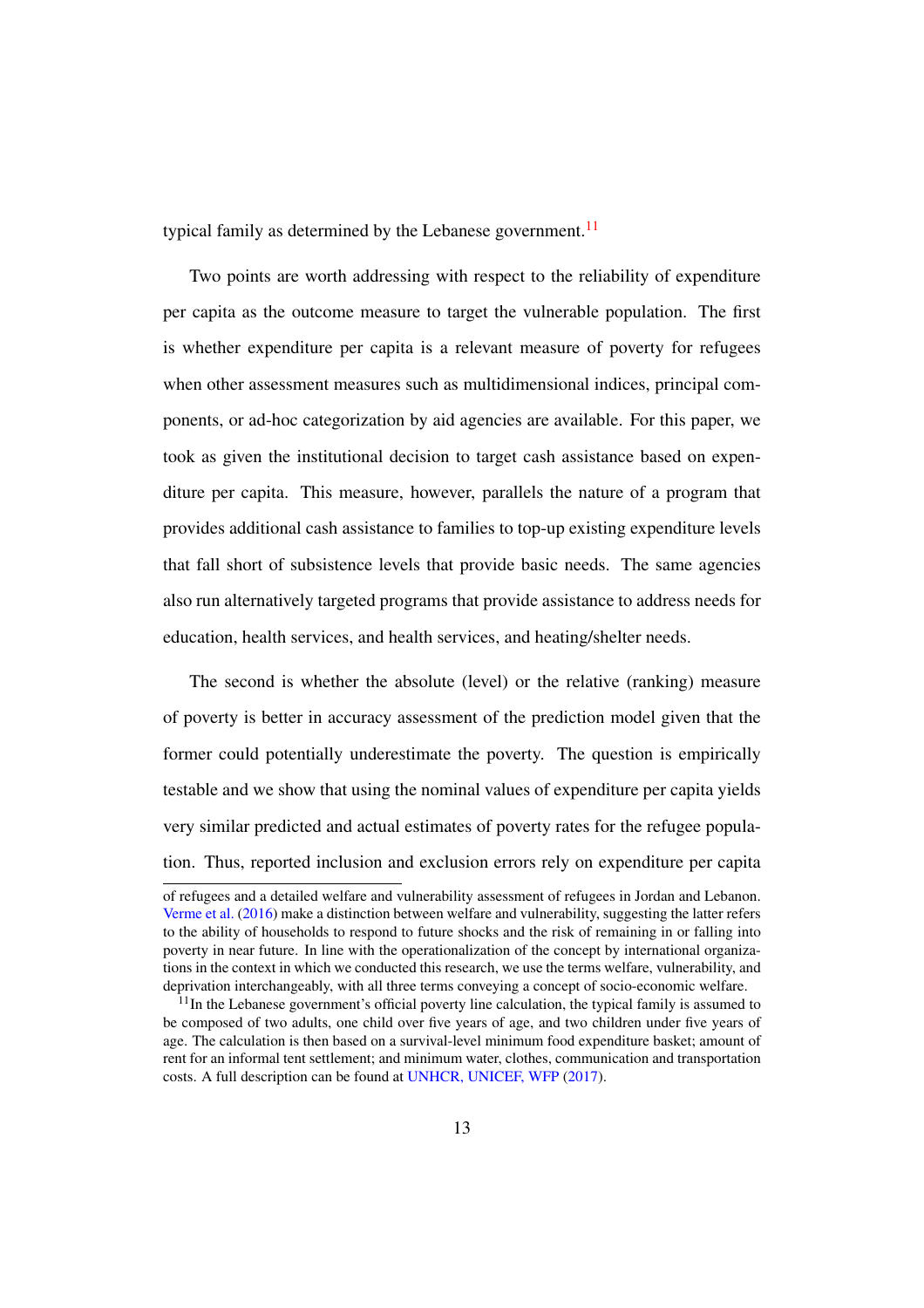typical family as determined by the Lebanese government.[11]

Two points are worth addressing with respect to the reliability of expenditure per capita as the outcome measure to target the vulnerable population. The first is whether expenditure per capita is a relevant measure of poverty for refugees when other assessment measures such as multidimensional indices, principal components, or ad-hoc categorization by aid agencies are available. For this paper, we took as given the institutional decision to target cash assistance based on expenditure per capita. This measure, however, parallels the nature of a program that provides additional cash assistance to families to top-up existing expenditure levels that fall short of subsistence levels that provide basic needs. The same agencies also run alternatively targeted programs that provide assistance to address needs for education, health services, and health services, and heating/shelter needs.

The second is whether the absolute (level) or the relative (ranking) measure of poverty is better in accuracy assessment of the prediction model given that the former could potentially underestimate the poverty. The question is empirically testable and we show that using the nominal values of expenditure per capita yields very similar predicted and actual estimates of poverty rates for the refugee population. Thus, reported inclusion and exclusion errors rely on expenditure per capita

---

of refugees and a detailed welfare and vulnerability assessment of refugees in Jordan and Lebanon. Verme et al. (2016) make a distinction between welfare and vulnerability, suggesting the latter refers to the ability of households to respond to future shocks and the risk of remaining in or falling into poverty in near future. In line with the operationalization of the concept by international organizations in the context in which we conducted this research, we use the terms welfare, vulnerability, and deprivation interchangeably, with all three terms conveying a concept of socio-economic welfare.

[11] In the Lebanese government's official poverty line calculation, the typical family is assumed to be composed of two adults, one child over five years of age, and two children under five years of age. The calculation is then based on a survival-level minimum food expenditure basket; amount of rent for an informal tent settlement; and minimum water, clothes, communication and transportation costs. A full description can be found at UNHCR, UNICEF, WFP (2017).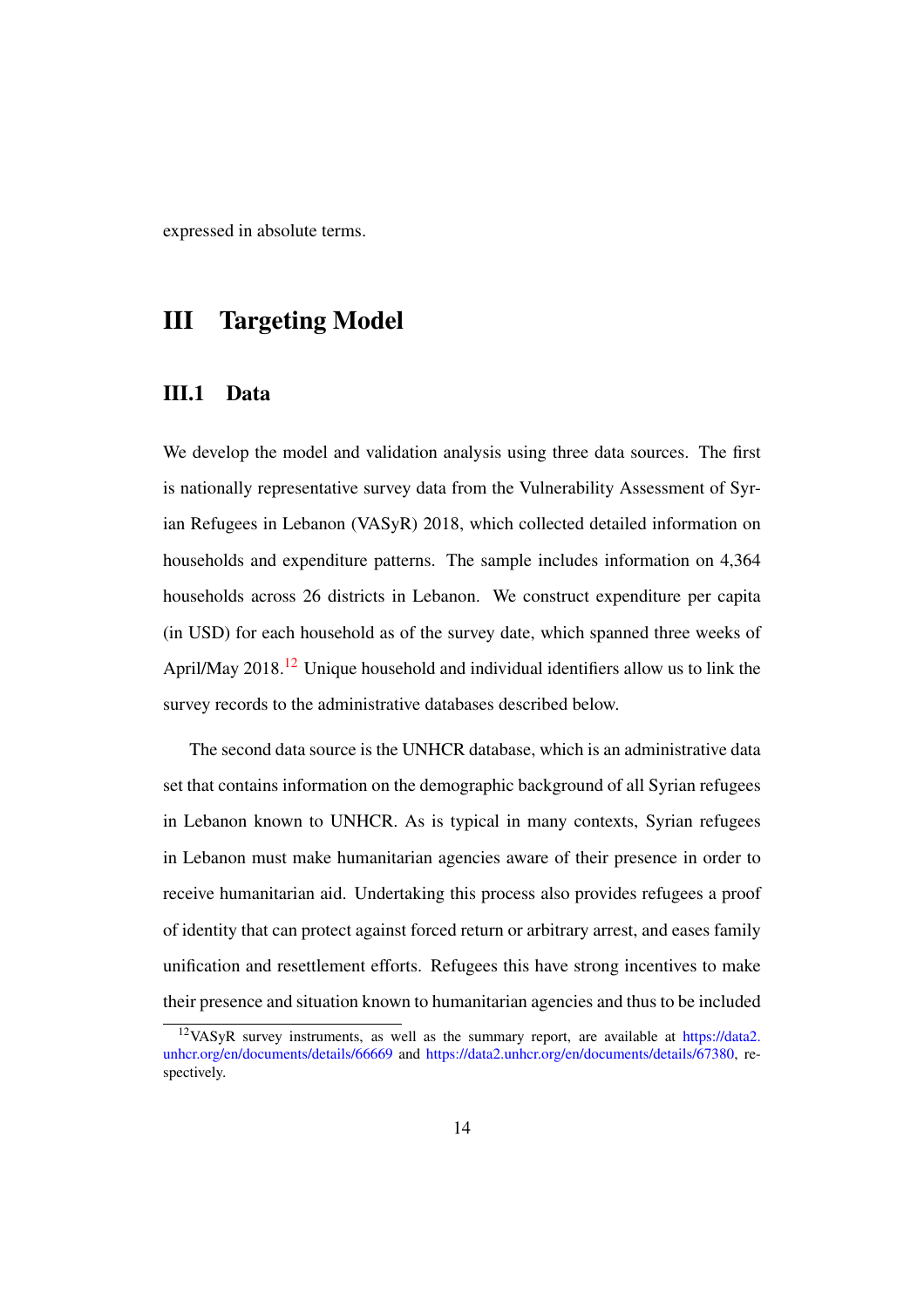expressed in absolute terms.

# III Targeting Model

## III.1 Data

We develop the model and validation analysis using three data sources. The first is nationally representative survey data from the Vulnerability Assessment of Syrian Refugees in Lebanon (VASyR) 2018, which collected detailed information on households and expenditure patterns. The sample includes information on 4,364 households across 26 districts in Lebanon. We construct expenditure per capita (in USD) for each household as of the survey date, which spanned three weeks of April/May 2018.[12] Unique household and individual identifiers allow us to link the survey records to the administrative databases described below.

The second data source is the UNHCR database, which is an administrative data set that contains information on the demographic background of all Syrian refugees in Lebanon known to UNHCR. As is typical in many contexts, Syrian refugees in Lebanon must make humanitarian agencies aware of their presence in order to receive humanitarian aid. Undertaking this process also provides refugees a proof of identity that can protect against forced return or arbitrary arrest, and eases family unification and resettlement efforts. Refugees this have strong incentives to make their presence and situation known to humanitarian agencies and thus to be included

[12] VASyR survey instruments, as well as the summary report, are available at https://data2.unhcr.org/en/documents/details/66669 and https://data2.unhcr.org/en/documents/details/67380, respectively.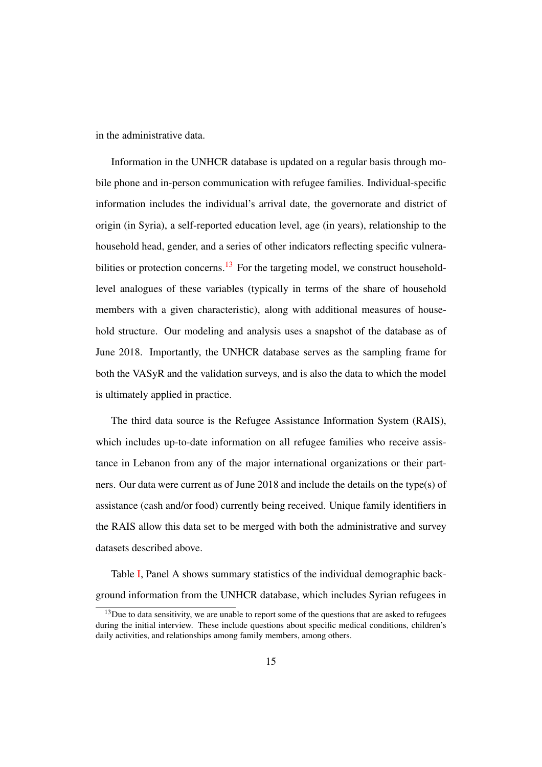in the administrative data.

Information in the UNHCR database is updated on a regular basis through mobile phone and in-person communication with refugee families. Individual-specific information includes the individual's arrival date, the governorate and district of origin (in Syria), a self-reported education level, age (in years), relationship to the household head, gender, and a series of other indicators reflecting specific vulnerabilities or protection concerns.[13] For the targeting model, we construct household-level analogues of these variables (typically in terms of the share of household members with a given characteristic), along with additional measures of household structure. Our modeling and analysis uses a snapshot of the database as of June 2018. Importantly, the UNHCR database serves as the sampling frame for both the VASyR and the validation surveys, and is also the data to which the model is ultimately applied in practice.

The third data source is the Refugee Assistance Information System (RAIS), which includes up-to-date information on all refugee families who receive assistance in Lebanon from any of the major international organizations or their partners. Our data were current as of June 2018 and include the details on the type(s) of assistance (cash and/or food) currently being received. Unique family identifiers in the RAIS allow this data set to be merged with both the administrative and survey datasets described above.

Table I, Panel A shows summary statistics of the individual demographic background information from the UNHCR database, which includes Syrian refugees in

[13] Due to data sensitivity, we are unable to report some of the questions that are asked to refugees during the initial interview. These include questions about specific medical conditions, children's daily activities, and relationships among family members, among others.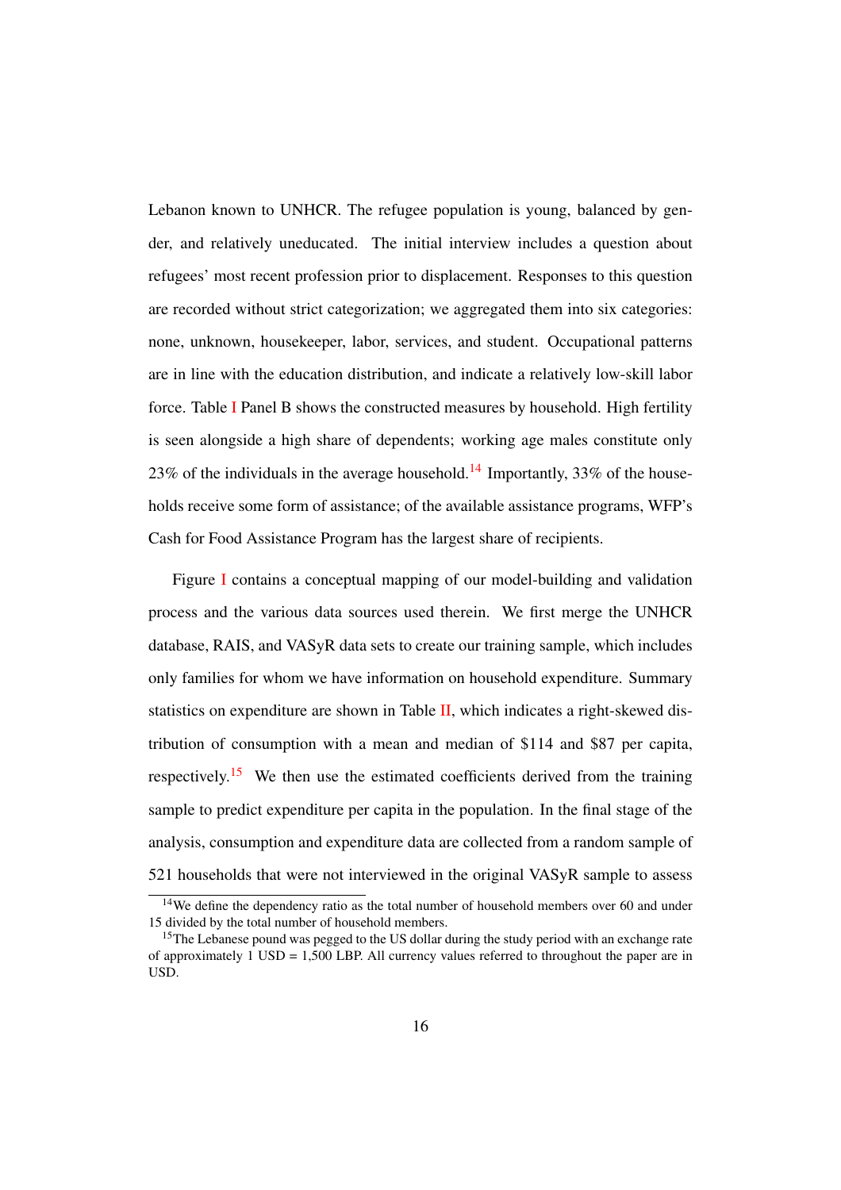Lebanon known to UNHCR. The refugee population is young, balanced by gender, and relatively uneducated. The initial interview includes a question about refugees' most recent profession prior to displacement. Responses to this question are recorded without strict categorization; we aggregated them into six categories: none, unknown, housekeeper, labor, services, and student. Occupational patterns are in line with the education distribution, and indicate a relatively low-skill labor force. Table I Panel B shows the constructed measures by household. High fertility is seen alongside a high share of dependents; working age males constitute only 23% of the individuals in the average household.[14] Importantly, 33% of the households receive some form of assistance; of the available assistance programs, WFP's Cash for Food Assistance Program has the largest share of recipients.

Figure I contains a conceptual mapping of our model-building and validation process and the various data sources used therein. We first merge the UNHCR database, RAIS, and VASyR data sets to create our training sample, which includes only families for whom we have information on household expenditure. Summary statistics on expenditure are shown in Table II, which indicates a right-skewed distribution of consumption with a mean and median of $114 and $87 per capita, respectively.[15] We then use the estimated coefficients derived from the training sample to predict expenditure per capita in the population. In the final stage of the analysis, consumption and expenditure data are collected from a random sample of 521 households that were not interviewed in the original VASyR sample to assess

[14] We define the dependency ratio as the total number of household members over 60 and under 15 divided by the total number of household members.

[15] The Lebanese pound was pegged to the US dollar during the study period with an exchange rate of approximately 1 USD = 1,500 LBP. All currency values referred to throughout the paper are in USD.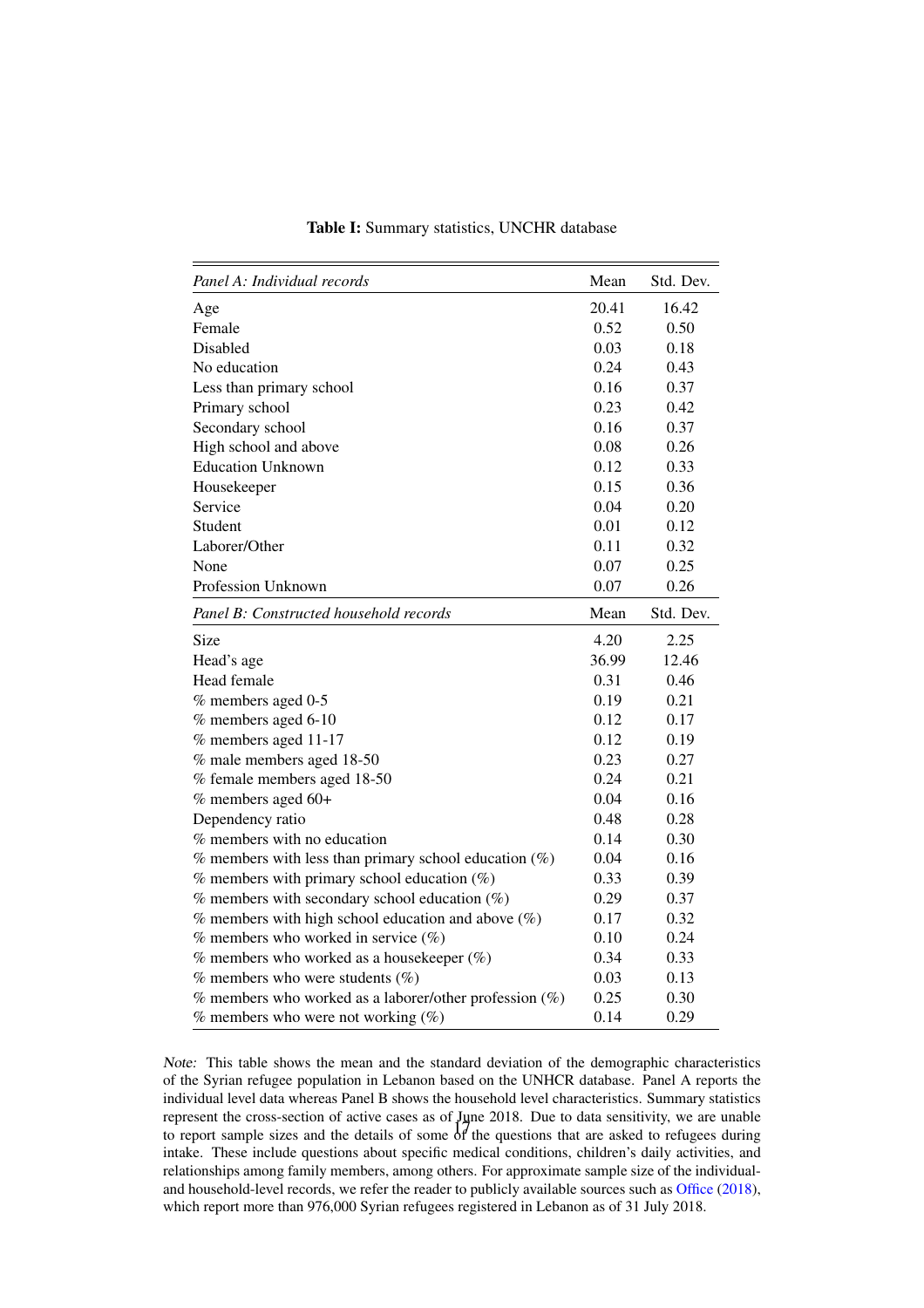**Table I:** Summary statistics, UNCHR database

| *Panel A: Individual records* | Mean | Std. Dev. |
|---|---|---|
| Age | 20.41 | 16.42 |
| Female | 0.52 | 0.50 |
| Disabled | 0.03 | 0.18 |
| No education | 0.24 | 0.43 |
| Less than primary school | 0.16 | 0.37 |
| Primary school | 0.23 | 0.42 |
| Secondary school | 0.16 | 0.37 |
| High school and above | 0.08 | 0.26 |
| Education Unknown | 0.12 | 0.33 |
| Housekeeper | 0.15 | 0.36 |
| Service | 0.04 | 0.20 |
| Student | 0.01 | 0.12 |
| Laborer/Other | 0.11 | 0.32 |
| None | 0.07 | 0.25 |
| Profession Unknown | 0.07 | 0.26 |
| *Panel B: Constructed household records* | Mean | Std. Dev. |
| Size | 4.20 | 2.25 |
| Head's age | 36.99 | 12.46 |
| Head female | 0.31 | 0.46 |
| % members aged 0-5 | 0.19 | 0.21 |
| % members aged 6-10 | 0.12 | 0.17 |
| % members aged 11-17 | 0.12 | 0.19 |
| % male members aged 18-50 | 0.23 | 0.27 |
| % female members aged 18-50 | 0.24 | 0.21 |
| % members aged 60+ | 0.04 | 0.16 |
| Dependency ratio | 0.48 | 0.28 |
| % members with no education | 0.14 | 0.30 |
| % members with less than primary school education (%) | 0.04 | 0.16 |
| % members with primary school education (%) | 0.33 | 0.39 |
| % members with secondary school education (%) | 0.29 | 0.37 |
| % members with high school education and above (%) | 0.17 | 0.32 |
| % members who worked in service (%) | 0.10 | 0.24 |
| % members who worked as a housekeeper (%) | 0.34 | 0.33 |
| % members who were students (%) | 0.03 | 0.13 |
| % members who worked as a laborer/other profession (%) | 0.25 | 0.30 |
| % members who were not working (%) | 0.14 | 0.29 |

*Note:* This table shows the mean and the standard deviation of the demographic characteristics of the Syrian refugee population in Lebanon based on the UNHCR database. Panel A reports the individual level data whereas Panel B shows the household level characteristics. Summary statistics represent the cross-section of active cases as of June 2018. Due to data sensitivity, we are unable to report sample sizes and the details of some of the questions that are asked to refugees during intake. These include questions about specific medical conditions, children's daily activities, and relationships among family members, among others. For approximate sample size of the individual- and household-level records, we refer the reader to publicly available sources such as Office (2018), which report more than 976,000 Syrian refugees registered in Lebanon as of 31 July 2018.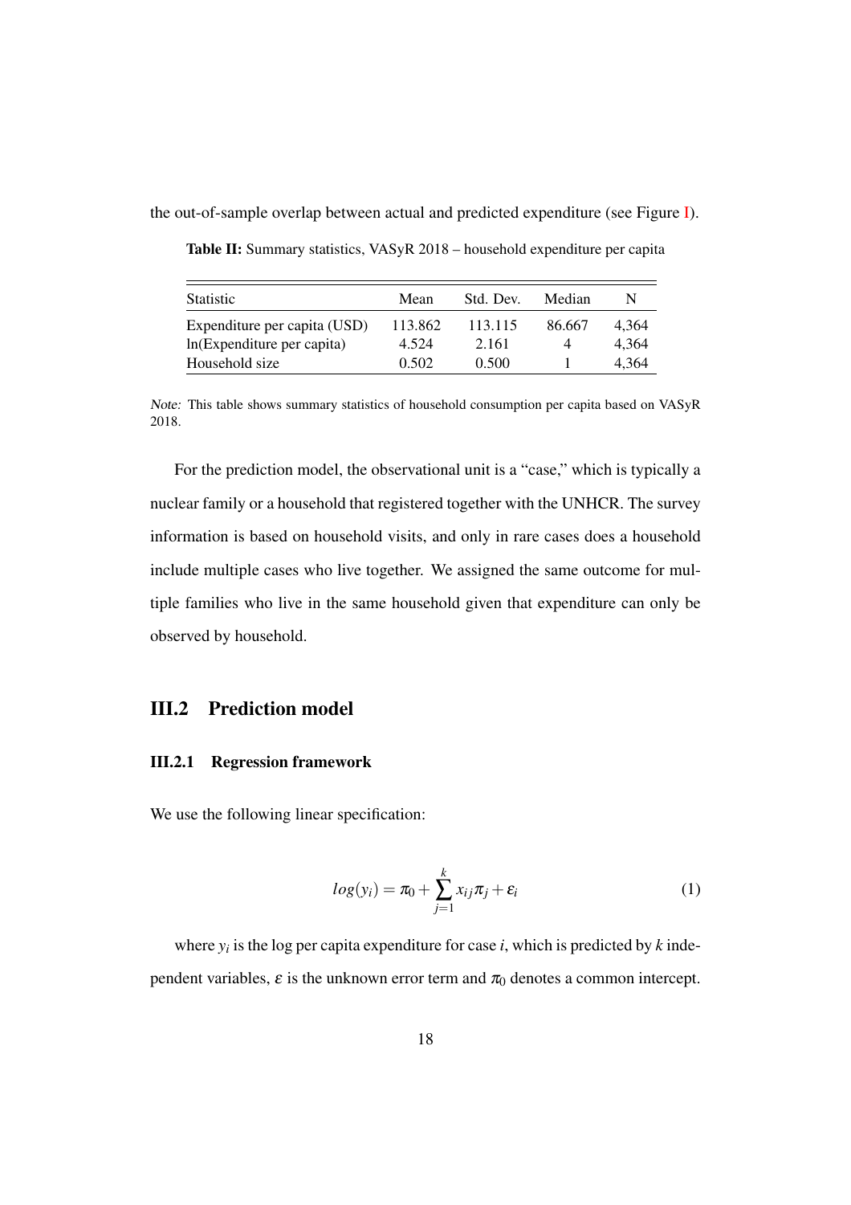the out-of-sample overlap between actual and predicted expenditure (see Figure I).

**Table II:** Summary statistics, VASyR 2018 – household expenditure per capita

| Statistic | Mean | Std. Dev. | Median | N |
|---|---|---|---|---|
| Expenditure per capita (USD) | 113.862 | 113.115 | 86.667 | 4,364 |
| ln(Expenditure per capita) | 4.524 | 2.161 | 4 | 4,364 |
| Household size | 0.502 | 0.500 | 1 | 4,364 |

*Note:* This table shows summary statistics of household consumption per capita based on VASyR 2018.

For the prediction model, the observational unit is a "case," which is typically a nuclear family or a household that registered together with the UNHCR. The survey information is based on household visits, and only in rare cases does a household include multiple cases who live together. We assigned the same outcome for multiple families who live in the same household given that expenditure can only be observed by household.

## III.2 Prediction model

### III.2.1 Regression framework

We use the following linear specification:

$$log(y_i) = \pi_0 + \sum_{j=1}^{k} x_{ij}\pi_j + \varepsilon_i \tag{1}$$

where $y_i$ is the log per capita expenditure for case $i$, which is predicted by $k$ independent variables, $\varepsilon$ is the unknown error term and $\pi_0$ denotes a common intercept.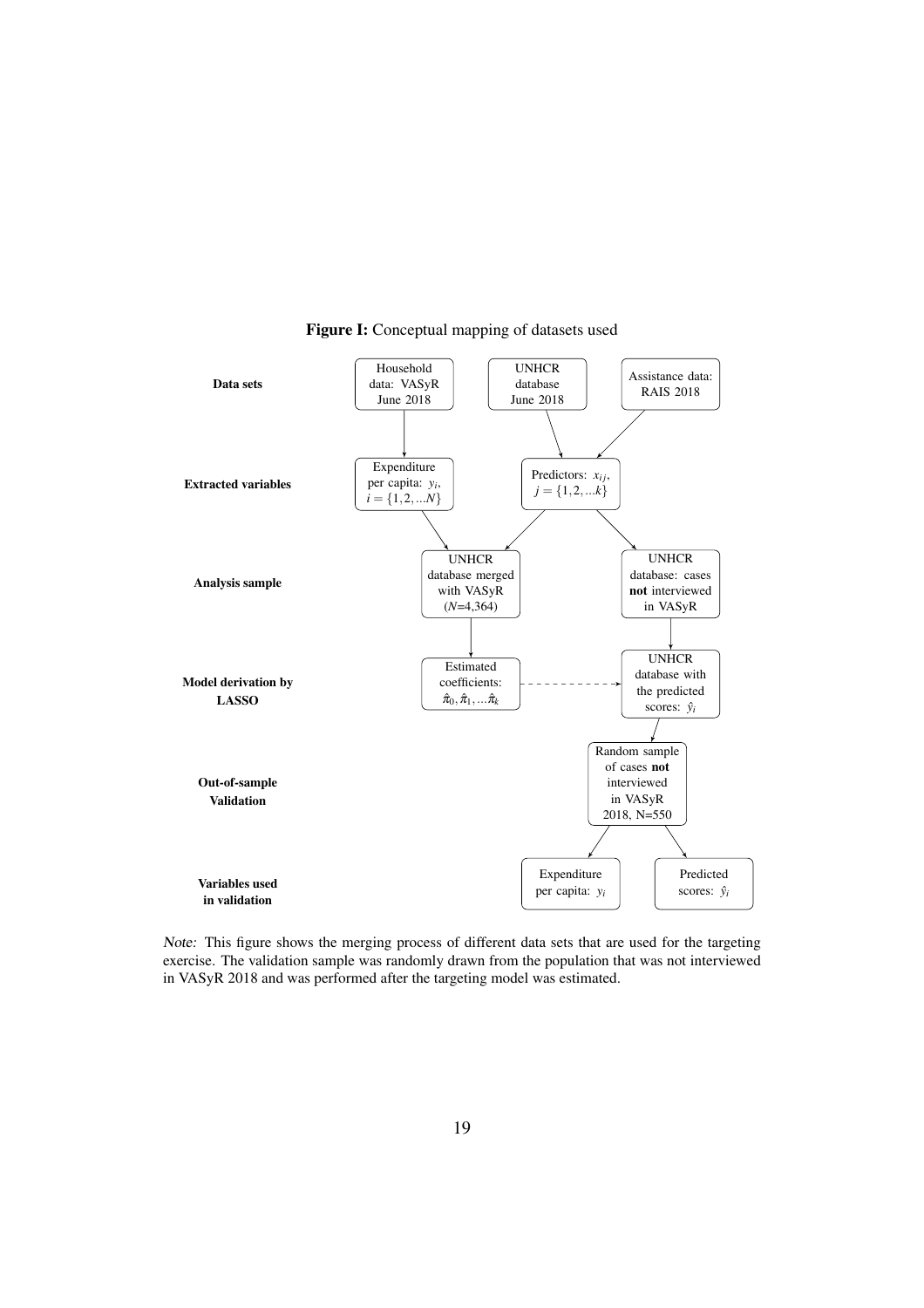**Figure I:** Conceptual mapping of datasets used

| | | | |
|---|---|---|---|
| **Data sets** | Household data: VASyR June 2018 | UNHCR database June 2018 | Assistance data: RAIS 2018 |
| **Extracted variables** | Expenditure per capita: $y_i$, $i = \{1, 2, ...N\}$ | Predictors: $x_{ij}$, $j = \{1, 2, ...k\}$ | |
| **Analysis sample** | UNHCR database merged with VASyR ($N$=4,364) | UNHCR database: cases **not** interviewed in VASyR | |
| **Model derivation by LASSO** | Estimated coefficients: $\hat{\pi}_0, \hat{\pi}_1, ...\hat{\pi}_k$ | UNHCR database with the predicted scores: $\hat{y}_i$ | |
| **Out-of-sample Validation** | | Random sample of cases **not** interviewed in VASyR 2018, N=550 | |
| **Variables used in validation** | Expenditure per capita: $y_i$ | Predicted scores: $\hat{y}_i$ | |

*Note:* This figure shows the merging process of different data sets that are used for the targeting exercise. The validation sample was randomly drawn from the population that was not interviewed in VASyR 2018 and was performed after the targeting model was estimated.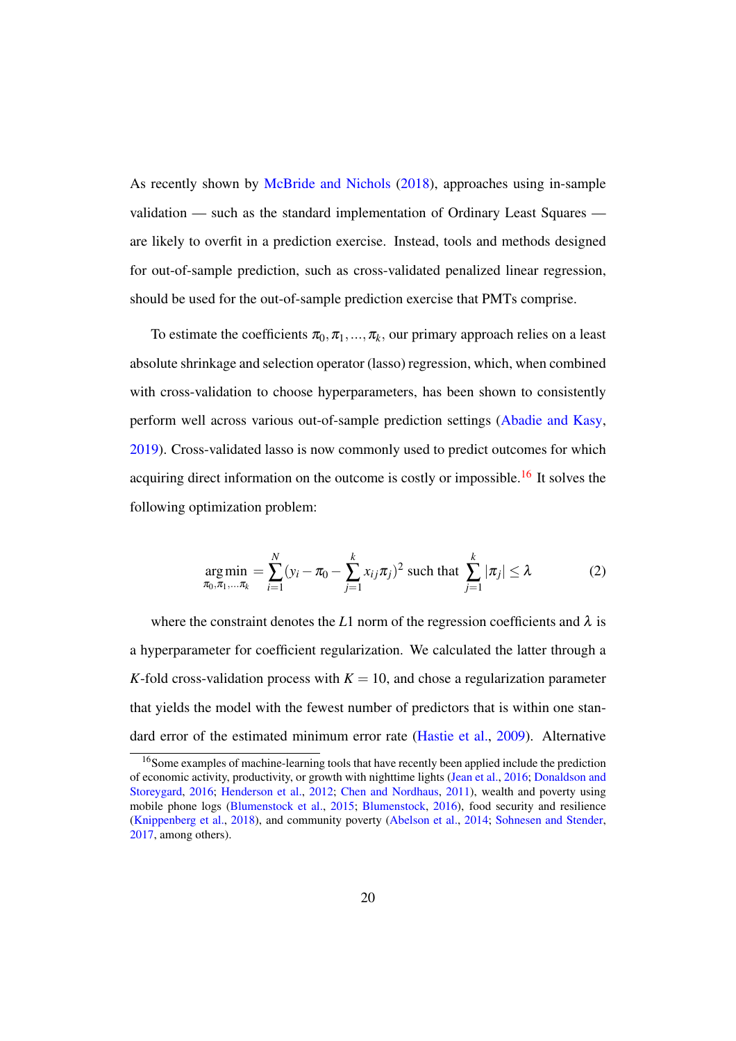As recently shown by McBride and Nichols (2018), approaches using in-sample validation — such as the standard implementation of Ordinary Least Squares — are likely to overfit in a prediction exercise. Instead, tools and methods designed for out-of-sample prediction, such as cross-validated penalized linear regression, should be used for the out-of-sample prediction exercise that PMTs comprise.

To estimate the coefficients $\pi_0, \pi_1, ..., \pi_k$, our primary approach relies on a least absolute shrinkage and selection operator (lasso) regression, which, when combined with cross-validation to choose hyperparameters, has been shown to consistently perform well across various out-of-sample prediction settings (Abadie and Kasy, 2019). Cross-validated lasso is now commonly used to predict outcomes for which acquiring direct information on the outcome is costly or impossible.[16] It solves the following optimization problem:

$$\underset{\pi_0,\pi_1,...\pi_k}{\arg\min} = \sum_{i=1}^{N}(y_i - \pi_0 - \sum_{j=1}^{k} x_{ij}\pi_j)^2 \text{ such that } \sum_{j=1}^{k}|\pi_j| \leq \lambda \tag{2}$$

where the constraint denotes the $L1$ norm of the regression coefficients and $\lambda$ is a hyperparameter for coefficient regularization. We calculated the latter through a $K$-fold cross-validation process with $K = 10$, and chose a regularization parameter that yields the model with the fewest number of predictors that is within one standard error of the estimated minimum error rate (Hastie et al., 2009). Alternative

[16] Some examples of machine-learning tools that have recently been applied include the prediction of economic activity, productivity, or growth with nighttime lights (Jean et al., 2016; Donaldson and Storeygard, 2016; Henderson et al., 2012; Chen and Nordhaus, 2011), wealth and poverty using mobile phone logs (Blumenstock et al., 2015; Blumenstock, 2016), food security and resilience (Knippenberg et al., 2018), and community poverty (Abelson et al., 2014; Sohnesen and Stender, 2017, among others).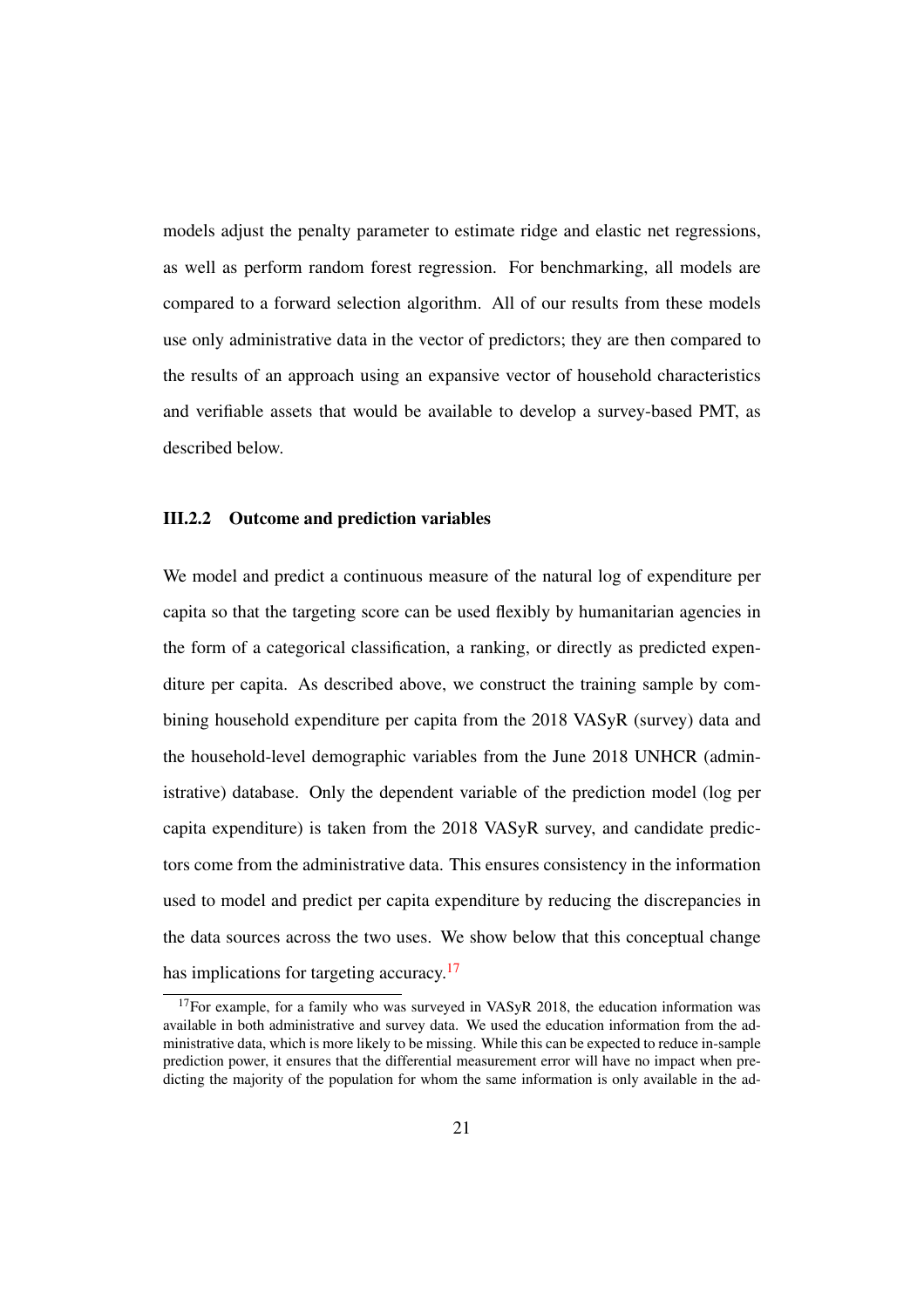models adjust the penalty parameter to estimate ridge and elastic net regressions, as well as perform random forest regression. For benchmarking, all models are compared to a forward selection algorithm. All of our results from these models use only administrative data in the vector of predictors; they are then compared to the results of an approach using an expansive vector of household characteristics and verifiable assets that would be available to develop a survey-based PMT, as described below.

### III.2.2 Outcome and prediction variables

We model and predict a continuous measure of the natural log of expenditure per capita so that the targeting score can be used flexibly by humanitarian agencies in the form of a categorical classification, a ranking, or directly as predicted expenditure per capita. As described above, we construct the training sample by combining household expenditure per capita from the 2018 VASyR (survey) data and the household-level demographic variables from the June 2018 UNHCR (administrative) database. Only the dependent variable of the prediction model (log per capita expenditure) is taken from the 2018 VASyR survey, and candidate predictors come from the administrative data. This ensures consistency in the information used to model and predict per capita expenditure by reducing the discrepancies in the data sources across the two uses. We show below that this conceptual change has implications for targeting accuracy.[17]

[17] For example, for a family who was surveyed in VASyR 2018, the education information was available in both administrative and survey data. We used the education information from the administrative data, which is more likely to be missing. While this can be expected to reduce in-sample prediction power, it ensures that the differential measurement error will have no impact when predicting the majority of the population for whom the same information is only available in the ad-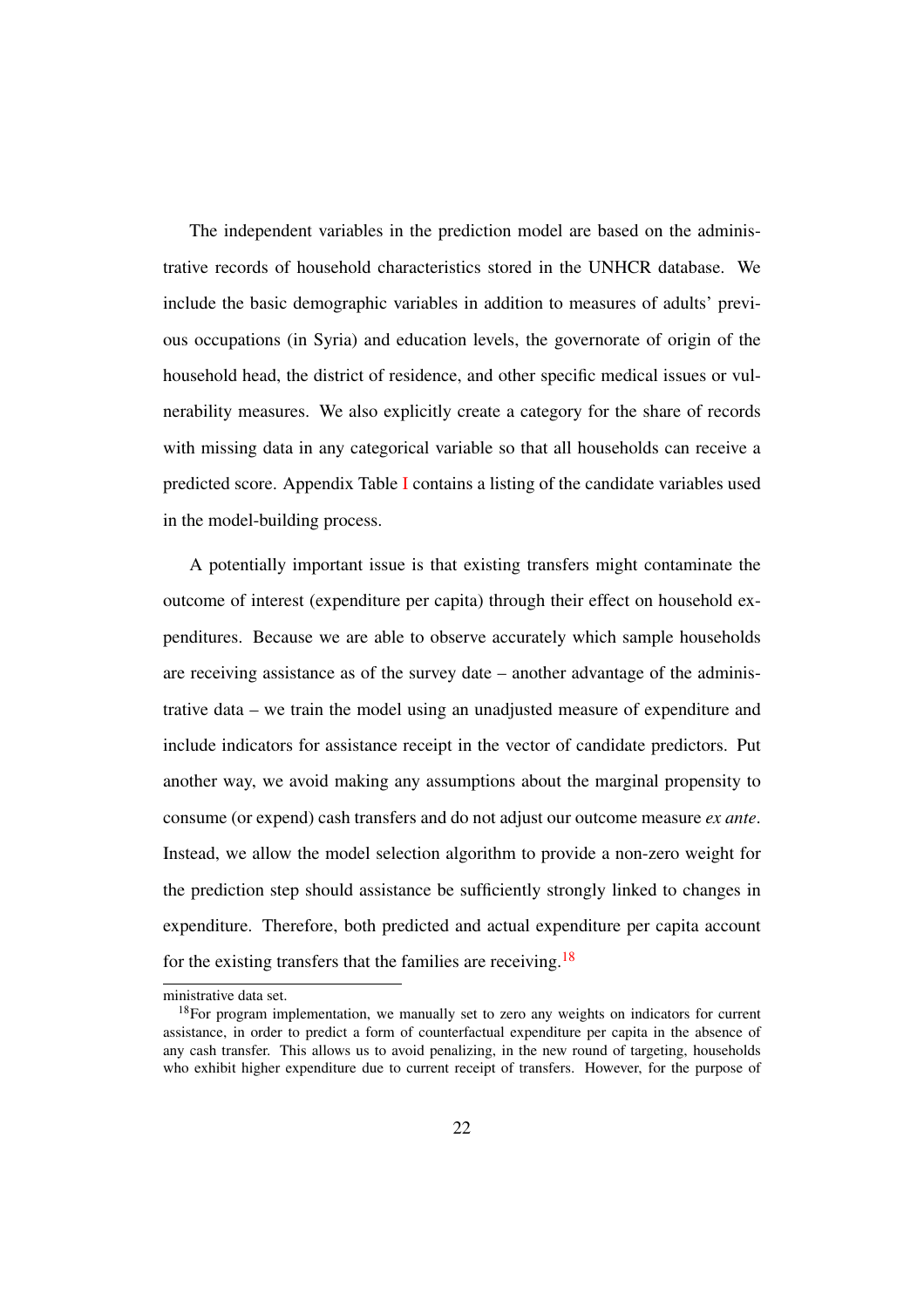The independent variables in the prediction model are based on the administrative records of household characteristics stored in the UNHCR database. We include the basic demographic variables in addition to measures of adults' previous occupations (in Syria) and education levels, the governorate of origin of the household head, the district of residence, and other specific medical issues or vulnerability measures. We also explicitly create a category for the share of records with missing data in any categorical variable so that all households can receive a predicted score. Appendix Table I contains a listing of the candidate variables used in the model-building process.

A potentially important issue is that existing transfers might contaminate the outcome of interest (expenditure per capita) through their effect on household expenditures. Because we are able to observe accurately which sample households are receiving assistance as of the survey date – another advantage of the administrative data – we train the model using an unadjusted measure of expenditure and include indicators for assistance receipt in the vector of candidate predictors. Put another way, we avoid making any assumptions about the marginal propensity to consume (or expend) cash transfers and do not adjust our outcome measure *ex ante*. Instead, we allow the model selection algorithm to provide a non-zero weight for the prediction step should assistance be sufficiently strongly linked to changes in expenditure. Therefore, both predicted and actual expenditure per capita account for the existing transfers that the families are receiving.[18]

ministrative data set.

[18] For program implementation, we manually set to zero any weights on indicators for current assistance, in order to predict a form of counterfactual expenditure per capita in the absence of any cash transfer. This allows us to avoid penalizing, in the new round of targeting, households who exhibit higher expenditure due to current receipt of transfers. However, for the purpose of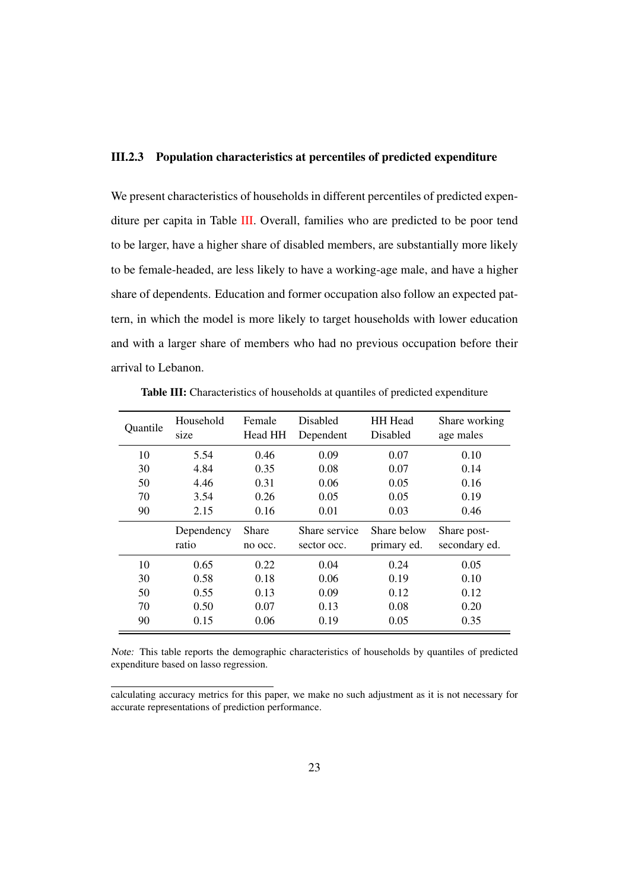### III.2.3 Population characteristics at percentiles of predicted expenditure

We present characteristics of households in different percentiles of predicted expenditure per capita in Table III. Overall, families who are predicted to be poor tend to be larger, have a higher share of disabled members, are substantially more likely to be female-headed, are less likely to have a working-age male, and have a higher share of dependents. Education and former occupation also follow an expected pattern, in which the model is more likely to target households with lower education and with a larger share of members who had no previous occupation before their arrival to Lebanon.

**Table III:** Characteristics of households at quantiles of predicted expenditure

| Quantile | Household size | Female Head HH | Disabled Dependent | HH Head Disabled | Share working age males |
|---|---|---|---|---|---|
| 10 | 5.54 | 0.46 | 0.09 | 0.07 | 0.10 |
| 30 | 4.84 | 0.35 | 0.08 | 0.07 | 0.14 |
| 50 | 4.46 | 0.31 | 0.06 | 0.05 | 0.16 |
| 70 | 3.54 | 0.26 | 0.05 | 0.05 | 0.19 |
| 90 | 2.15 | 0.16 | 0.01 | 0.03 | 0.46 |
| | **Dependency ratio** | **Share no occ.** | **Share service sector occ.** | **Share below primary ed.** | **Share post-secondary ed.** |
| 10 | 0.65 | 0.22 | 0.04 | 0.24 | 0.05 |
| 30 | 0.58 | 0.18 | 0.06 | 0.19 | 0.10 |
| 50 | 0.55 | 0.13 | 0.09 | 0.12 | 0.12 |
| 70 | 0.50 | 0.07 | 0.13 | 0.08 | 0.20 |
| 90 | 0.15 | 0.06 | 0.19 | 0.05 | 0.35 |

*Note:* This table reports the demographic characteristics of households by quantiles of predicted expenditure based on lasso regression.

calculating accuracy metrics for this paper, we make no such adjustment as it is not necessary for accurate representations of prediction performance.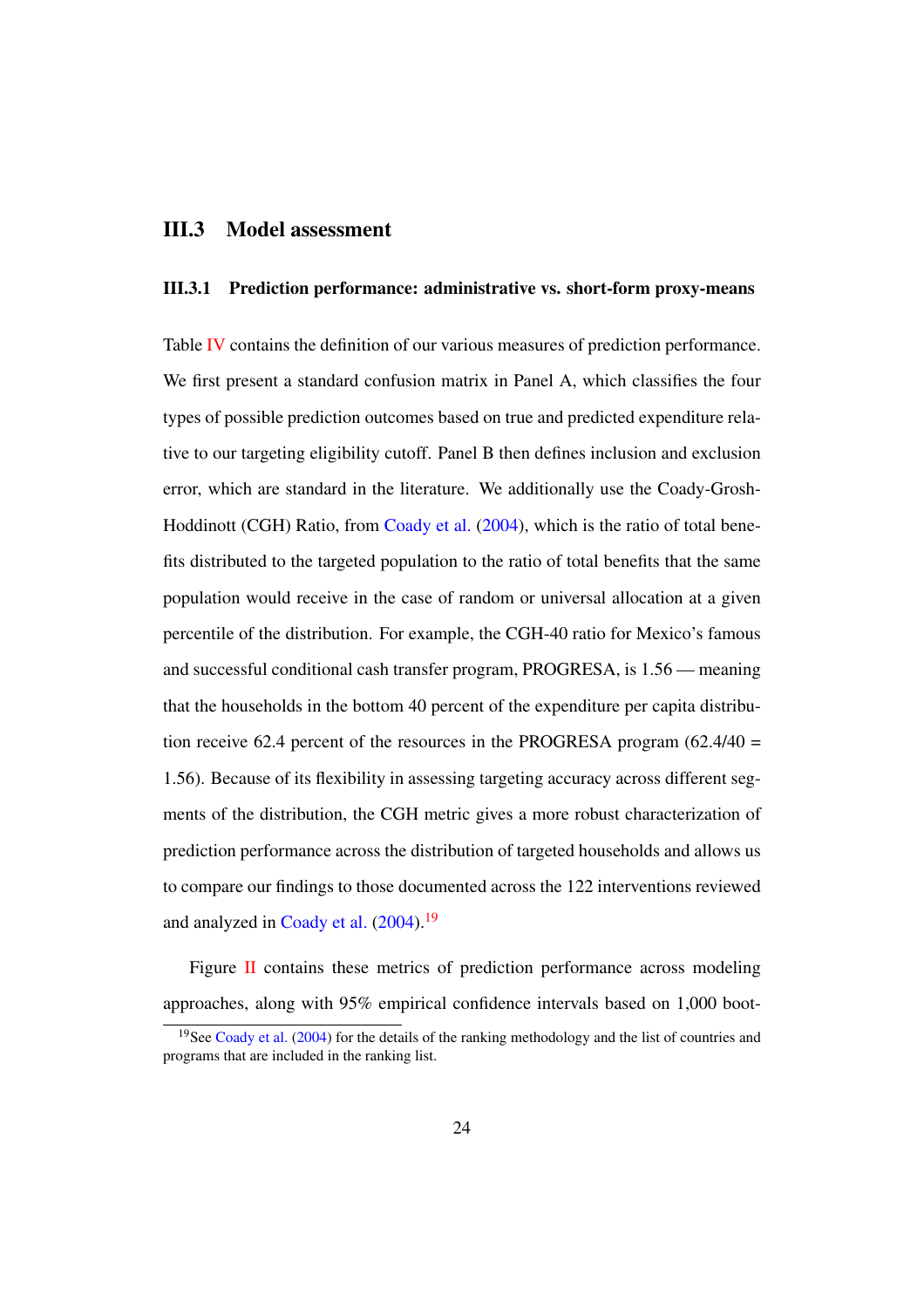## III.3 Model assessment

### III.3.1 Prediction performance: administrative vs. short-form proxy-means

Table IV contains the definition of our various measures of prediction performance. We first present a standard confusion matrix in Panel A, which classifies the four types of possible prediction outcomes based on true and predicted expenditure relative to our targeting eligibility cutoff. Panel B then defines inclusion and exclusion error, which are standard in the literature. We additionally use the Coady-Grosh-Hoddinott (CGH) Ratio, from Coady et al. (2004), which is the ratio of total benefits distributed to the targeted population to the ratio of total benefits that the same population would receive in the case of random or universal allocation at a given percentile of the distribution. For example, the CGH-40 ratio for Mexico's famous and successful conditional cash transfer program, PROGRESA, is 1.56 — meaning that the households in the bottom 40 percent of the expenditure per capita distribution receive 62.4 percent of the resources in the PROGRESA program (62.4/40 = 1.56). Because of its flexibility in assessing targeting accuracy across different segments of the distribution, the CGH metric gives a more robust characterization of prediction performance across the distribution of targeted households and allows us to compare our findings to those documented across the 122 interventions reviewed and analyzed in Coady et al. (2004).[19]

Figure II contains these metrics of prediction performance across modeling approaches, along with 95% empirical confidence intervals based on 1,000 boot-

[19] See Coady et al. (2004) for the details of the ranking methodology and the list of countries and programs that are included in the ranking list.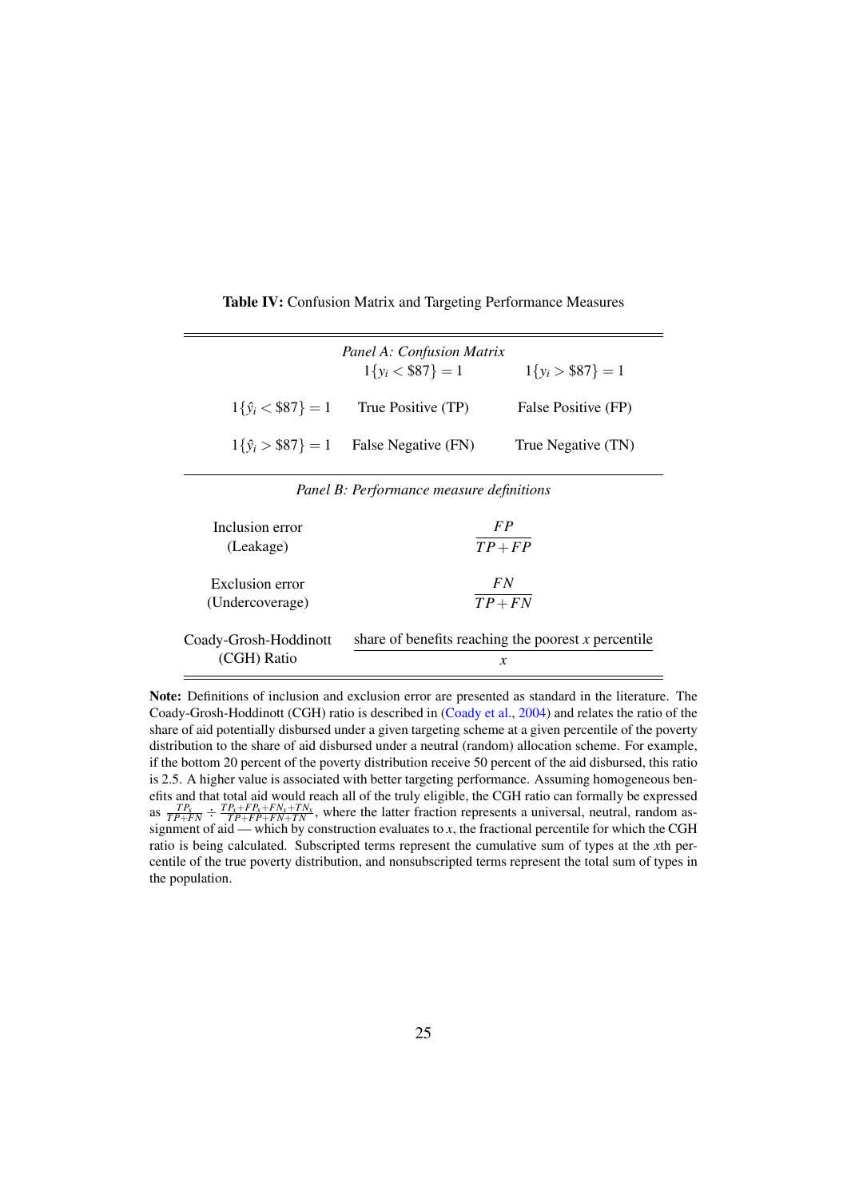**Table IV:** Confusion Matrix and Targeting Performance Measures

| *Panel A: Confusion Matrix* | | |
|---|---|---|
| | $1\{y_i < \$87\} = 1$ | $1\{y_i > \$87\} = 1$ |
| $1\{\hat{y}_i < \$87\} = 1$ | True Positive (TP) | False Positive (FP) |
| $1\{\hat{y}_i > \$87\} = 1$ | False Negative (FN) | True Negative (TN) |

| *Panel B: Performance measure definitions* | |
|---|---|
| Inclusion error (Leakage) | $\frac{FP}{TP+FP}$ |
| Exclusion error (Undercoverage) | $\frac{FN}{TP+FN}$ |
| Coady-Grosh-Hoddinott (CGH) Ratio | $\frac{\text{share of benefits reaching the poorest } x \text{ percentile}}{x}$ |

**Note:** Definitions of inclusion and exclusion error are presented as standard in the literature. The Coady-Grosh-Hoddinott (CGH) ratio is described in (Coady et al., 2004) and relates the ratio of the share of aid potentially disbursed under a given targeting scheme at a given percentile of the poverty distribution to the share of aid disbursed under a neutral (random) allocation scheme. For example, if the bottom 20 percent of the poverty distribution receive 50 percent of the aid disbursed, this ratio is 2.5. A higher value is associated with better targeting performance. Assuming homogeneous benefits and that total aid would reach all of the truly eligible, the CGH ratio can formally be expressed as $\frac{TP_x}{TP+FN} \div \frac{TP_x+FP_x+FN_x+TN_x}{TP+FP+FN+TN}$, where the latter fraction represents a universal, neutral, random assignment of aid — which by construction evaluates to $x$, the fractional percentile for which the CGH ratio is being calculated. Subscripted terms represent the cumulative sum of types at the $x$th percentile of the true poverty distribution, and nonsubscripted terms represent the total sum of types in the population.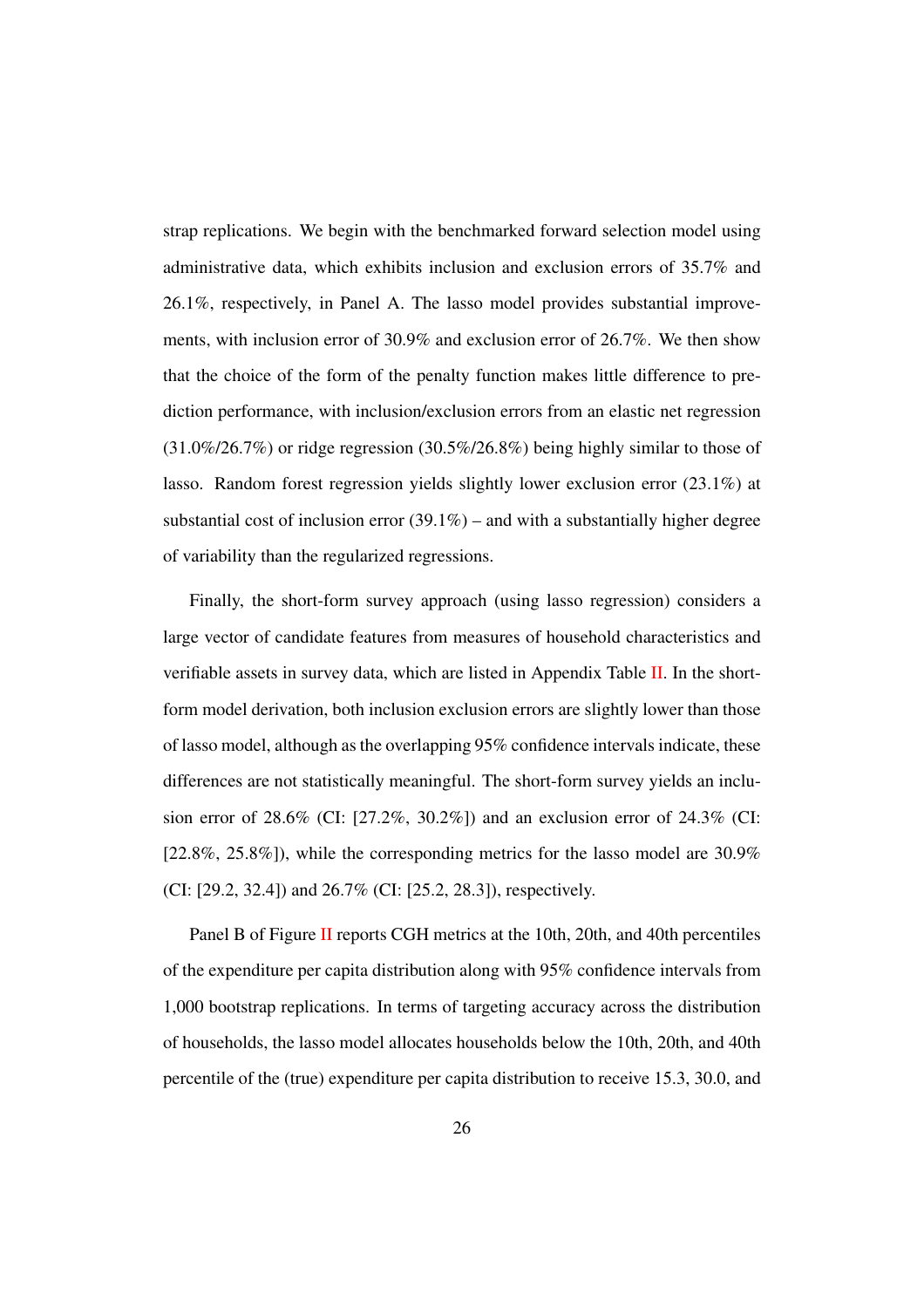strap replications. We begin with the benchmarked forward selection model using administrative data, which exhibits inclusion and exclusion errors of 35.7% and 26.1%, respectively, in Panel A. The lasso model provides substantial improvements, with inclusion error of 30.9% and exclusion error of 26.7%. We then show that the choice of the form of the penalty function makes little difference to prediction performance, with inclusion/exclusion errors from an elastic net regression (31.0%/26.7%) or ridge regression (30.5%/26.8%) being highly similar to those of lasso. Random forest regression yields slightly lower exclusion error (23.1%) at substantial cost of inclusion error (39.1%) – and with a substantially higher degree of variability than the regularized regressions.

Finally, the short-form survey approach (using lasso regression) considers a large vector of candidate features from measures of household characteristics and verifiable assets in survey data, which are listed in Appendix Table II. In the short-form model derivation, both inclusion exclusion errors are slightly lower than those of lasso model, although as the overlapping 95% confidence intervals indicate, these differences are not statistically meaningful. The short-form survey yields an inclusion error of 28.6% (CI: [27.2%, 30.2%]) and an exclusion error of 24.3% (CI: [22.8%, 25.8%]), while the corresponding metrics for the lasso model are 30.9% (CI: [29.2, 32.4]) and 26.7% (CI: [25.2, 28.3]), respectively.

Panel B of Figure II reports CGH metrics at the 10th, 20th, and 40th percentiles of the expenditure per capita distribution along with 95% confidence intervals from 1,000 bootstrap replications. In terms of targeting accuracy across the distribution of households, the lasso model allocates households below the 10th, 20th, and 40th percentile of the (true) expenditure per capita distribution to receive 15.3, 30.0, and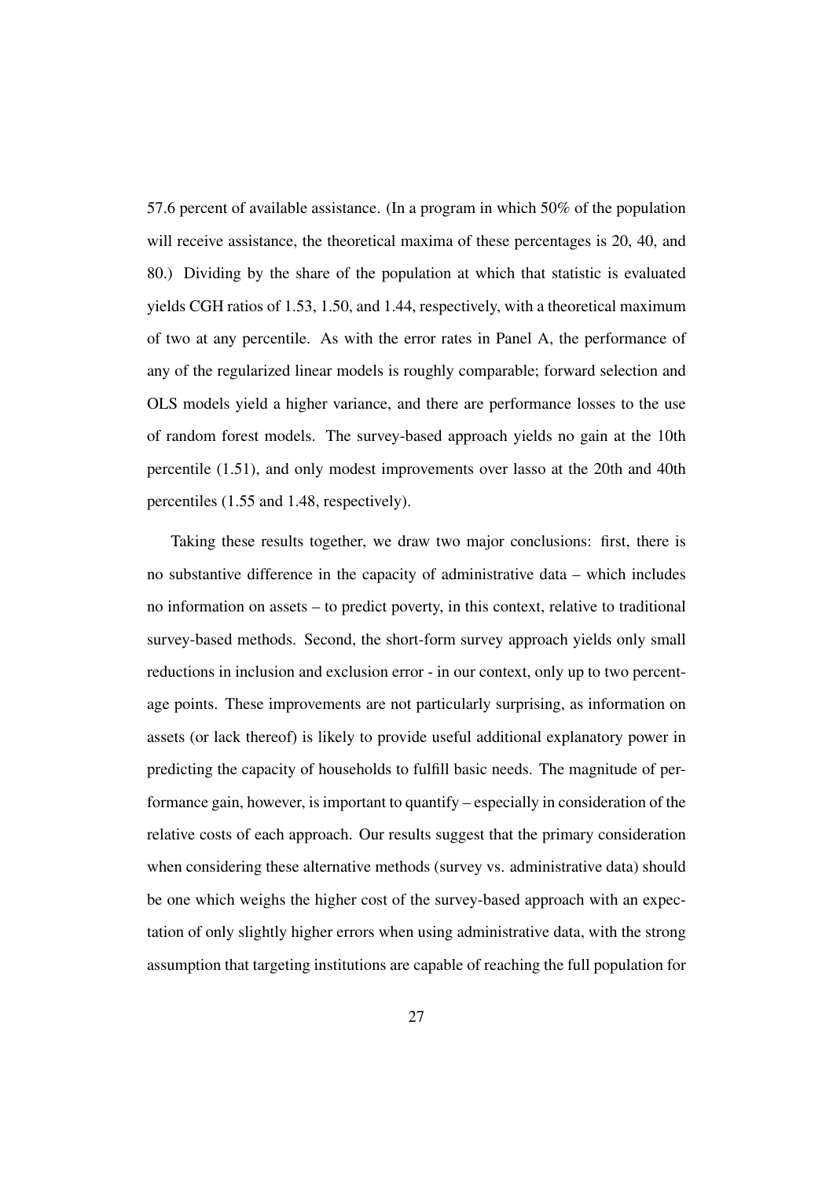57.6 percent of available assistance. (In a program in which 50% of the population will receive assistance, the theoretical maxima of these percentages is 20, 40, and 80.) Dividing by the share of the population at which that statistic is evaluated yields CGH ratios of 1.53, 1.50, and 1.44, respectively, with a theoretical maximum of two at any percentile. As with the error rates in Panel A, the performance of any of the regularized linear models is roughly comparable; forward selection and OLS models yield a higher variance, and there are performance losses to the use of random forest models. The survey-based approach yields no gain at the 10th percentile (1.51), and only modest improvements over lasso at the 20th and 40th percentiles (1.55 and 1.48, respectively).

Taking these results together, we draw two major conclusions: first, there is no substantive difference in the capacity of administrative data – which includes no information on assets – to predict poverty, in this context, relative to traditional survey-based methods. Second, the short-form survey approach yields only small reductions in inclusion and exclusion error - in our context, only up to two percentage points. These improvements are not particularly surprising, as information on assets (or lack thereof) is likely to provide useful additional explanatory power in predicting the capacity of households to fulfill basic needs. The magnitude of performance gain, however, is important to quantify – especially in consideration of the relative costs of each approach. Our results suggest that the primary consideration when considering these alternative methods (survey vs. administrative data) should be one which weighs the higher cost of the survey-based approach with an expectation of only slightly higher errors when using administrative data, with the strong assumption that targeting institutions are capable of reaching the full population for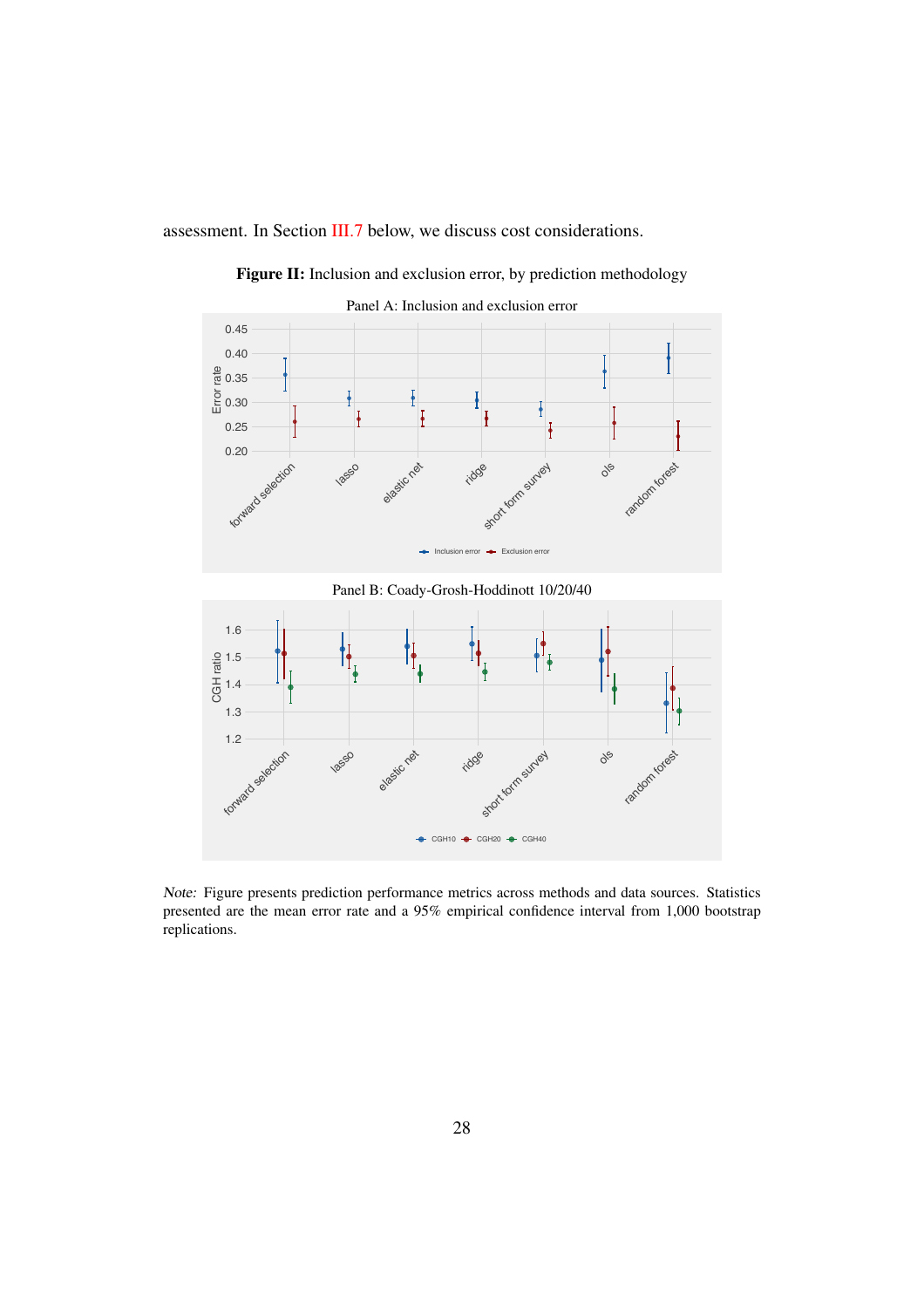assessment. In Section III.7 below, we discuss cost considerations.

**Figure II:** Inclusion and exclusion error, by prediction methodology

Panel A: Inclusion and exclusion error

Panel B: Coady-Grosh-Hoddinott 10/20/40

*Note:* Figure presents prediction performance metrics across methods and data sources. Statistics presented are the mean error rate and a 95% empirical confidence interval from 1,000 bootstrap replications.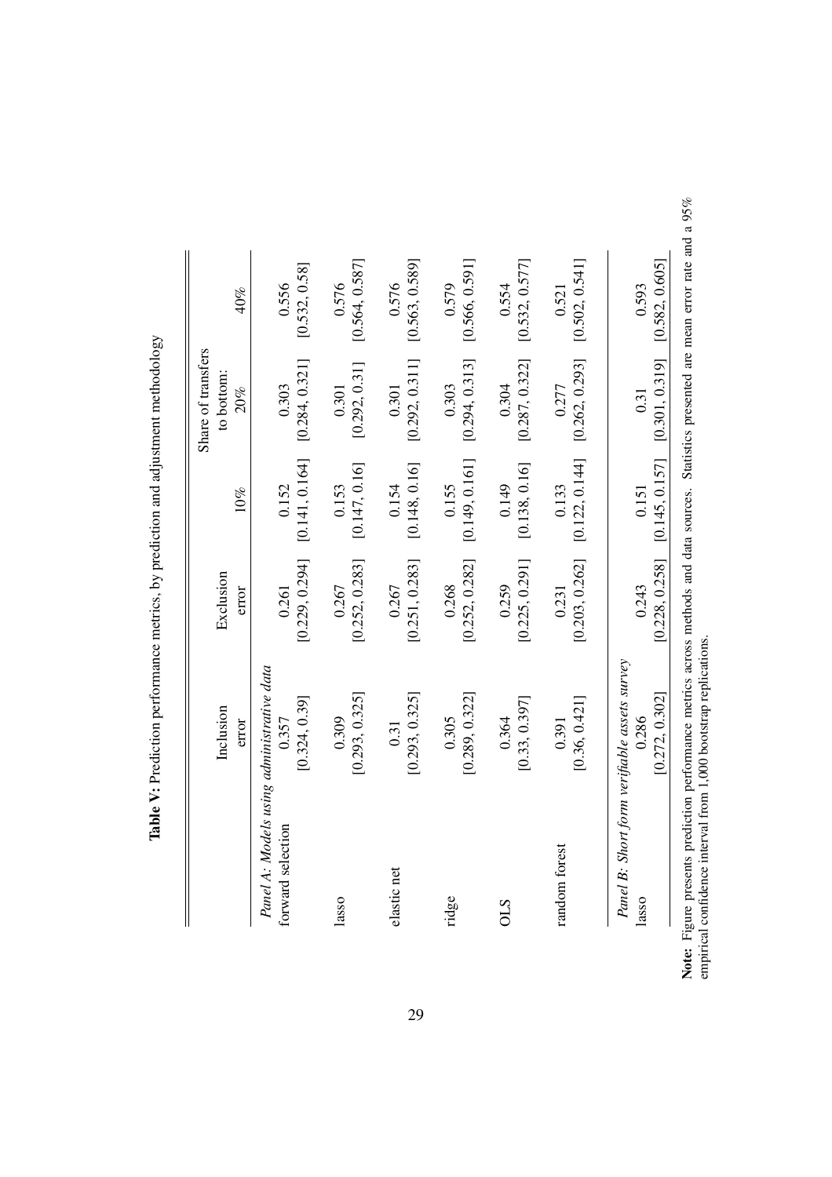**Table V:** Prediction performance metrics, by prediction and adjustment methodology

| | Inclusion error | Exclusion error | Share of transfers to bottom: 10% | 20% | 40% |
|---|---|---|---|---|---|
| *Panel A: Models using administrative data* | | | | | |
| forward selection | 0.357 | 0.261 | 0.152 | 0.303 | 0.556 |
| | [0.324, 0.39] | [0.229, 0.294] | [0.141, 0.164] | [0.284, 0.321] | [0.532, 0.58] |
| lasso | 0.309 | 0.267 | 0.153 | 0.301 | 0.576 |
| | [0.293, 0.325] | [0.252, 0.283] | [0.147, 0.16] | [0.292, 0.31] | [0.564, 0.587] |
| elastic net | 0.31 | 0.267 | 0.154 | 0.301 | 0.576 |
| | [0.293, 0.325] | [0.251, 0.283] | [0.148, 0.16] | [0.292, 0.311] | [0.563, 0.589] |
| ridge | 0.305 | 0.268 | 0.155 | 0.303 | 0.579 |
| | [0.289, 0.322] | [0.252, 0.282] | [0.149, 0.161] | [0.294, 0.313] | [0.566, 0.591] |
| OLS | 0.364 | 0.259 | 0.149 | 0.304 | 0.554 |
| | [0.33, 0.397] | [0.225, 0.291] | [0.138, 0.16] | [0.287, 0.322] | [0.532, 0.577] |
| random forest | 0.391 | 0.231 | 0.133 | 0.277 | 0.521 |
| | [0.36, 0.421] | [0.203, 0.262] | [0.122, 0.144] | [0.262, 0.293] | [0.502, 0.541] |
| *Panel B: Short form verifiable assets survey* | | | | | |
| lasso | 0.286 | 0.243 | 0.151 | 0.31 | 0.593 |
| | [0.272, 0.302] | [0.228, 0.258] | [0.145, 0.157] | [0.301, 0.319] | [0.582, 0.605] |

**Note:** Figure presents prediction performance metrics across methods and data sources. Statistics presented are mean error rate and a 95% empirical confidence interval from 1,000 bootstrap replications.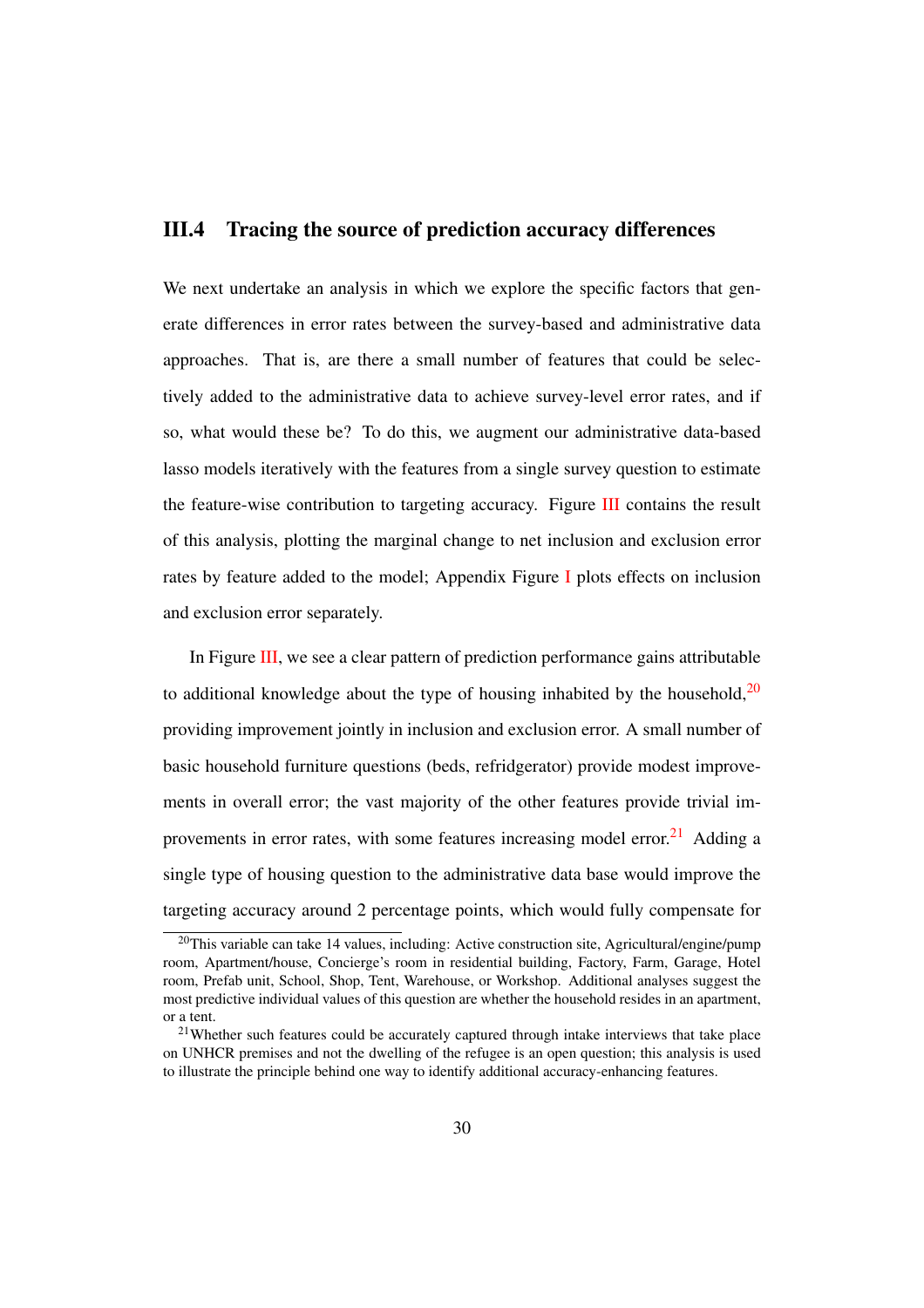### III.4 Tracing the source of prediction accuracy differences

We next undertake an analysis in which we explore the specific factors that generate differences in error rates between the survey-based and administrative data approaches. That is, are there a small number of features that could be selectively added to the administrative data to achieve survey-level error rates, and if so, what would these be? To do this, we augment our administrative data-based lasso models iteratively with the features from a single survey question to estimate the feature-wise contribution to targeting accuracy. Figure III contains the result of this analysis, plotting the marginal change to net inclusion and exclusion error rates by feature added to the model; Appendix Figure I plots effects on inclusion and exclusion error separately.

In Figure III, we see a clear pattern of prediction performance gains attributable to additional knowledge about the type of housing inhabited by the household,[20] providing improvement jointly in inclusion and exclusion error. A small number of basic household furniture questions (beds, refridgerator) provide modest improvements in overall error; the vast majority of the other features provide trivial improvements in error rates, with some features increasing model error.[21] Adding a single type of housing question to the administrative data base would improve the targeting accuracy around 2 percentage points, which would fully compensate for

[20] This variable can take 14 values, including: Active construction site, Agricultural/engine/pump room, Apartment/house, Concierge's room in residential building, Factory, Farm, Garage, Hotel room, Prefab unit, School, Shop, Tent, Warehouse, or Workshop. Additional analyses suggest the most predictive individual values of this question are whether the household resides in an apartment, or a tent.

[21] Whether such features could be accurately captured through intake interviews that take place on UNHCR premises and not the dwelling of the refugee is an open question; this analysis is used to illustrate the principle behind one way to identify additional accuracy-enhancing features.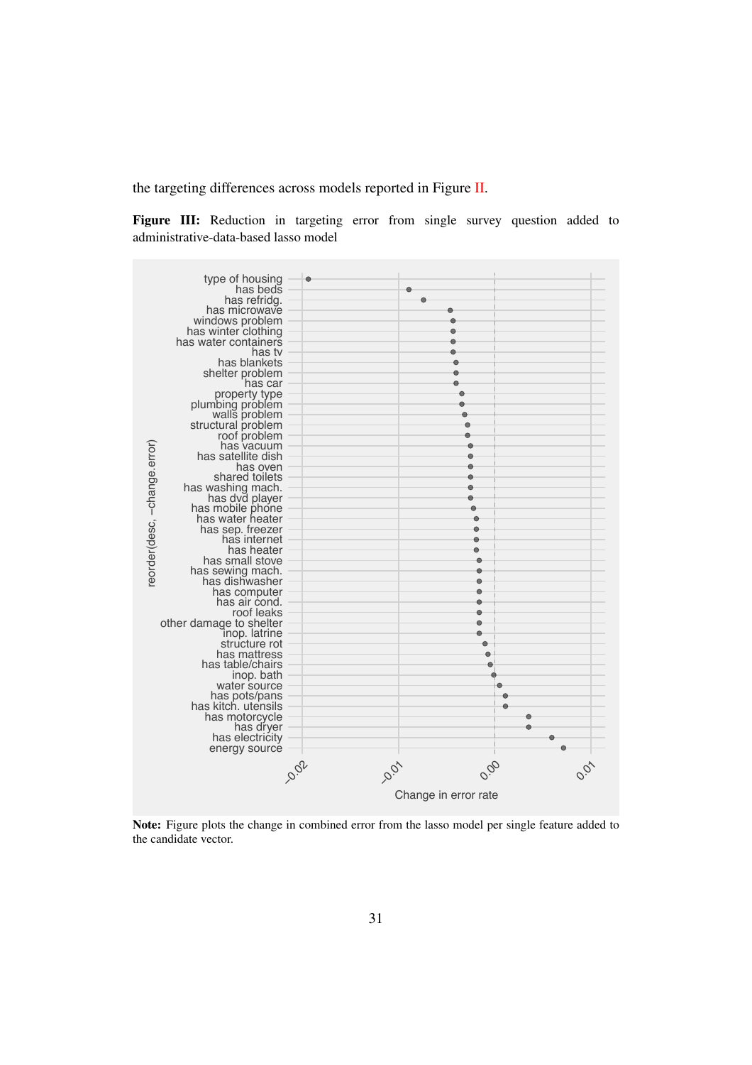the targeting differences across models reported in Figure II.

**Figure III:** Reduction in targeting error from single survey question added to administrative-data-based lasso model

**Note:** Figure plots the change in combined error from the lasso model per single feature added to the candidate vector.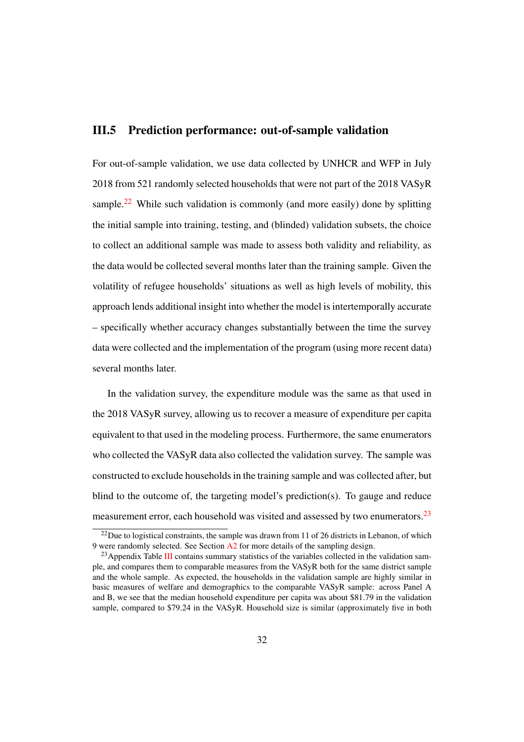## III.5 Prediction performance: out-of-sample validation

For out-of-sample validation, we use data collected by UNHCR and WFP in July 2018 from 521 randomly selected households that were not part of the 2018 VASyR sample.[22] While such validation is commonly (and more easily) done by splitting the initial sample into training, testing, and (blinded) validation subsets, the choice to collect an additional sample was made to assess both validity and reliability, as the data would be collected several months later than the training sample. Given the volatility of refugee households' situations as well as high levels of mobility, this approach lends additional insight into whether the model is intertemporally accurate – specifically whether accuracy changes substantially between the time the survey data were collected and the implementation of the program (using more recent data) several months later.

In the validation survey, the expenditure module was the same as that used in the 2018 VASyR survey, allowing us to recover a measure of expenditure per capita equivalent to that used in the modeling process. Furthermore, the same enumerators who collected the VASyR data also collected the validation survey. The sample was constructed to exclude households in the training sample and was collected after, but blind to the outcome of, the targeting model's prediction(s). To gauge and reduce measurement error, each household was visited and assessed by two enumerators.[23]

[22] Due to logistical constraints, the sample was drawn from 11 of 26 districts in Lebanon, of which 9 were randomly selected. See Section A2 for more details of the sampling design.

[23] Appendix Table III contains summary statistics of the variables collected in the validation sample, and compares them to comparable measures from the VASyR both for the same district sample and the whole sample. As expected, the households in the validation sample are highly similar in basic measures of welfare and demographics to the comparable VASyR sample: across Panel A and B, we see that the median household expenditure per capita was about $81.79 in the validation sample, compared to $79.24 in the VASyR. Household size is similar (approximately five in both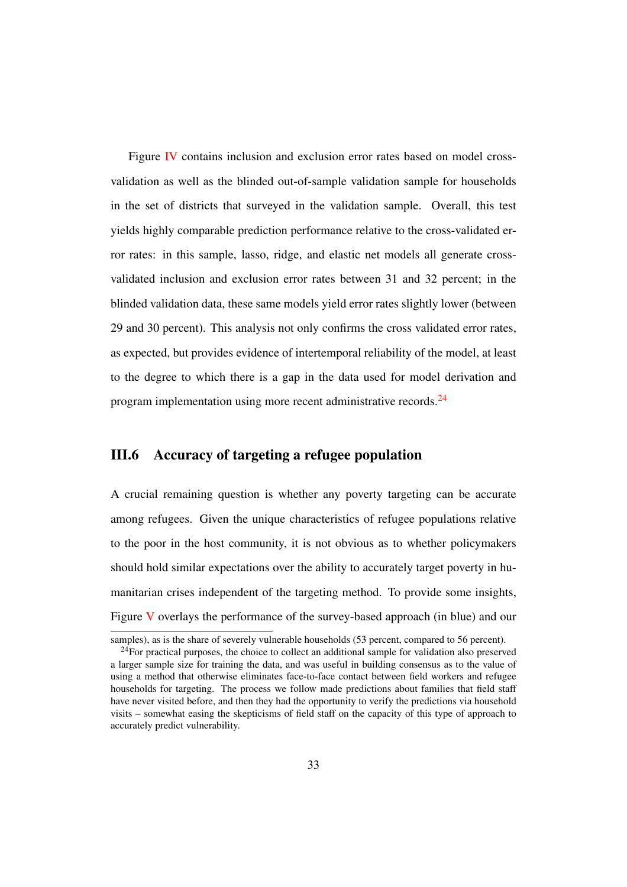Figure IV contains inclusion and exclusion error rates based on model cross-validation as well as the blinded out-of-sample validation sample for households in the set of districts that surveyed in the validation sample. Overall, this test yields highly comparable prediction performance relative to the cross-validated error rates: in this sample, lasso, ridge, and elastic net models all generate cross-validated inclusion and exclusion error rates between 31 and 32 percent; in the blinded validation data, these same models yield error rates slightly lower (between 29 and 30 percent). This analysis not only confirms the cross validated error rates, as expected, but provides evidence of intertemporal reliability of the model, at least to the degree to which there is a gap in the data used for model derivation and program implementation using more recent administrative records.[24]

## III.6 Accuracy of targeting a refugee population

A crucial remaining question is whether any poverty targeting can be accurate among refugees. Given the unique characteristics of refugee populations relative to the poor in the host community, it is not obvious as to whether policymakers should hold similar expectations over the ability to accurately target poverty in humanitarian crises independent of the targeting method. To provide some insights, Figure V overlays the performance of the survey-based approach (in blue) and our

samples), as is the share of severely vulnerable households (53 percent, compared to 56 percent).

[24] For practical purposes, the choice to collect an additional sample for validation also preserved a larger sample size for training the data, and was useful in building consensus as to the value of using a method that otherwise eliminates face-to-face contact between field workers and refugee households for targeting. The process we follow made predictions about families that field staff have never visited before, and then they had the opportunity to verify the predictions via household visits – somewhat easing the skepticisms of field staff on the capacity of this type of approach to accurately predict vulnerability.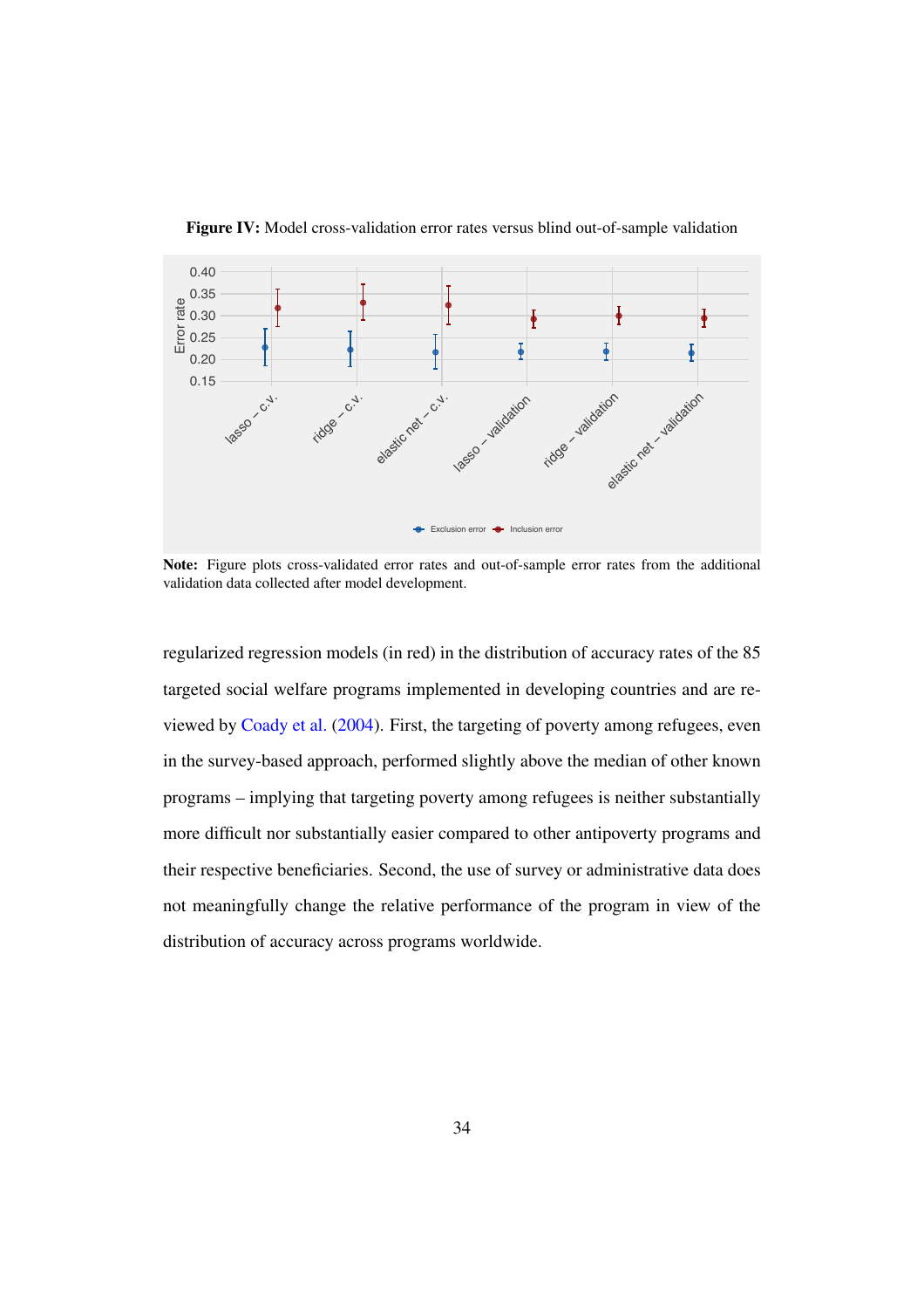**Figure IV:** Model cross-validation error rates versus blind out-of-sample validation

**Note:** Figure plots cross-validated error rates and out-of-sample error rates from the additional validation data collected after model development.

regularized regression models (in red) in the distribution of accuracy rates of the 85 targeted social welfare programs implemented in developing countries and are reviewed by Coady et al. (2004). First, the targeting of poverty among refugees, even in the survey-based approach, performed slightly above the median of other known programs – implying that targeting poverty among refugees is neither substantially more difficult nor substantially easier compared to other antipoverty programs and their respective beneficiaries. Second, the use of survey or administrative data does not meaningfully change the relative performance of the program in view of the distribution of accuracy across programs worldwide.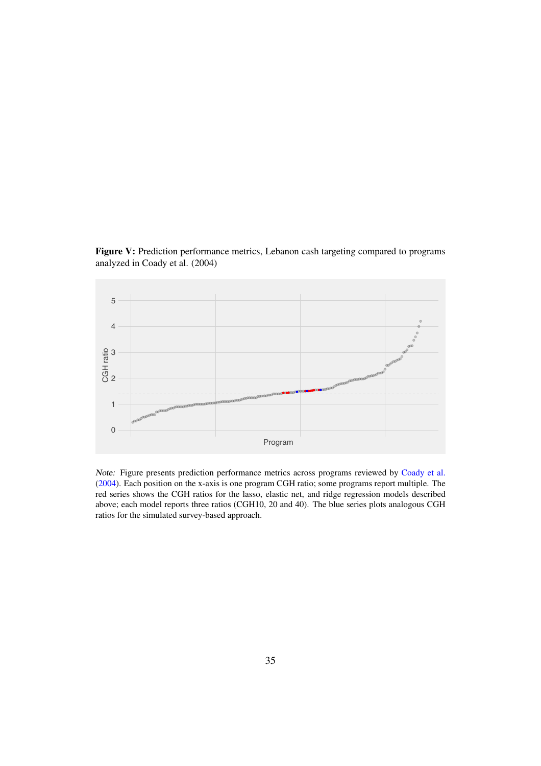**Figure V:** Prediction performance metrics, Lebanon cash targeting compared to programs analyzed in Coady et al. (2004)

*Note:* Figure presents prediction performance metrics across programs reviewed by Coady et al. (2004). Each position on the x-axis is one program CGH ratio; some programs report multiple. The red series shows the CGH ratios for the lasso, elastic net, and ridge regression models described above; each model reports three ratios (CGH10, 20 and 40). The blue series plots analogous CGH ratios for the simulated survey-based approach.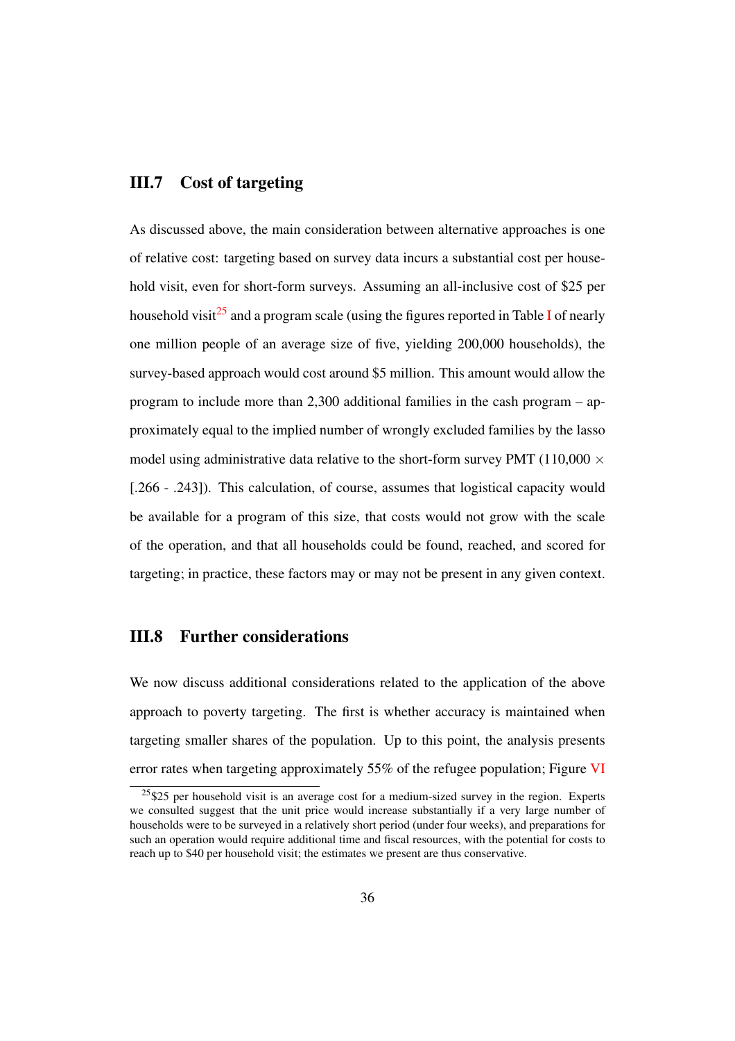## III.7 Cost of targeting

As discussed above, the main consideration between alternative approaches is one of relative cost: targeting based on survey data incurs a substantial cost per household visit, even for short-form surveys. Assuming an all-inclusive cost of $25 per household visit[25] and a program scale (using the figures reported in Table I of nearly one million people of an average size of five, yielding 200,000 households), the survey-based approach would cost around $5 million. This amount would allow the program to include more than 2,300 additional families in the cash program – approximately equal to the implied number of wrongly excluded families by the lasso model using administrative data relative to the short-form survey PMT (110,000 $\times$ [.266 - .243]). This calculation, of course, assumes that logistical capacity would be available for a program of this size, that costs would not grow with the scale of the operation, and that all households could be found, reached, and scored for targeting; in practice, these factors may or may not be present in any given context.

## III.8 Further considerations

We now discuss additional considerations related to the application of the above approach to poverty targeting. The first is whether accuracy is maintained when targeting smaller shares of the population. Up to this point, the analysis presents error rates when targeting approximately 55% of the refugee population; Figure VI

[25] $25 per household visit is an average cost for a medium-sized survey in the region. Experts we consulted suggest that the unit price would increase substantially if a very large number of households were to be surveyed in a relatively short period (under four weeks), and preparations for such an operation would require additional time and fiscal resources, with the potential for costs to reach up to $40 per household visit; the estimates we present are thus conservative.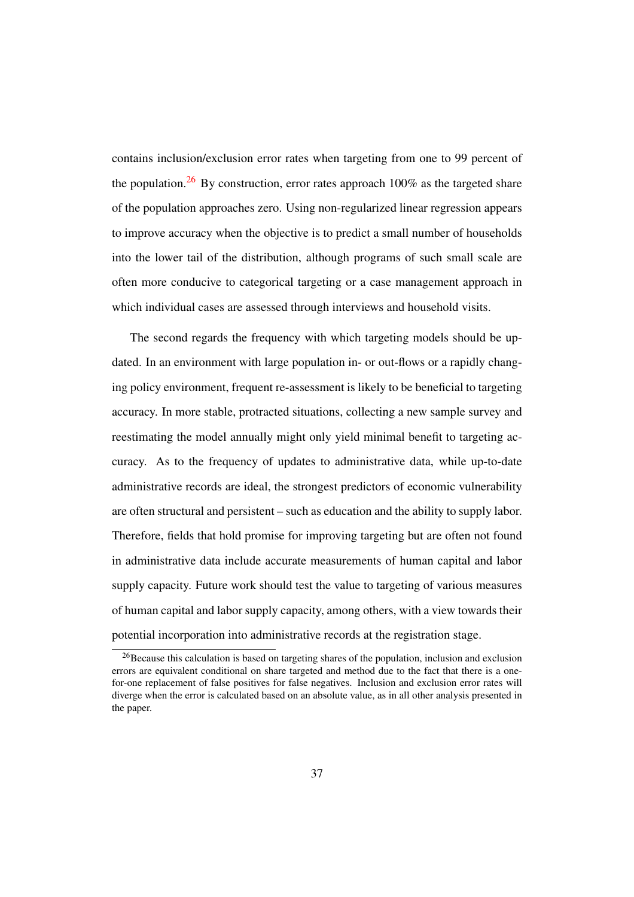contains inclusion/exclusion error rates when targeting from one to 99 percent of the population.[26] By construction, error rates approach 100% as the targeted share of the population approaches zero. Using non-regularized linear regression appears to improve accuracy when the objective is to predict a small number of households into the lower tail of the distribution, although programs of such small scale are often more conducive to categorical targeting or a case management approach in which individual cases are assessed through interviews and household visits.

The second regards the frequency with which targeting models should be updated. In an environment with large population in- or out-flows or a rapidly changing policy environment, frequent re-assessment is likely to be beneficial to targeting accuracy. In more stable, protracted situations, collecting a new sample survey and reestimating the model annually might only yield minimal benefit to targeting accuracy. As to the frequency of updates to administrative data, while up-to-date administrative records are ideal, the strongest predictors of economic vulnerability are often structural and persistent – such as education and the ability to supply labor. Therefore, fields that hold promise for improving targeting but are often not found in administrative data include accurate measurements of human capital and labor supply capacity. Future work should test the value to targeting of various measures of human capital and labor supply capacity, among others, with a view towards their potential incorporation into administrative records at the registration stage.

[26] Because this calculation is based on targeting shares of the population, inclusion and exclusion errors are equivalent conditional on share targeted and method due to the fact that there is a one-for-one replacement of false positives for false negatives. Inclusion and exclusion error rates will diverge when the error is calculated based on an absolute value, as in all other analysis presented in the paper.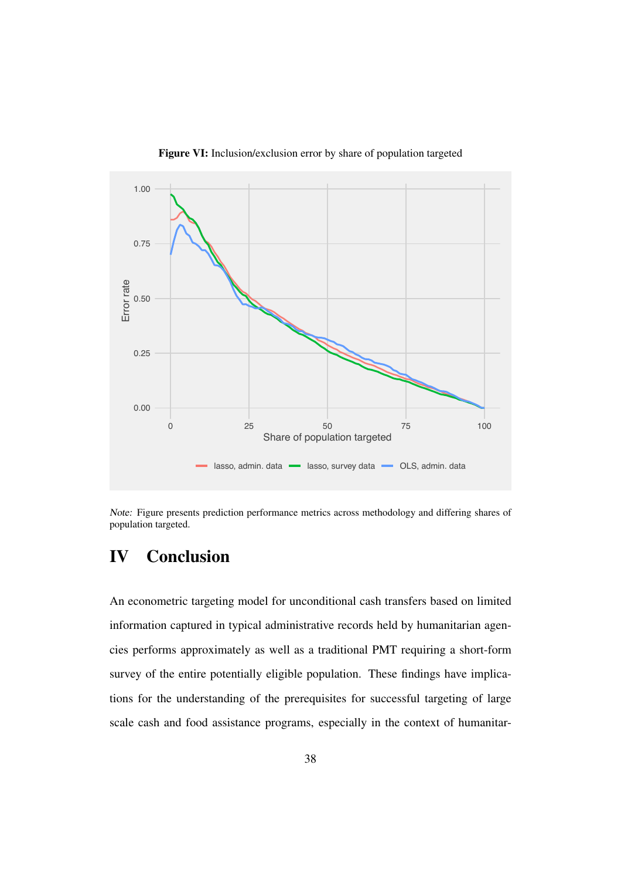**Figure VI:** Inclusion/exclusion error by share of population targeted

*Note:* Figure presents prediction performance metrics across methodology and differing shares of population targeted.

# IV Conclusion

An econometric targeting model for unconditional cash transfers based on limited information captured in typical administrative records held by humanitarian agencies performs approximately as well as a traditional PMT requiring a short-form survey of the entire potentially eligible population. These findings have implications for the understanding of the prerequisites for successful targeting of large scale cash and food assistance programs, especially in the context of humanitar-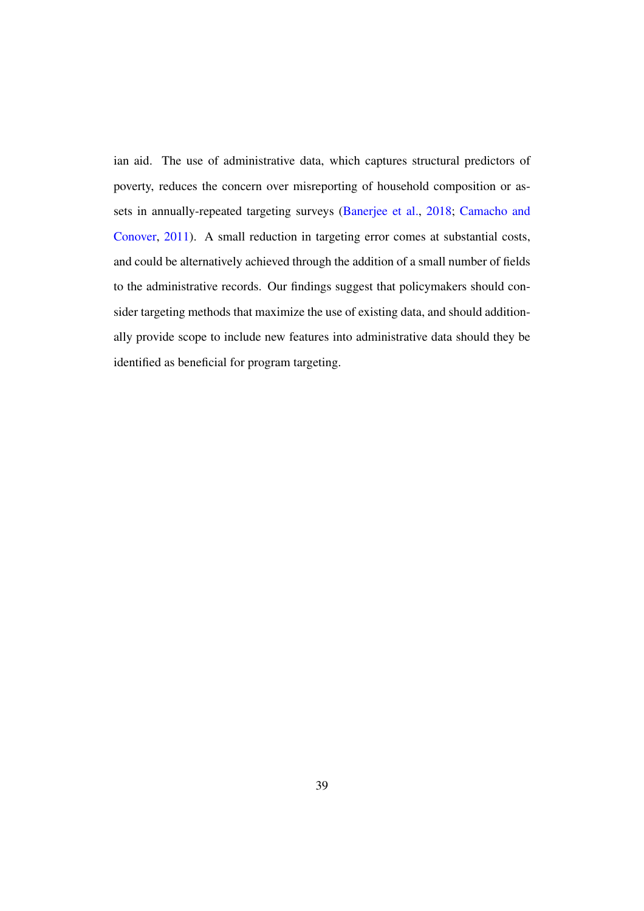ian aid. The use of administrative data, which captures structural predictors of poverty, reduces the concern over misreporting of household composition or assets in annually-repeated targeting surveys (Banerjee et al., 2018; Camacho and Conover, 2011). A small reduction in targeting error comes at substantial costs, and could be alternatively achieved through the addition of a small number of fields to the administrative records. Our findings suggest that policymakers should consider targeting methods that maximize the use of existing data, and should additionally provide scope to include new features into administrative data should they be identified as beneficial for program targeting.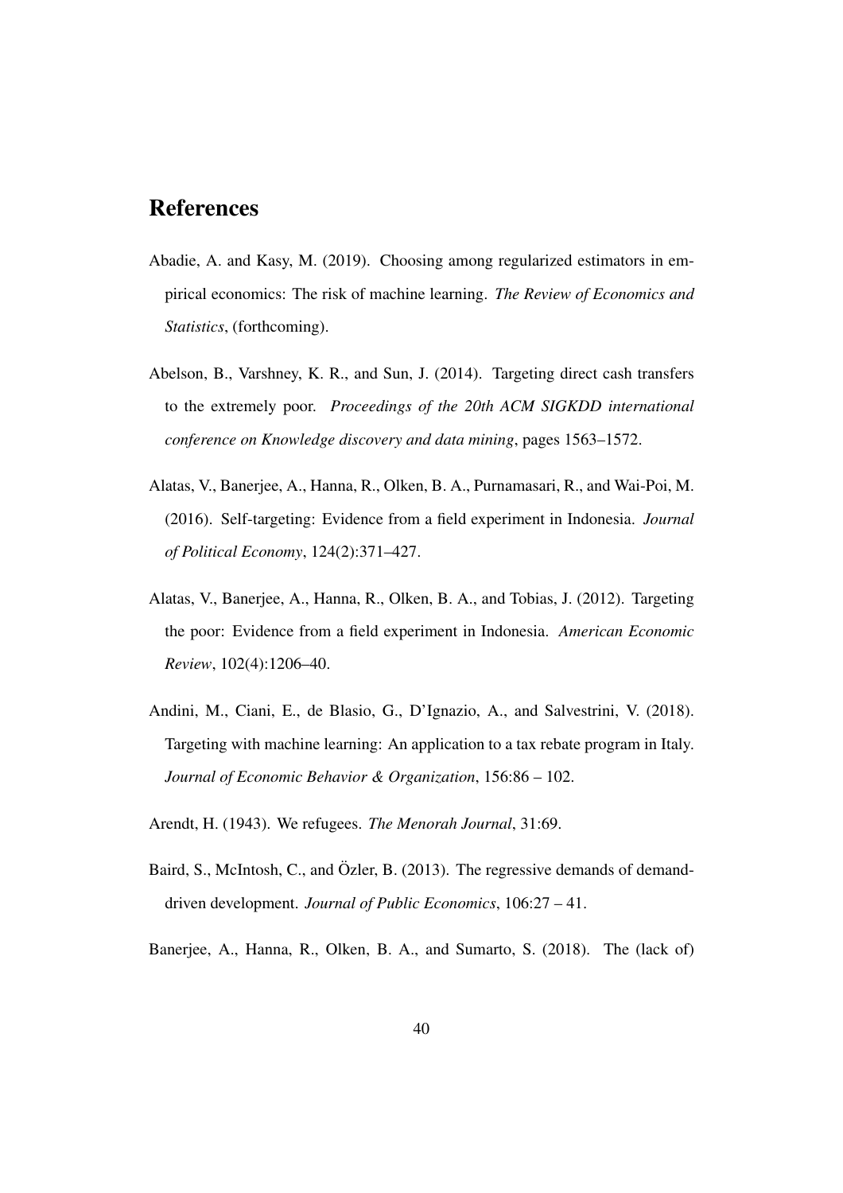# References

Abadie, A. and Kasy, M. (2019). Choosing among regularized estimators in empirical economics: The risk of machine learning. *The Review of Economics and Statistics*, (forthcoming).

Abelson, B., Varshney, K. R., and Sun, J. (2014). Targeting direct cash transfers to the extremely poor. *Proceedings of the 20th ACM SIGKDD international conference on Knowledge discovery and data mining*, pages 1563–1572.

Alatas, V., Banerjee, A., Hanna, R., Olken, B. A., Purnamasari, R., and Wai-Poi, M. (2016). Self-targeting: Evidence from a field experiment in Indonesia. *Journal of Political Economy*, 124(2):371–427.

Alatas, V., Banerjee, A., Hanna, R., Olken, B. A., and Tobias, J. (2012). Targeting the poor: Evidence from a field experiment in Indonesia. *American Economic Review*, 102(4):1206–40.

Andini, M., Ciani, E., de Blasio, G., D'Ignazio, A., and Salvestrini, V. (2018). Targeting with machine learning: An application to a tax rebate program in Italy. *Journal of Economic Behavior & Organization*, 156:86 – 102.

Arendt, H. (1943). We refugees. *The Menorah Journal*, 31:69.

Baird, S., McIntosh, C., and Özler, B. (2013). The regressive demands of demand-driven development. *Journal of Public Economics*, 106:27 – 41.

Banerjee, A., Hanna, R., Olken, B. A., and Sumarto, S. (2018). The (lack of)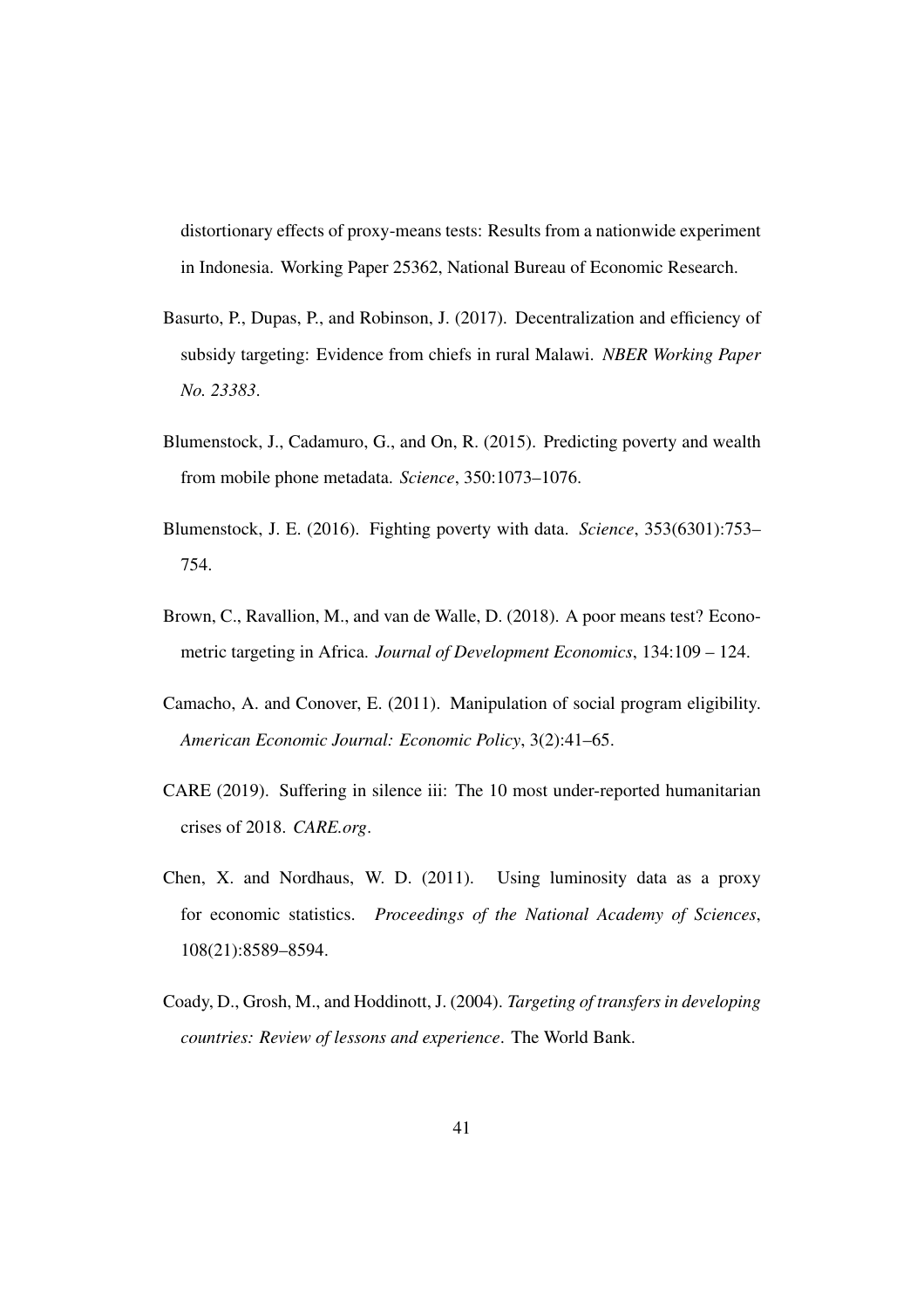distortionary effects of proxy-means tests: Results from a nationwide experiment in Indonesia. Working Paper 25362, National Bureau of Economic Research.

Basurto, P., Dupas, P., and Robinson, J. (2017). Decentralization and efficiency of subsidy targeting: Evidence from chiefs in rural Malawi. *NBER Working Paper No. 23383*.

Blumenstock, J., Cadamuro, G., and On, R. (2015). Predicting poverty and wealth from mobile phone metadata. *Science*, 350:1073–1076.

Blumenstock, J. E. (2016). Fighting poverty with data. *Science*, 353(6301):753–754.

Brown, C., Ravallion, M., and van de Walle, D. (2018). A poor means test? Econometric targeting in Africa. *Journal of Development Economics*, 134:109 – 124.

Camacho, A. and Conover, E. (2011). Manipulation of social program eligibility. *American Economic Journal: Economic Policy*, 3(2):41–65.

CARE (2019). Suffering in silence iii: The 10 most under-reported humanitarian crises of 2018. *CARE.org*.

Chen, X. and Nordhaus, W. D. (2011). Using luminosity data as a proxy for economic statistics. *Proceedings of the National Academy of Sciences*, 108(21):8589–8594.

Coady, D., Grosh, M., and Hoddinott, J. (2004). *Targeting of transfers in developing countries: Review of lessons and experience*. The World Bank.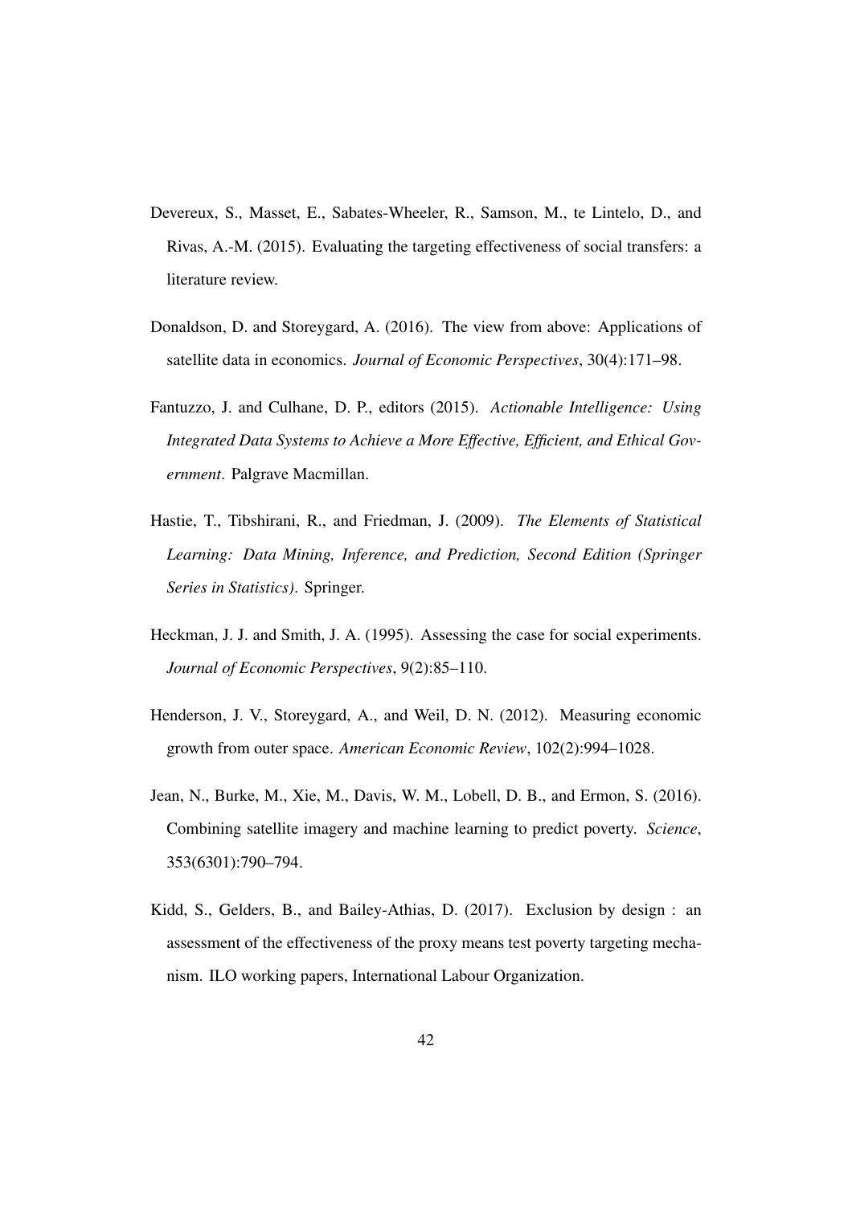Devereux, S., Masset, E., Sabates-Wheeler, R., Samson, M., te Lintelo, D., and Rivas, A.-M. (2015). Evaluating the targeting effectiveness of social transfers: a literature review.

Donaldson, D. and Storeygard, A. (2016). The view from above: Applications of satellite data in economics. *Journal of Economic Perspectives*, 30(4):171–98.

Fantuzzo, J. and Culhane, D. P., editors (2015). *Actionable Intelligence: Using Integrated Data Systems to Achieve a More Effective, Efficient, and Ethical Government*. Palgrave Macmillan.

Hastie, T., Tibshirani, R., and Friedman, J. (2009). *The Elements of Statistical Learning: Data Mining, Inference, and Prediction, Second Edition (Springer Series in Statistics)*. Springer.

Heckman, J. J. and Smith, J. A. (1995). Assessing the case for social experiments. *Journal of Economic Perspectives*, 9(2):85–110.

Henderson, J. V., Storeygard, A., and Weil, D. N. (2012). Measuring economic growth from outer space. *American Economic Review*, 102(2):994–1028.

Jean, N., Burke, M., Xie, M., Davis, W. M., Lobell, D. B., and Ermon, S. (2016). Combining satellite imagery and machine learning to predict poverty. *Science*, 353(6301):790–794.

Kidd, S., Gelders, B., and Bailey-Athias, D. (2017). Exclusion by design : an assessment of the effectiveness of the proxy means test poverty targeting mechanism. ILO working papers, International Labour Organization.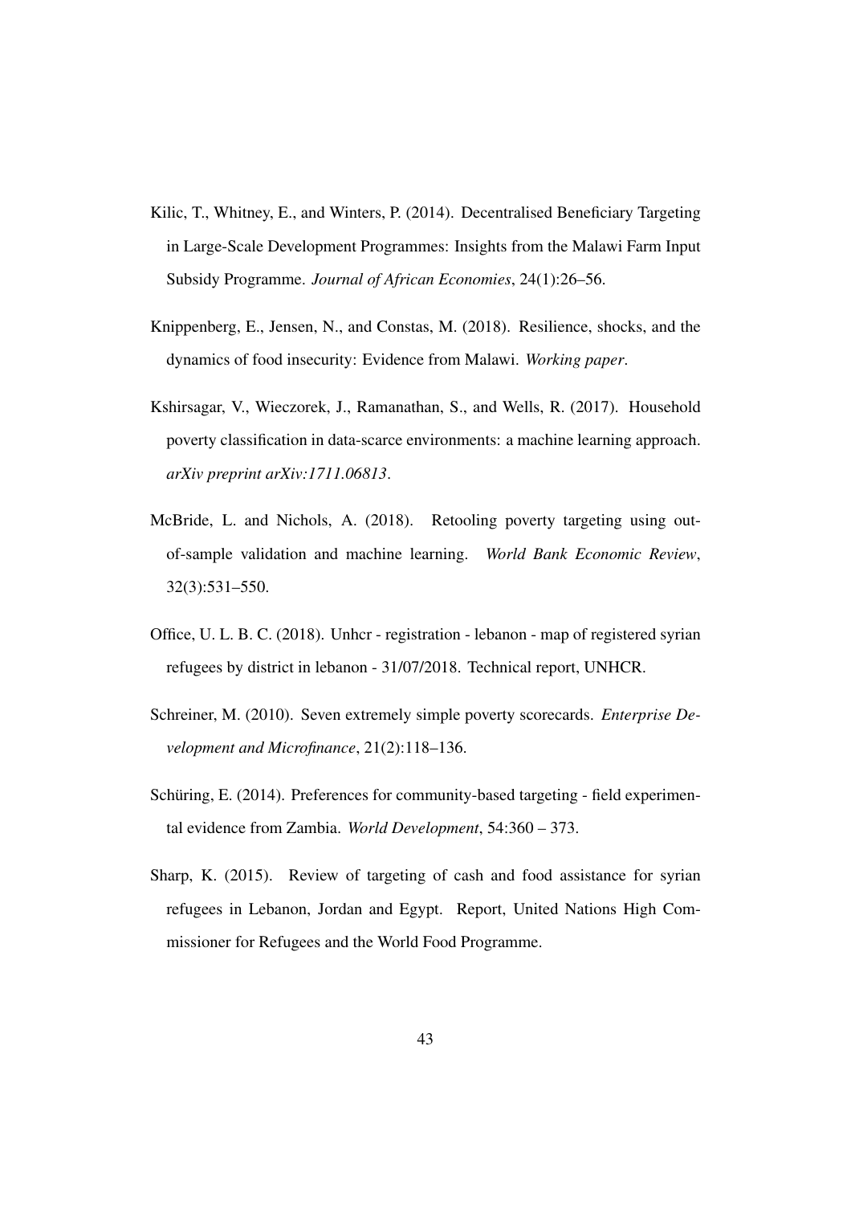Kilic, T., Whitney, E., and Winters, P. (2014). Decentralised Beneficiary Targeting in Large-Scale Development Programmes: Insights from the Malawi Farm Input Subsidy Programme. *Journal of African Economies*, 24(1):26–56.

Knippenberg, E., Jensen, N., and Constas, M. (2018). Resilience, shocks, and the dynamics of food insecurity: Evidence from Malawi. *Working paper*.

Kshirsagar, V., Wieczorek, J., Ramanathan, S., and Wells, R. (2017). Household poverty classification in data-scarce environments: a machine learning approach. *arXiv preprint arXiv:1711.06813*.

McBride, L. and Nichols, A. (2018). Retooling poverty targeting using out-of-sample validation and machine learning. *World Bank Economic Review*, 32(3):531–550.

Office, U. L. B. C. (2018). Unhcr - registration - lebanon - map of registered syrian refugees by district in lebanon - 31/07/2018. Technical report, UNHCR.

Schreiner, M. (2010). Seven extremely simple poverty scorecards. *Enterprise Development and Microfinance*, 21(2):118–136.

Schüring, E. (2014). Preferences for community-based targeting - field experimental evidence from Zambia. *World Development*, 54:360 – 373.

Sharp, K. (2015). Review of targeting of cash and food assistance for syrian refugees in Lebanon, Jordan and Egypt. Report, United Nations High Commissioner for Refugees and the World Food Programme.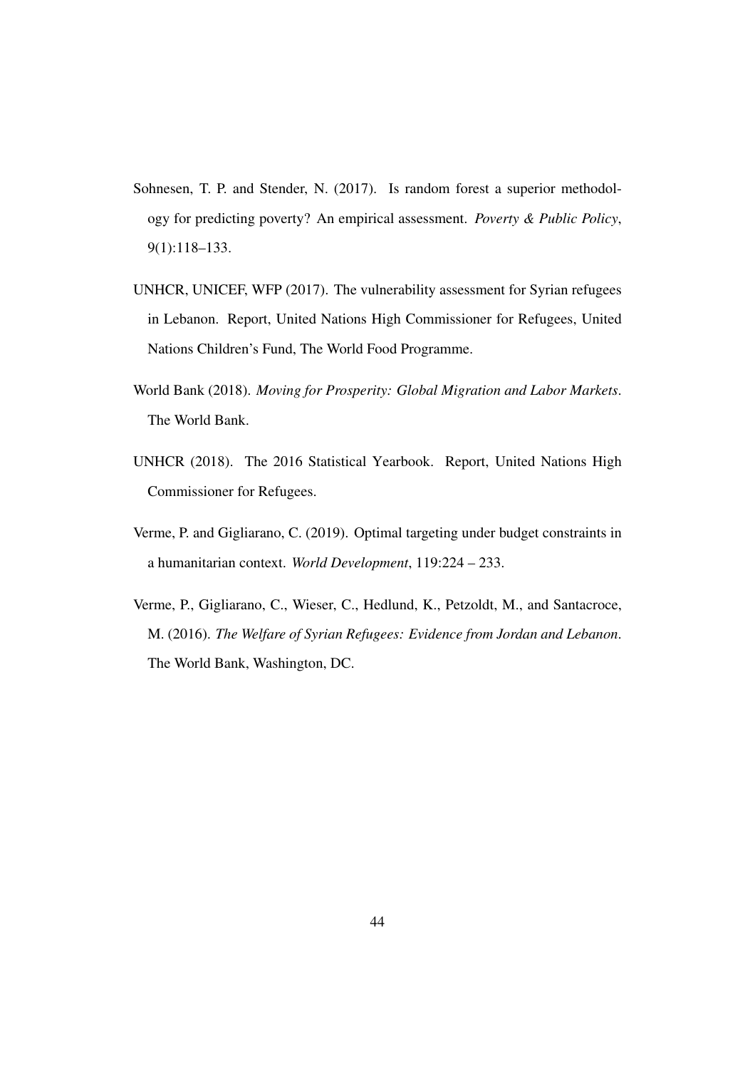Sohnesen, T. P. and Stender, N. (2017). Is random forest a superior methodology for predicting poverty? An empirical assessment. *Poverty & Public Policy*, 9(1):118–133.

UNHCR, UNICEF, WFP (2017). The vulnerability assessment for Syrian refugees in Lebanon. Report, United Nations High Commissioner for Refugees, United Nations Children's Fund, The World Food Programme.

World Bank (2018). *Moving for Prosperity: Global Migration and Labor Markets*. The World Bank.

UNHCR (2018). The 2016 Statistical Yearbook. Report, United Nations High Commissioner for Refugees.

Verme, P. and Gigliarano, C. (2019). Optimal targeting under budget constraints in a humanitarian context. *World Development*, 119:224 – 233.

Verme, P., Gigliarano, C., Wieser, C., Hedlund, K., Petzoldt, M., and Santacroce, M. (2016). *The Welfare of Syrian Refugees: Evidence from Jordan and Lebanon*. The World Bank, Washington, DC.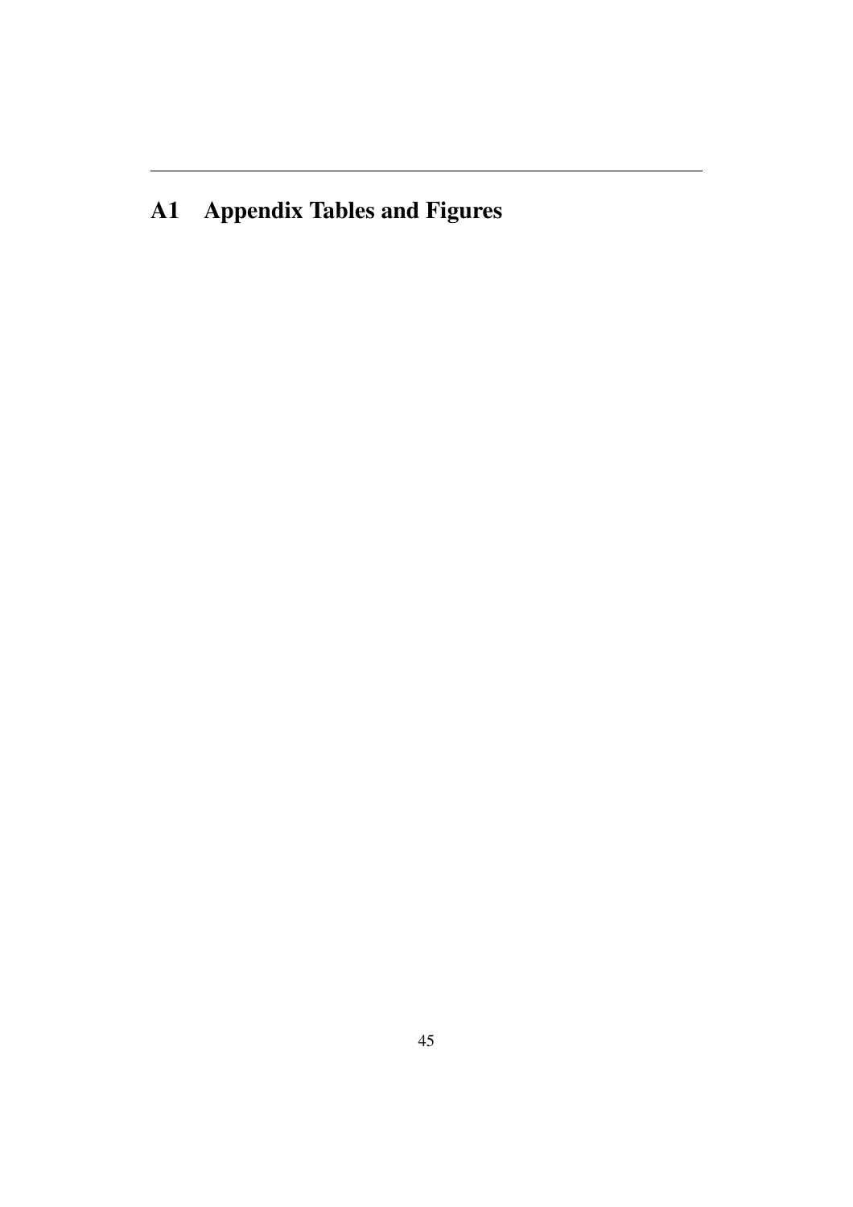# A1 Appendix Tables and Figures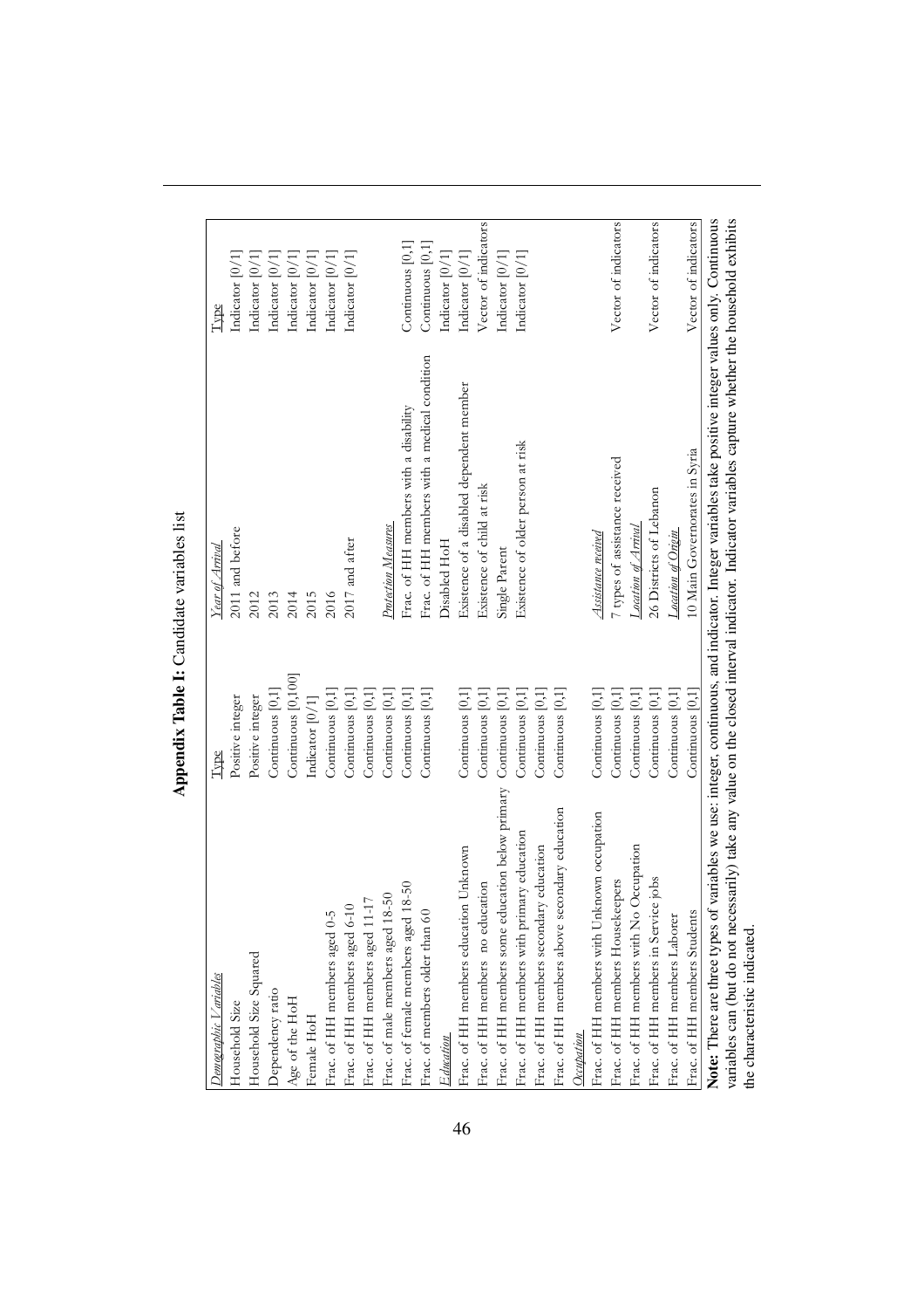# Appendix Table I: Candidate variables list

| *Demographic Variables* | Type | *Year of Arrival* | Type |
|---|---|---|---|
| Household Size | Positive integer | 2011 and before | Indicator [0/1] |
| Household Size Squared | Positive integer | 2012 | Indicator [0/1] |
| Dependency ratio | Continuous [0,1] | 2013 | Indicator [0/1] |
| Age of the HoH | Continuous [0,100] | 2014 | Indicator [0/1] |
| Female HoH | Indicator [0/1] | 2015 | Indicator [0/1] |
| Frac. of HH members aged 0-5 | Continuous [0,1] | 2016 | Indicator [0/1] |
| Frac. of HH members aged 6-10 | Continuous [0,1] | 2017 and after | Indicator [0/1] |
| Frac. of HH members aged 11-17 | Continuous [0,1] | | |
| Frac. of male members aged 18-50 | Continuous [0,1] | *Protection Measures* | |
| Frac. of female members aged 18-50 | Continuous [0,1] | Frac. of HH members with a disability | Continuous [0,1] |
| Frac. of members older than 60 | Continuous [0,1] | Frac. of HH members with a medical condition | Continuous [0,1] |
| *Education* | | Disabled HoH | Indicator [0/1] |
| Frac. of HH members education Unknown | Continuous [0,1] | Existence of a disabled dependent member | Indicator [0/1] |
| Frac. of HH members no education | Continuous [0,1] | Existence of child at risk | Vector of indicators |
| Frac. of HH members some education below primary | Continuous [0,1] | Single Parent | Indicator [0/1] |
| Frac. of HH members with primary education | Continuous [0,1] | Existence of older person at risk | Indicator [0/1] |
| Frac. of HH members secondary education | Continuous [0,1] | | |
| Frac. of HH members above secondary education | Continuous [0,1] | | |
| *Occupation* | | *Assistance received* | |
| Frac. of HH members with Unknown occupation | Continuous [0,1] | 7 types of assistance received | Vector of indicators |
| Frac. of HH members Housekeepers | Continuous [0,1] | *Location of Arrival* | |
| Frac. of HH members with No Occupation | Continuous [0,1] | 26 Districts of Lebanon | Vector of indicators |
| Frac. of HH members in Service jobs | Continuous [0,1] | *Location of Origin* | |
| Frac. of HH members Laborer | Continuous [0,1] | 10 Main Governorates in Syria | Vector of indicators |
| Frac. of HH members Students | Continuous [0,1] | | |

**Note:** There are three types of variables we use: integer, continuous, and indicator. Integer variables take positive integer values only. Continuous variables can (but do not necessarily) take any value on the closed interval indicator. Indicator variables capture whether the household exhibits the characteristic indicated.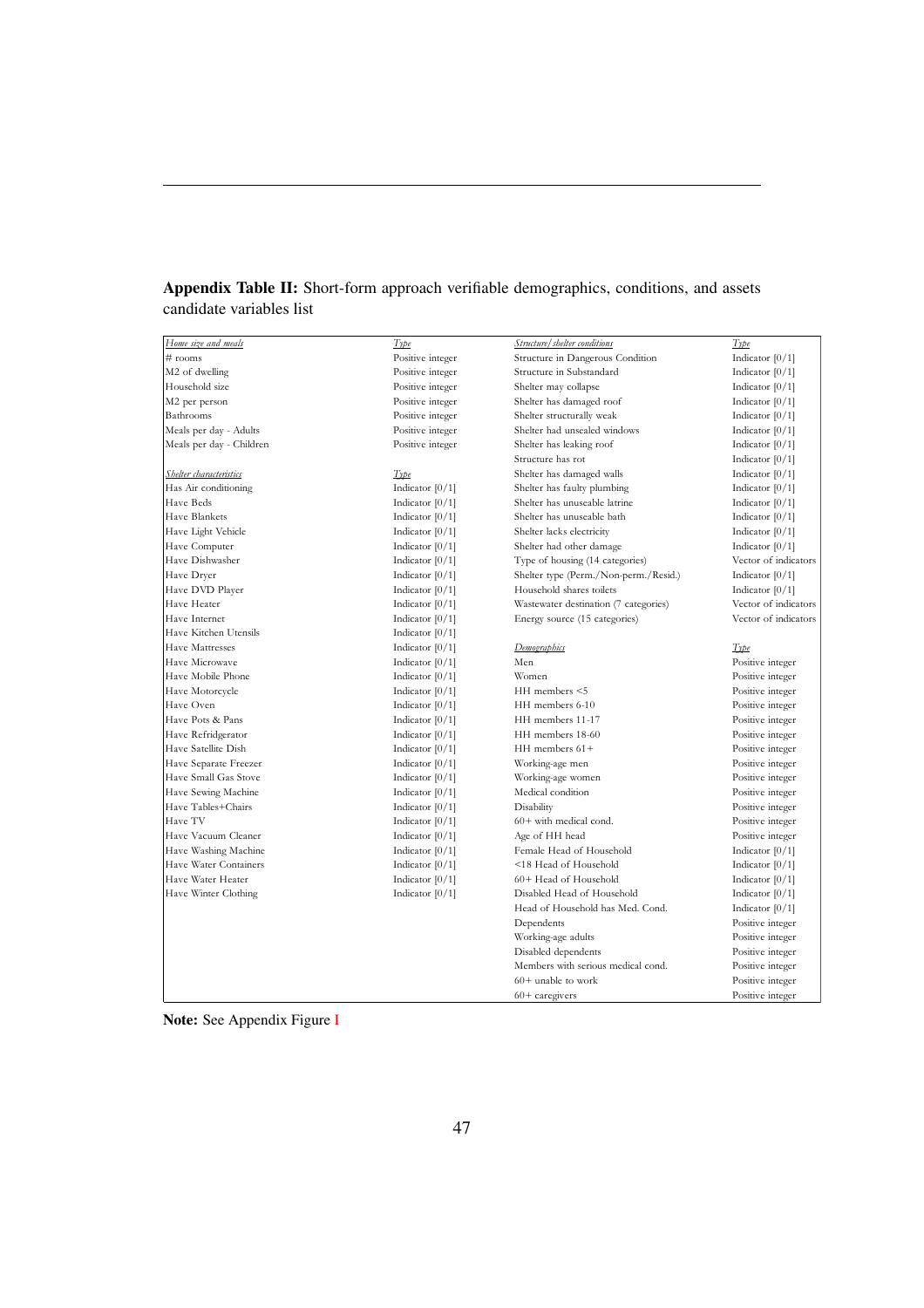**Appendix Table II:** Short-form approach verifiable demographics, conditions, and assets candidate variables list

| *Home size and meals* | *Type* | *Structure/shelter conditions* | *Type* |
|---|---|---|---|
| # rooms | Positive integer | Structure in Dangerous Condition | Indicator [0/1] |
| M2 of dwelling | Positive integer | Structure in Substandard | Indicator [0/1] |
| Household size | Positive integer | Shelter may collapse | Indicator [0/1] |
| M2 per person | Positive integer | Shelter has damaged roof | Indicator [0/1] |
| Bathrooms | Positive integer | Shelter structurally weak | Indicator [0/1] |
| Meals per day - Adults | Positive integer | Shelter had unsealed windows | Indicator [0/1] |
| Meals per day - Children | Positive integer | Shelter has leaking roof | Indicator [0/1] |
| | | Structure has rot | Indicator [0/1] |
| *Shelter characteristics* | *Type* | Shelter has damaged walls | Indicator [0/1] |
| Has Air conditioning | Indicator [0/1] | Shelter has faulty plumbing | Indicator [0/1] |
| Have Beds | Indicator [0/1] | Shelter has unuseable latrine | Indicator [0/1] |
| Have Blankets | Indicator [0/1] | Shelter has unuseable bath | Indicator [0/1] |
| Have Light Vehicle | Indicator [0/1] | Shelter lacks electricity | Indicator [0/1] |
| Have Computer | Indicator [0/1] | Shelter had other damage | Indicator [0/1] |
| Have Dishwasher | Indicator [0/1] | Type of housing (14 categories) | Vector of indicators |
| Have Dryer | Indicator [0/1] | Shelter type (Perm./Non-perm./Resid.) | Indicator [0/1] |
| Have DVD Player | Indicator [0/1] | Household shares toilets | Indicator [0/1] |
| Have Heater | Indicator [0/1] | Wastewater destination (7 categories) | Vector of indicators |
| Have Internet | Indicator [0/1] | Energy source (15 categories) | Vector of indicators |
| Have Kitchen Utensils | Indicator [0/1] | | |
| Have Mattresses | Indicator [0/1] | *Demographics* | *Type* |
| Have Microwave | Indicator [0/1] | Men | Positive integer |
| Have Mobile Phone | Indicator [0/1] | Women | Positive integer |
| Have Motorcycle | Indicator [0/1] | HH members <5 | Positive integer |
| Have Oven | Indicator [0/1] | HH members 6-10 | Positive integer |
| Have Pots & Pans | Indicator [0/1] | HH members 11-17 | Positive integer |
| Have Refridgerator | Indicator [0/1] | HH members 18-60 | Positive integer |
| Have Satellite Dish | Indicator [0/1] | HH members 61+ | Positive integer |
| Have Separate Freezer | Indicator [0/1] | Working-age men | Positive integer |
| Have Small Gas Stove | Indicator [0/1] | Working-age women | Positive integer |
| Have Sewing Machine | Indicator [0/1] | Medical condition | Positive integer |
| Have Tables+Chairs | Indicator [0/1] | Disability | Positive integer |
| Have TV | Indicator [0/1] | 60+ with medical cond. | Positive integer |
| Have Vacuum Cleaner | Indicator [0/1] | Age of HH head | Positive integer |
| Have Washing Machine | Indicator [0/1] | Female Head of Household | Indicator [0/1] |
| Have Water Containers | Indicator [0/1] | <18 Head of Household | Indicator [0/1] |
| Have Water Heater | Indicator [0/1] | 60+ Head of Household | Indicator [0/1] |
| Have Winter Clothing | Indicator [0/1] | Disabled Head of Household | Indicator [0/1] |
| | | Head of Household has Med. Cond. | Indicator [0/1] |
| | | Dependents | Positive integer |
| | | Working-age adults | Positive integer |
| | | Disabled dependents | Positive integer |
| | | Members with serious medical cond. | Positive integer |
| | | 60+ unable to work | Positive integer |
| | | 60+ caregivers | Positive integer |

**Note:** See Appendix Figure I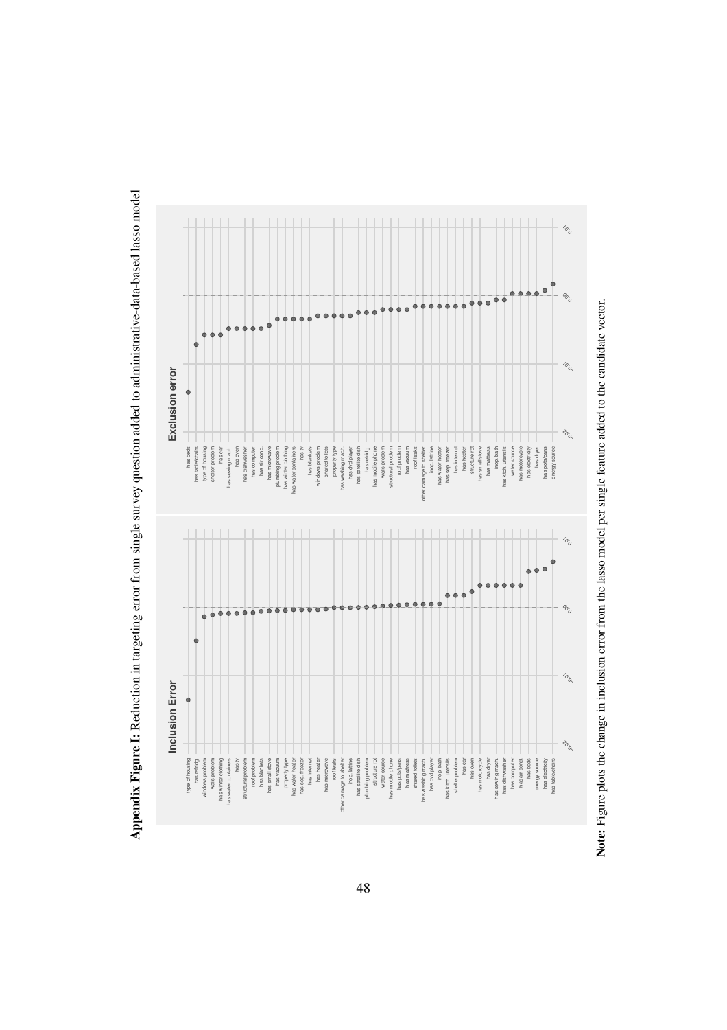**Appendix Figure I:** Reduction in targeting error from single survey question added to administrative-data-based lasso model

**Note:** Figure plots the change in inclusion error from the lasso model per single feature added to the candidate vector.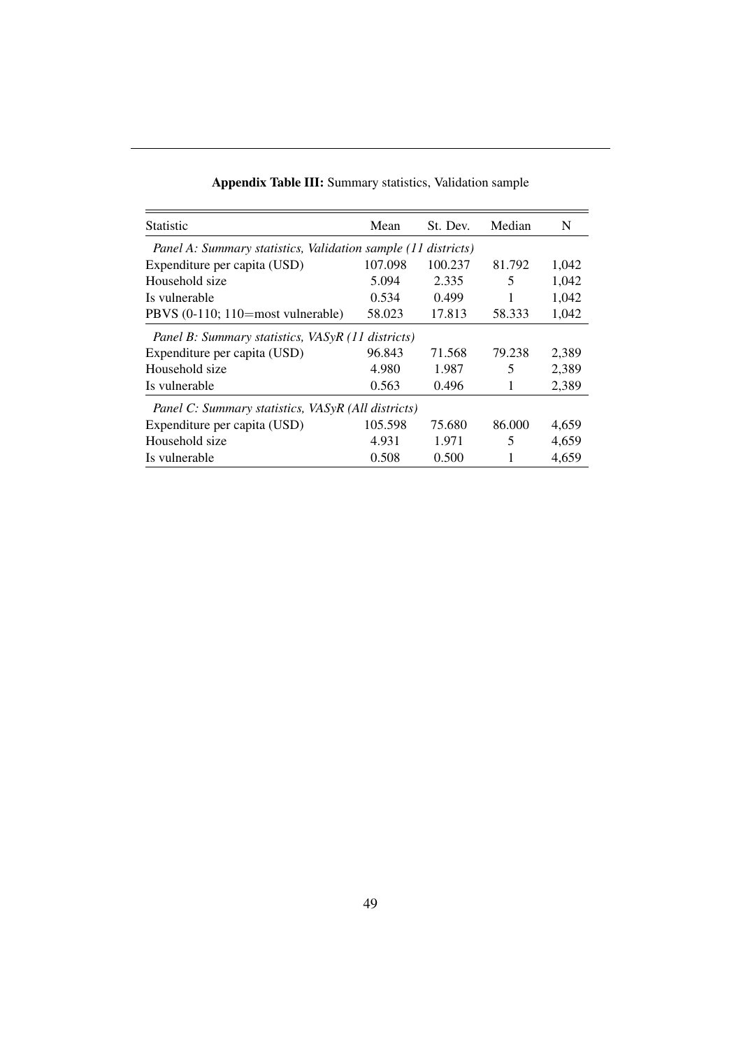**Appendix Table III:** Summary statistics, Validation sample

| Statistic | Mean | St. Dev. | Median | N |
|---|---|---|---|---|
| *Panel A: Summary statistics, Validation sample (11 districts)* | | | | |
| Expenditure per capita (USD) | 107.098 | 100.237 | 81.792 | 1,042 |
| Household size | 5.094 | 2.335 | 5 | 1,042 |
| Is vulnerable | 0.534 | 0.499 | 1 | 1,042 |
| PBVS (0-110; 110=most vulnerable) | 58.023 | 17.813 | 58.333 | 1,042 |
| *Panel B: Summary statistics, VASyR (11 districts)* | | | | |
| Expenditure per capita (USD) | 96.843 | 71.568 | 79.238 | 2,389 |
| Household size | 4.980 | 1.987 | 5 | 2,389 |
| Is vulnerable | 0.563 | 0.496 | 1 | 2,389 |
| *Panel C: Summary statistics, VASyR (All districts)* | | | | |
| Expenditure per capita (USD) | 105.598 | 75.680 | 86.000 | 4,659 |
| Household size | 4.931 | 1.971 | 5 | 4,659 |
| Is vulnerable | 0.508 | 0.500 | 1 | 4,659 |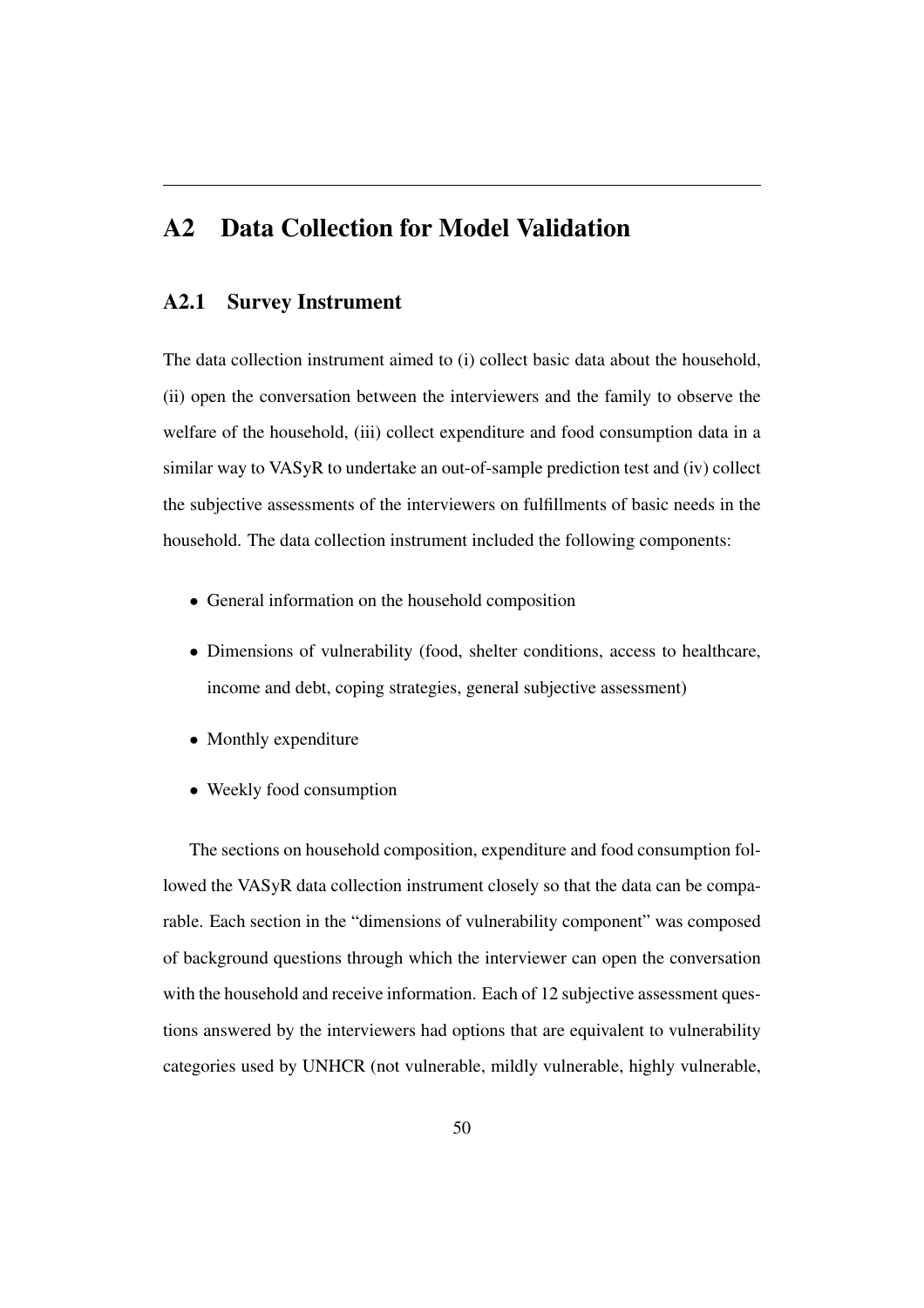## A2 Data Collection for Model Validation

### A2.1 Survey Instrument

The data collection instrument aimed to (i) collect basic data about the household, (ii) open the conversation between the interviewers and the family to observe the welfare of the household, (iii) collect expenditure and food consumption data in a similar way to VASyR to undertake an out-of-sample prediction test and (iv) collect the subjective assessments of the interviewers on fulfillments of basic needs in the household. The data collection instrument included the following components:

- General information on the household composition
- Dimensions of vulnerability (food, shelter conditions, access to healthcare, income and debt, coping strategies, general subjective assessment)
- Monthly expenditure
- Weekly food consumption

The sections on household composition, expenditure and food consumption followed the VASyR data collection instrument closely so that the data can be comparable. Each section in the "dimensions of vulnerability component" was composed of background questions through which the interviewer can open the conversation with the household and receive information. Each of 12 subjective assessment questions answered by the interviewers had options that are equivalent to vulnerability categories used by UNHCR (not vulnerable, mildly vulnerable, highly vulnerable,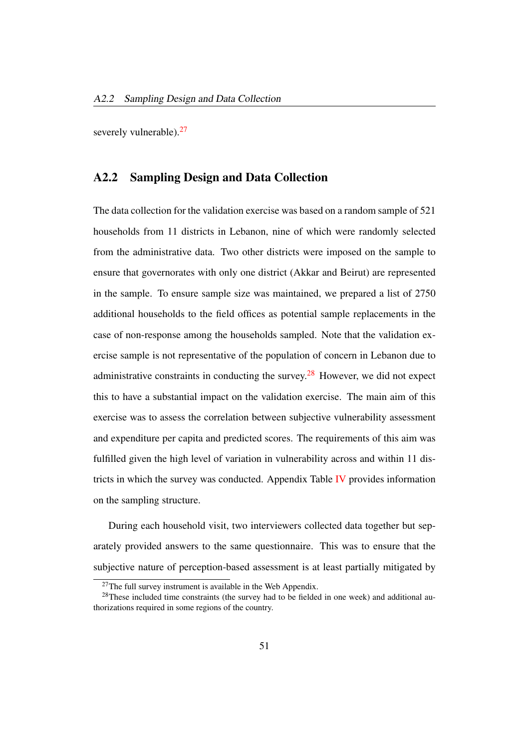severely vulnerable).[27]

## A2.2 Sampling Design and Data Collection

The data collection for the validation exercise was based on a random sample of 521 households from 11 districts in Lebanon, nine of which were randomly selected from the administrative data. Two other districts were imposed on the sample to ensure that governorates with only one district (Akkar and Beirut) are represented in the sample. To ensure sample size was maintained, we prepared a list of 2750 additional households to the field offices as potential sample replacements in the case of non-response among the households sampled. Note that the validation exercise sample is not representative of the population of concern in Lebanon due to administrative constraints in conducting the survey.[28] However, we did not expect this to have a substantial impact on the validation exercise. The main aim of this exercise was to assess the correlation between subjective vulnerability assessment and expenditure per capita and predicted scores. The requirements of this aim was fulfilled given the high level of variation in vulnerability across and within 11 districts in which the survey was conducted. Appendix Table IV provides information on the sampling structure.

During each household visit, two interviewers collected data together but separately provided answers to the same questionnaire. This was to ensure that the subjective nature of perception-based assessment is at least partially mitigated by

[27] The full survey instrument is available in the Web Appendix.

[28] These included time constraints (the survey had to be fielded in one week) and additional authorizations required in some regions of the country.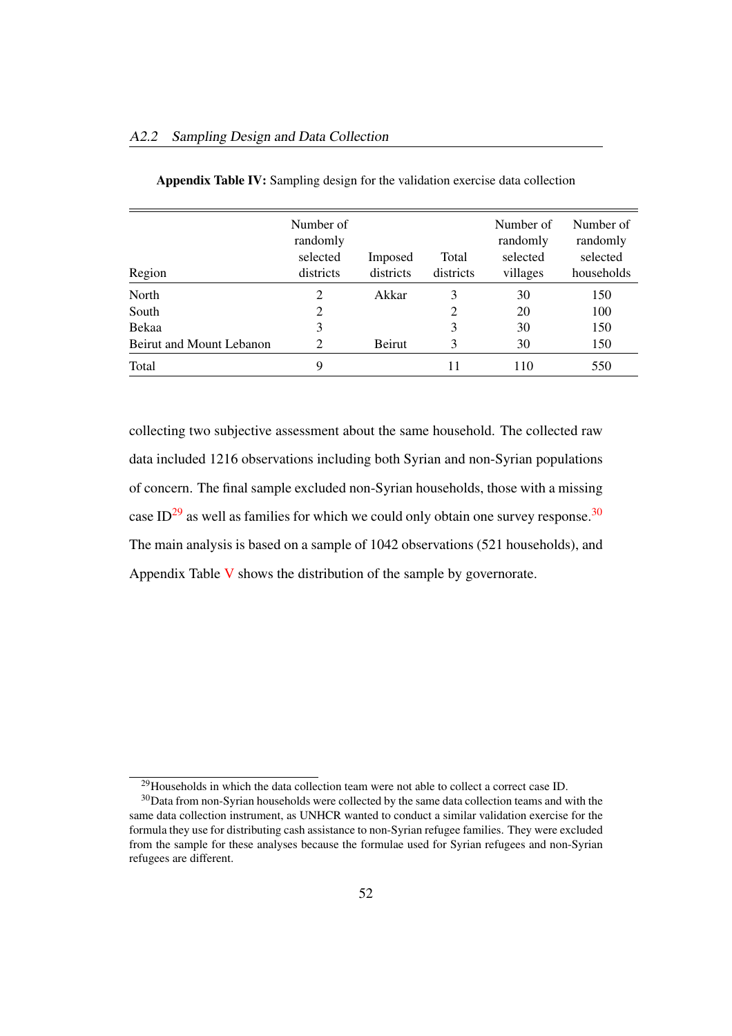### A2.2 Sampling Design and Data Collection

**Appendix Table IV:** Sampling design for the validation exercise data collection

| Region | Number of randomly selected districts | Imposed districts | Total districts | Number of randomly selected villages | Number of randomly selected households |
|---|---|---|---|---|---|
| North | 2 | Akkar | 3 | 30 | 150 |
| South | 2 | | 2 | 20 | 100 |
| Bekaa | 3 | | 3 | 30 | 150 |
| Beirut and Mount Lebanon | 2 | Beirut | 3 | 30 | 150 |
| Total | 9 | | 11 | 110 | 550 |

collecting two subjective assessment about the same household. The collected raw data included 1216 observations including both Syrian and non-Syrian populations of concern. The final sample excluded non-Syrian households, those with a missing case ID[29] as well as families for which we could only obtain one survey response.[30] The main analysis is based on a sample of 1042 observations (521 households), and Appendix Table V shows the distribution of the sample by governorate.

[29]Households in which the data collection team were not able to collect a correct case ID.

[30]Data from non-Syrian households were collected by the same data collection teams and with the same data collection instrument, as UNHCR wanted to conduct a similar validation exercise for the formula they use for distributing cash assistance to non-Syrian refugee families. They were excluded from the sample for these analyses because the formulae used for Syrian refugees and non-Syrian refugees are different.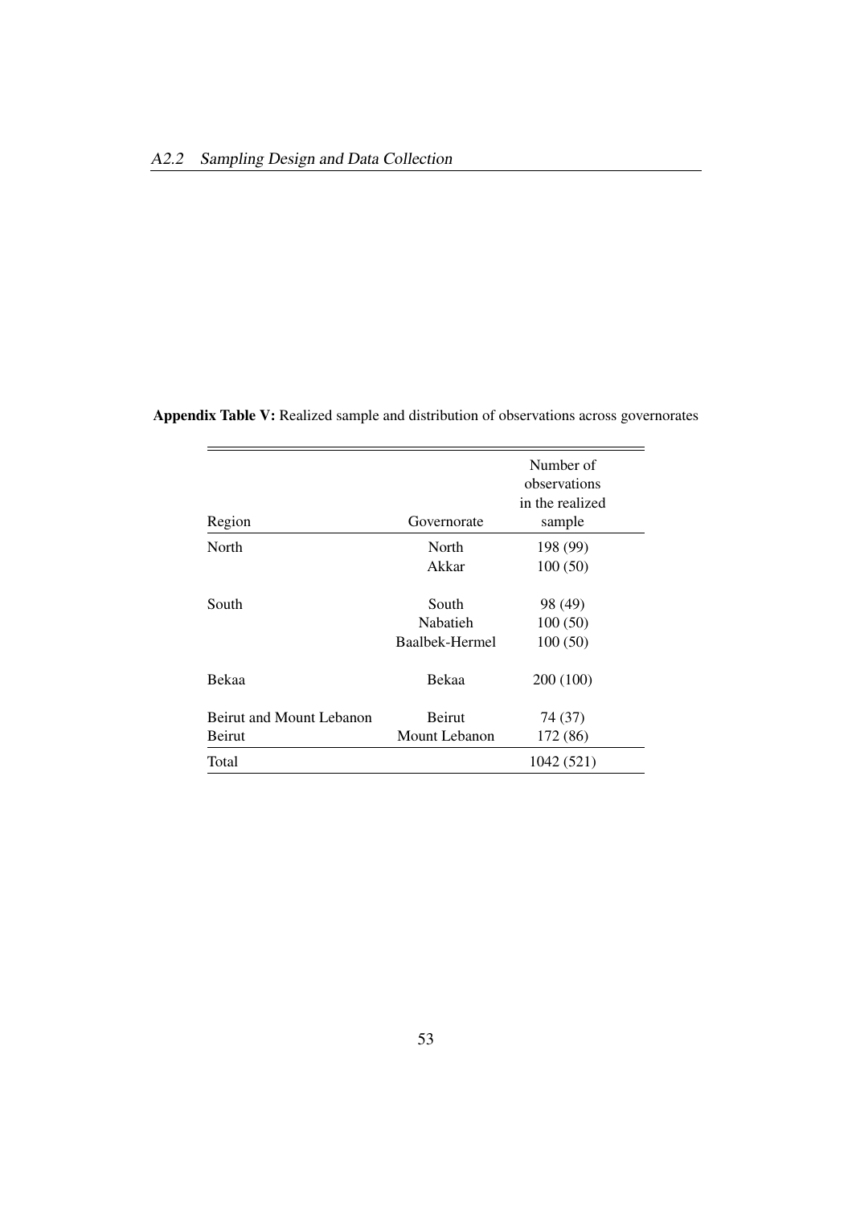## A2.2 Sampling Design and Data Collection

**Appendix Table V:** Realized sample and distribution of observations across governorates

| Region | Governorate | Number of observations in the realized sample |
|---|---|---|
| North | North | 198 (99) |
| | Akkar | 100 (50) |
| South | South | 98 (49) |
| | Nabatieh | 100 (50) |
| | Baalbek-Hermel | 100 (50) |
| Bekaa | Bekaa | 200 (100) |
| Beirut and Mount Lebanon | Beirut | 74 (37) |
| Beirut | Mount Lebanon | 172 (86) |
| Total | | 1042 (521) |